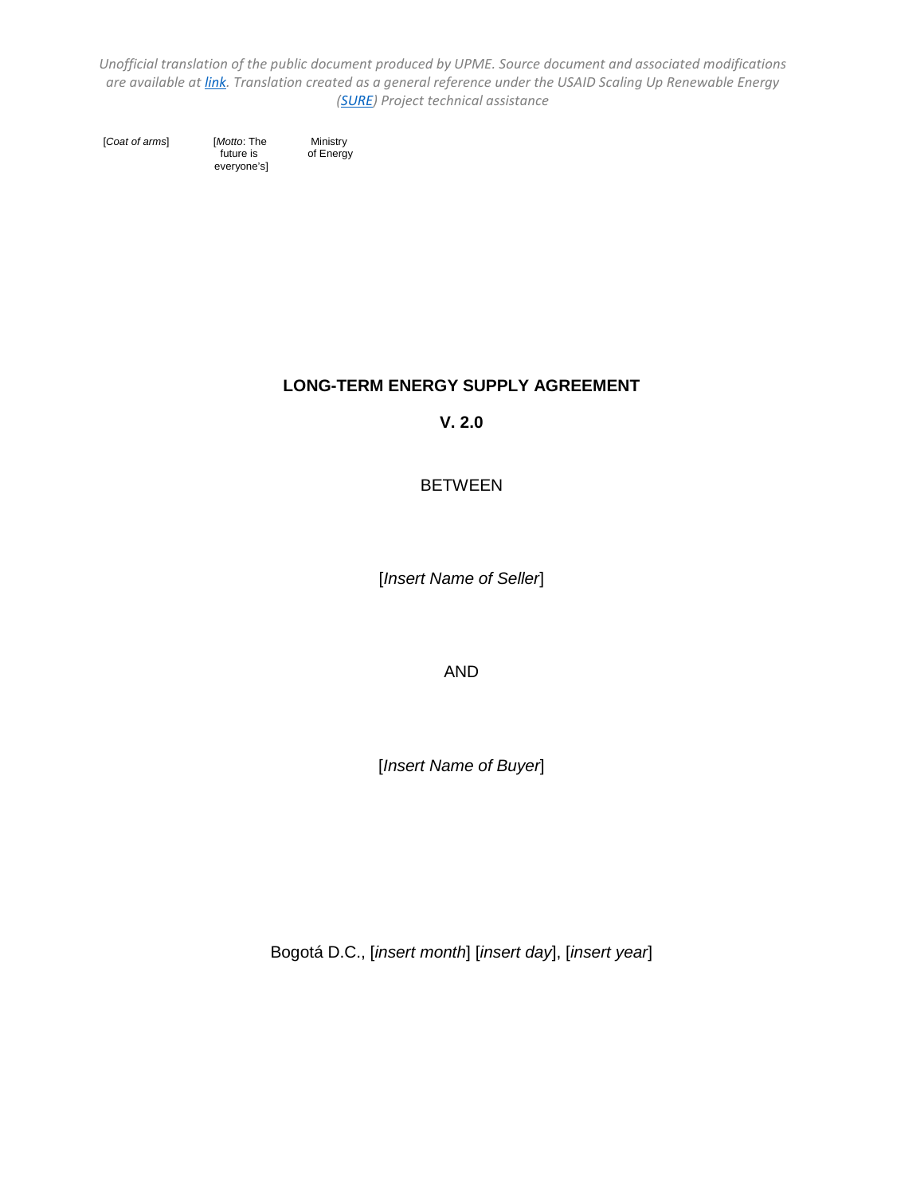*Unofficial translation of the public document produced by UPME. Source document and associated modifications are available at [link](). Translation created as a general reference under the USAID Scaling Up Renewable Energy ([SURE]()) Project technical assistance*

[*Coat of arms*] [*Motto*: The future is everyone's] Ministry of Energy

# LONG-TERM ENERGY SUPPLY AGREEMENT

## V. 2.0

BETWEEN

[*Insert Name of Seller*]

AND

[*Insert Name of Buyer*]

Bogotá D.C., [*insert month*] [*insert day*], [*insert year*]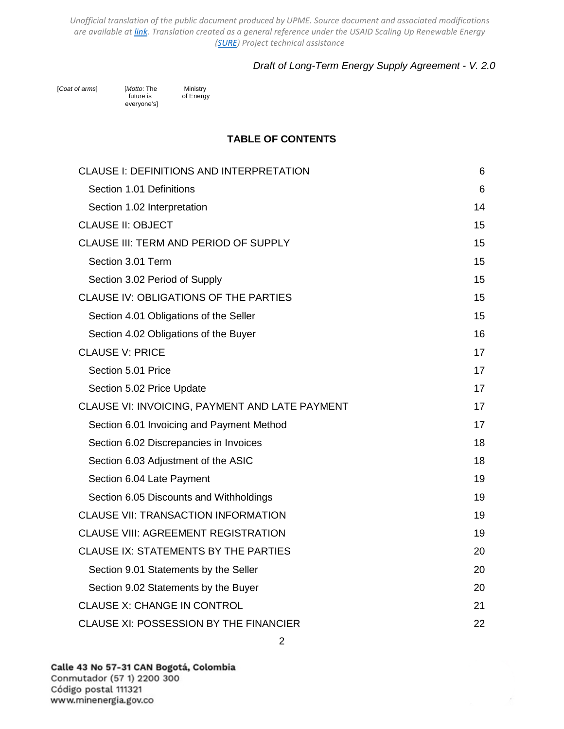## TABLE OF CONTENTS

| | |
|---|---|
| CLAUSE I: DEFINITIONS AND INTERPRETATION | 6 |
| Section 1.01 Definitions | 6 |
| Section 1.02 Interpretation | 14 |
| CLAUSE II: OBJECT | 15 |
| CLAUSE III: TERM AND PERIOD OF SUPPLY | 15 |
| Section 3.01 Term | 15 |
| Section 3.02 Period of Supply | 15 |
| CLAUSE IV: OBLIGATIONS OF THE PARTIES | 15 |
| Section 4.01 Obligations of the Seller | 15 |
| Section 4.02 Obligations of the Buyer | 16 |
| CLAUSE V: PRICE | 17 |
| Section 5.01 Price | 17 |
| Section 5.02 Price Update | 17 |
| CLAUSE VI: INVOICING, PAYMENT AND LATE PAYMENT | 17 |
| Section 6.01 Invoicing and Payment Method | 17 |
| Section 6.02 Discrepancies in Invoices | 18 |
| Section 6.03 Adjustment of the ASIC | 18 |
| Section 6.04 Late Payment | 19 |
| Section 6.05 Discounts and Withholdings | 19 |
| CLAUSE VII: TRANSACTION INFORMATION | 19 |
| CLAUSE VIII: AGREEMENT REGISTRATION | 19 |
| CLAUSE IX: STATEMENTS BY THE PARTIES | 20 |
| Section 9.01 Statements by the Seller | 20 |
| Section 9.02 Statements by the Buyer | 20 |
| CLAUSE X: CHANGE IN CONTROL | 21 |
| CLAUSE XI: POSSESSION BY THE FINANCIER | 22 |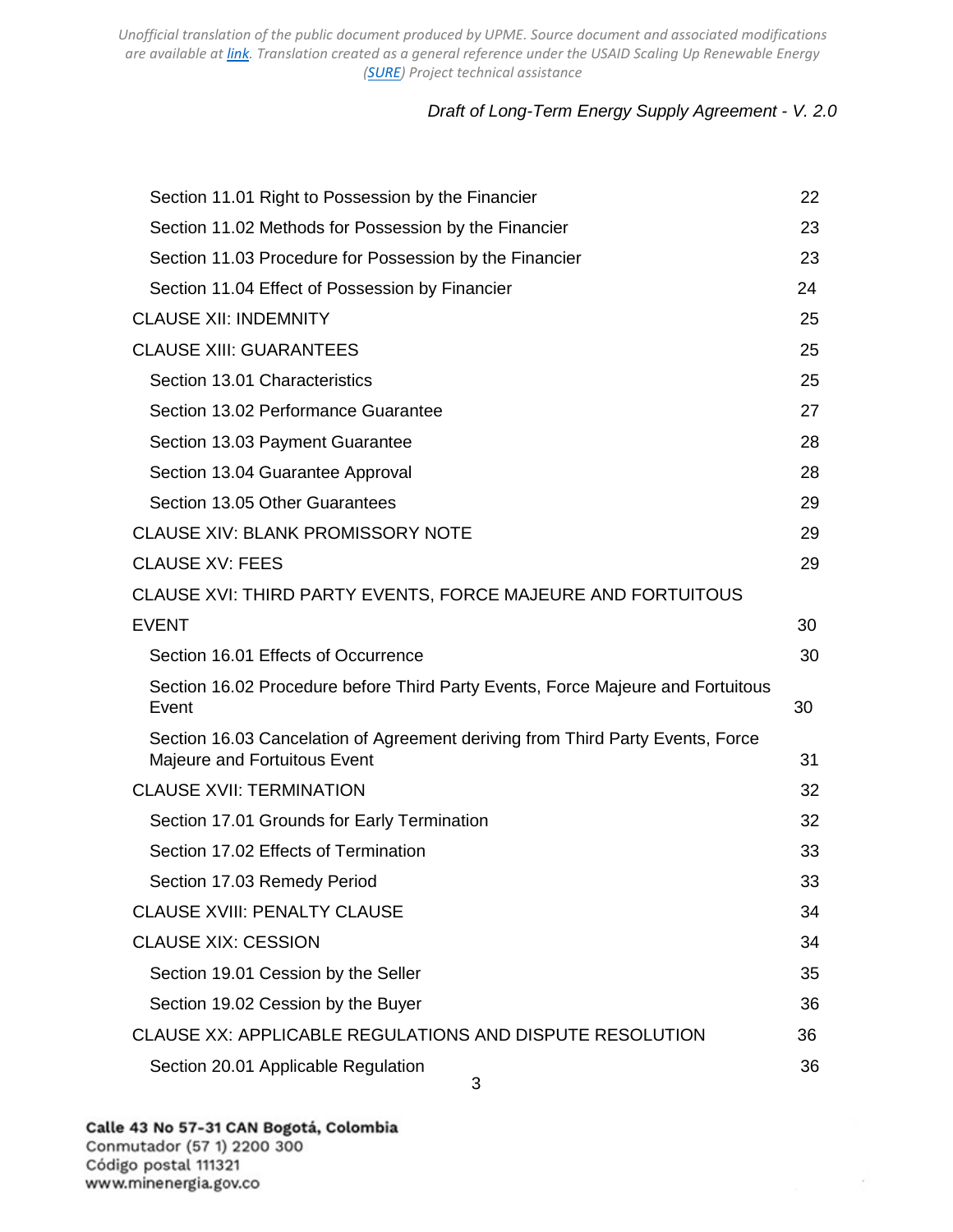| | |
|---|---|
| Section 11.01 Right to Possession by the Financier | 22 |
| Section 11.02 Methods for Possession by the Financier | 23 |
| Section 11.03 Procedure for Possession by the Financier | 23 |
| Section 11.04 Effect of Possession by Financier | 24 |
| CLAUSE XII: INDEMNITY | 25 |
| CLAUSE XIII: GUARANTEES | 25 |
| Section 13.01 Characteristics | 25 |
| Section 13.02 Performance Guarantee | 27 |
| Section 13.03 Payment Guarantee | 28 |
| Section 13.04 Guarantee Approval | 28 |
| Section 13.05 Other Guarantees | 29 |
| CLAUSE XIV: BLANK PROMISSORY NOTE | 29 |
| CLAUSE XV: FEES | 29 |
| CLAUSE XVI: THIRD PARTY EVENTS, FORCE MAJEURE AND FORTUITOUS EVENT | 30 |
| Section 16.01 Effects of Occurrence | 30 |
| Section 16.02 Procedure before Third Party Events, Force Majeure and Fortuitous Event | 30 |
| Section 16.03 Cancelation of Agreement deriving from Third Party Events, Force Majeure and Fortuitous Event | 31 |
| CLAUSE XVII: TERMINATION | 32 |
| Section 17.01 Grounds for Early Termination | 32 |
| Section 17.02 Effects of Termination | 33 |
| Section 17.03 Remedy Period | 33 |
| CLAUSE XVIII: PENALTY CLAUSE | 34 |
| CLAUSE XIX: CESSION | 34 |
| Section 19.01 Cession by the Seller | 35 |
| Section 19.02 Cession by the Buyer | 36 |
| CLAUSE XX: APPLICABLE REGULATIONS AND DISPUTE RESOLUTION | 36 |
| Section 20.01 Applicable Regulation | 36 |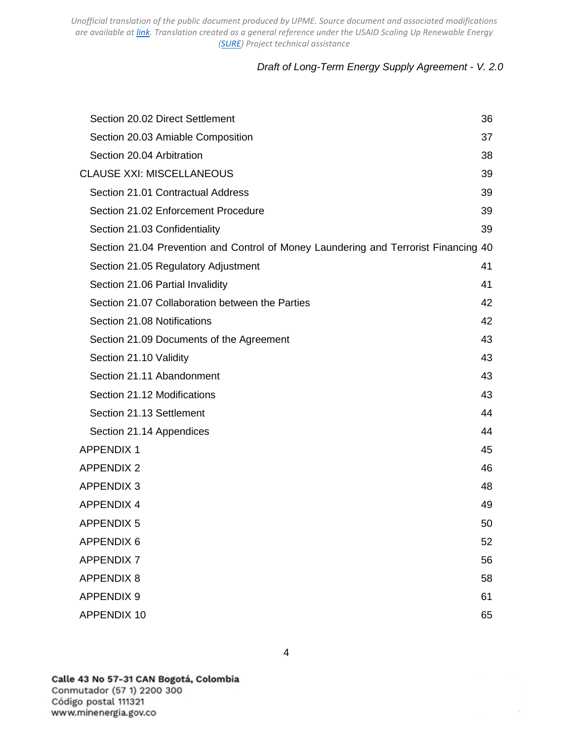Section 20.02 Direct Settlement 36

Section 20.03 Amiable Composition 37

Section 20.04 Arbitration 38

CLAUSE XXI: MISCELLANEOUS 39

Section 21.01 Contractual Address 39

Section 21.02 Enforcement Procedure 39

Section 21.03 Confidentiality 39

Section 21.04 Prevention and Control of Money Laundering and Terrorist Financing 40

Section 21.05 Regulatory Adjustment 41

Section 21.06 Partial Invalidity 41

Section 21.07 Collaboration between the Parties 42

Section 21.08 Notifications 42

Section 21.09 Documents of the Agreement 43

Section 21.10 Validity 43

Section 21.11 Abandonment 43

Section 21.12 Modifications 43

Section 21.13 Settlement 44

Section 21.14 Appendices 44

APPENDIX 1 45

APPENDIX 2 46

APPENDIX 3 48

APPENDIX 4 49

APPENDIX 5 50

APPENDIX 6 52

APPENDIX 7 56

APPENDIX 8 58

APPENDIX 9 61

APPENDIX 10 65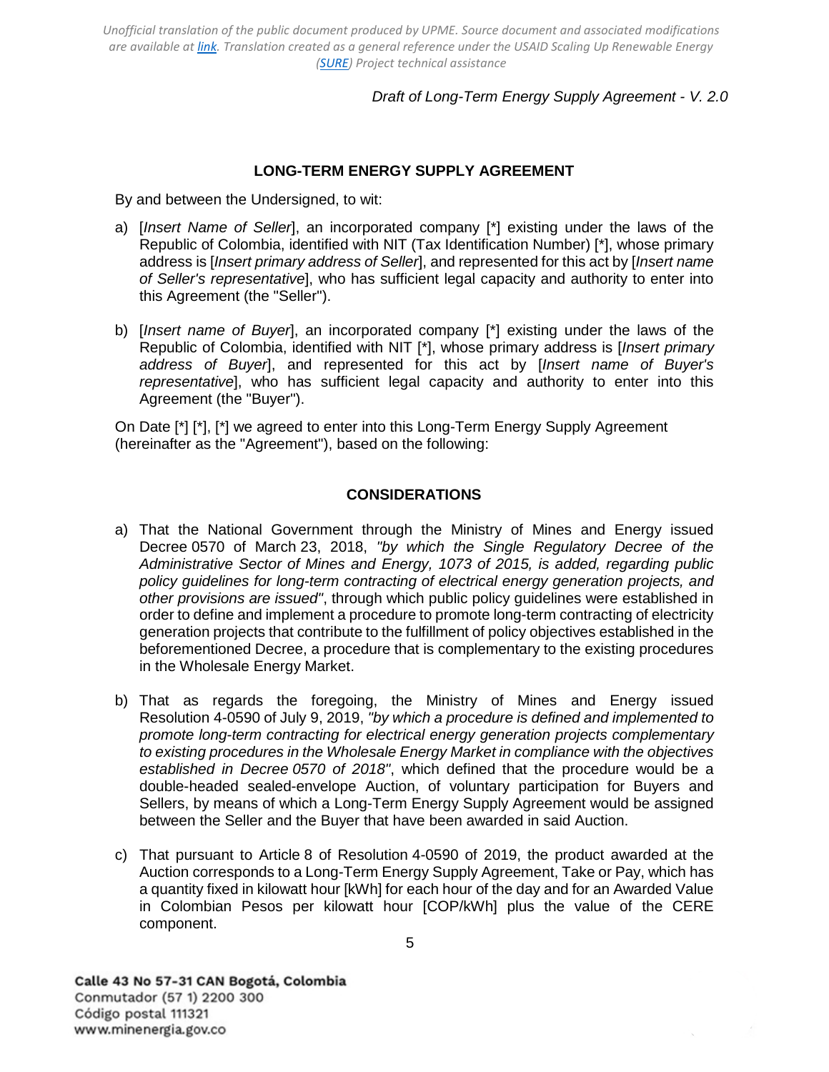## LONG-TERM ENERGY SUPPLY AGREEMENT

By and between the Undersigned, to wit:

a) [*Insert Name of Seller*], an incorporated company [*] existing under the laws of the Republic of Colombia, identified with NIT (Tax Identification Number) [*], whose primary address is [*Insert primary address of Seller*], and represented for this act by [*Insert name of Seller's representative*], who has sufficient legal capacity and authority to enter into this Agreement (the "Seller").

b) [*Insert name of Buyer*], an incorporated company [*] existing under the laws of the Republic of Colombia, identified with NIT [*], whose primary address is [*Insert primary address of Buyer*], and represented for this act by [*Insert name of Buyer's representative*], who has sufficient legal capacity and authority to enter into this Agreement (the "Buyer").

On Date [*] [*], [*] we agreed to enter into this Long-Term Energy Supply Agreement (hereinafter as the "Agreement"), based on the following:

## CONSIDERATIONS

a) That the National Government through the Ministry of Mines and Energy issued Decree 0570 of March 23, 2018, *"by which the Single Regulatory Decree of the Administrative Sector of Mines and Energy, 1073 of 2015, is added, regarding public policy guidelines for long-term contracting of electrical energy generation projects, and other provisions are issued"*, through which public policy guidelines were established in order to define and implement a procedure to promote long-term contracting of electricity generation projects that contribute to the fulfillment of policy objectives established in the beforementioned Decree, a procedure that is complementary to the existing procedures in the Wholesale Energy Market.

b) That as regards the foregoing, the Ministry of Mines and Energy issued Resolution 4-0590 of July 9, 2019, *"by which a procedure is defined and implemented to promote long-term contracting for electrical energy generation projects complementary to existing procedures in the Wholesale Energy Market in compliance with the objectives established in Decree 0570 of 2018"*, which defined that the procedure would be a double-headed sealed-envelope Auction, of voluntary participation for Buyers and Sellers, by means of which a Long-Term Energy Supply Agreement would be assigned between the Seller and the Buyer that have been awarded in said Auction.

c) That pursuant to Article 8 of Resolution 4-0590 of 2019, the product awarded at the Auction corresponds to a Long-Term Energy Supply Agreement, Take or Pay, which has a quantity fixed in kilowatt hour [kWh] for each hour of the day and for an Awarded Value in Colombian Pesos per kilowatt hour [COP/kWh] plus the value of the CERE component.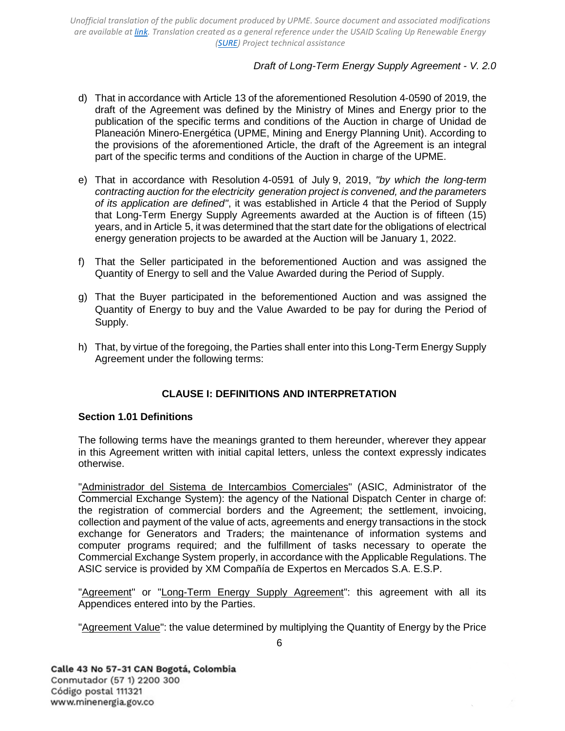d) That in accordance with Article 13 of the aforementioned Resolution 4-0590 of 2019, the draft of the Agreement was defined by the Ministry of Mines and Energy prior to the publication of the specific terms and conditions of the Auction in charge of Unidad de Planeación Minero-Energética (UPME, Mining and Energy Planning Unit). According to the provisions of the aforementioned Article, the draft of the Agreement is an integral part of the specific terms and conditions of the Auction in charge of the UPME.

e) That in accordance with Resolution 4-0591 of July 9, 2019, *"by which the long-term contracting auction for the electricity generation project is convened, and the parameters of its application are defined"*, it was established in Article 4 that the Period of Supply that Long-Term Energy Supply Agreements awarded at the Auction is of fifteen (15) years, and in Article 5, it was determined that the start date for the obligations of electrical energy generation projects to be awarded at the Auction will be January 1, 2022.

f) That the Seller participated in the beforementioned Auction and was assigned the Quantity of Energy to sell and the Value Awarded during the Period of Supply.

g) That the Buyer participated in the beforementioned Auction and was assigned the Quantity of Energy to buy and the Value Awarded to be pay for during the Period of Supply.

h) That, by virtue of the foregoing, the Parties shall enter into this Long-Term Energy Supply Agreement under the following terms:

## CLAUSE I: DEFINITIONS AND INTERPRETATION

### Section 1.01 Definitions

The following terms have the meanings granted to them hereunder, wherever they appear in this Agreement written with initial capital letters, unless the context expressly indicates otherwise.

"Administrador del Sistema de Intercambios Comerciales" (ASIC, Administrator of the Commercial Exchange System): the agency of the National Dispatch Center in charge of: the registration of commercial borders and the Agreement; the settlement, invoicing, collection and payment of the value of acts, agreements and energy transactions in the stock exchange for Generators and Traders; the maintenance of information systems and computer programs required; and the fulfillment of tasks necessary to operate the Commercial Exchange System properly, in accordance with the Applicable Regulations. The ASIC service is provided by XM Compañía de Expertos en Mercados S.A. E.S.P.

"Agreement" or "Long-Term Energy Supply Agreement": this agreement with all its Appendices entered into by the Parties.

"Agreement Value": the value determined by multiplying the Quantity of Energy by the Price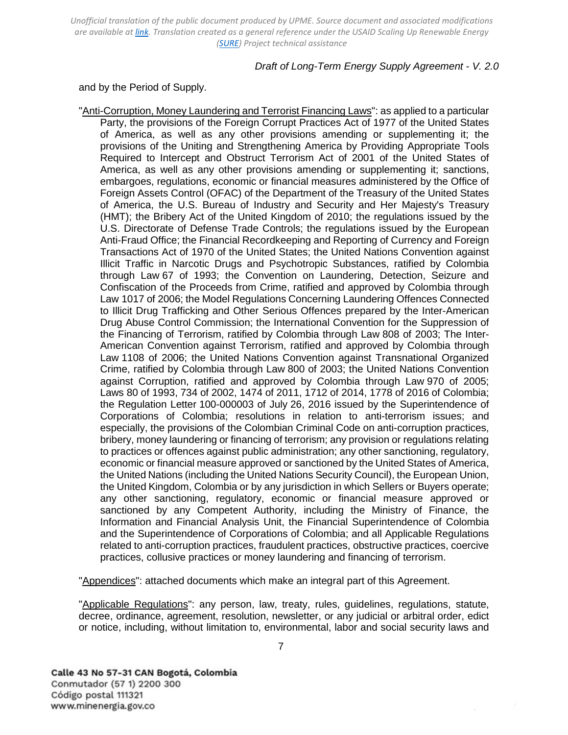and by the Period of Supply.

"Anti-Corruption, Money Laundering and Terrorist Financing Laws": as applied to a particular Party, the provisions of the Foreign Corrupt Practices Act of 1977 of the United States of America, as well as any other provisions amending or supplementing it; the provisions of the Uniting and Strengthening America by Providing Appropriate Tools Required to Intercept and Obstruct Terrorism Act of 2001 of the United States of America, as well as any other provisions amending or supplementing it; sanctions, embargoes, regulations, economic or financial measures administered by the Office of Foreign Assets Control (OFAC) of the Department of the Treasury of the United States of America, the U.S. Bureau of Industry and Security and Her Majesty's Treasury (HMT); the Bribery Act of the United Kingdom of 2010; the regulations issued by the U.S. Directorate of Defense Trade Controls; the regulations issued by the European Anti-Fraud Office; the Financial Recordkeeping and Reporting of Currency and Foreign Transactions Act of 1970 of the United States; the United Nations Convention against Illicit Traffic in Narcotic Drugs and Psychotropic Substances, ratified by Colombia through Law 67 of 1993; the Convention on Laundering, Detection, Seizure and Confiscation of the Proceeds from Crime, ratified and approved by Colombia through Law 1017 of 2006; the Model Regulations Concerning Laundering Offences Connected to Illicit Drug Trafficking and Other Serious Offences prepared by the Inter-American Drug Abuse Control Commission; the International Convention for the Suppression of the Financing of Terrorism, ratified by Colombia through Law 808 of 2003; The Inter-American Convention against Terrorism, ratified and approved by Colombia through Law 1108 of 2006; the United Nations Convention against Transnational Organized Crime, ratified by Colombia through Law 800 of 2003; the United Nations Convention against Corruption, ratified and approved by Colombia through Law 970 of 2005; Laws 80 of 1993, 734 of 2002, 1474 of 2011, 1712 of 2014, 1778 of 2016 of Colombia; the Regulation Letter 100-000003 of July 26, 2016 issued by the Superintendence of Corporations of Colombia; resolutions in relation to anti-terrorism issues; and especially, the provisions of the Colombian Criminal Code on anti-corruption practices, bribery, money laundering or financing of terrorism; any provision or regulations relating to practices or offences against public administration; any other sanctioning, regulatory, economic or financial measure approved or sanctioned by the United States of America, the United Nations (including the United Nations Security Council), the European Union, the United Kingdom, Colombia or by any jurisdiction in which Sellers or Buyers operate; any other sanctioning, regulatory, economic or financial measure approved or sanctioned by any Competent Authority, including the Ministry of Finance, the Information and Financial Analysis Unit, the Financial Superintendence of Colombia and the Superintendence of Corporations of Colombia; and all Applicable Regulations related to anti-corruption practices, fraudulent practices, obstructive practices, coercive practices, collusive practices or money laundering and financing of terrorism.

"Appendices": attached documents which make an integral part of this Agreement.

"Applicable Regulations": any person, law, treaty, rules, guidelines, regulations, statute, decree, ordinance, agreement, resolution, newsletter, or any judicial or arbitral order, edict or notice, including, without limitation to, environmental, labor and social security laws and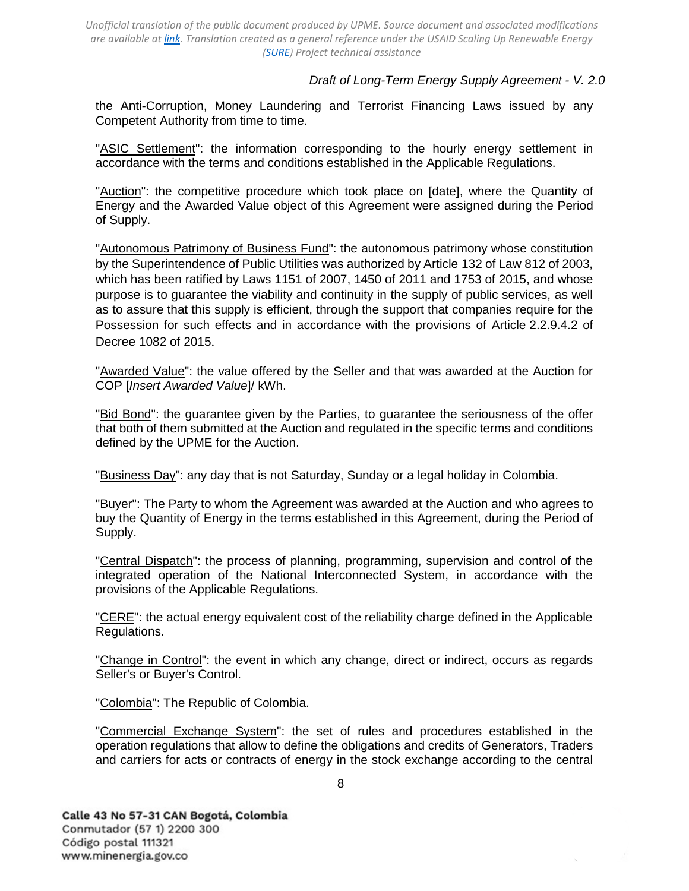the Anti-Corruption, Money Laundering and Terrorist Financing Laws issued by any Competent Authority from time to time.

"ASIC Settlement": the information corresponding to the hourly energy settlement in accordance with the terms and conditions established in the Applicable Regulations.

"Auction": the competitive procedure which took place on [date], where the Quantity of Energy and the Awarded Value object of this Agreement were assigned during the Period of Supply.

"Autonomous Patrimony of Business Fund": the autonomous patrimony whose constitution by the Superintendence of Public Utilities was authorized by Article 132 of Law 812 of 2003, which has been ratified by Laws 1151 of 2007, 1450 of 2011 and 1753 of 2015, and whose purpose is to guarantee the viability and continuity in the supply of public services, as well as to assure that this supply is efficient, through the support that companies require for the Possession for such effects and in accordance with the provisions of Article 2.2.9.4.2 of Decree 1082 of 2015.

"Awarded Value": the value offered by the Seller and that was awarded at the Auction for COP [*Insert Awarded Value*]/ kWh.

"Bid Bond": the guarantee given by the Parties, to guarantee the seriousness of the offer that both of them submitted at the Auction and regulated in the specific terms and conditions defined by the UPME for the Auction.

"Business Day": any day that is not Saturday, Sunday or a legal holiday in Colombia.

"Buyer": The Party to whom the Agreement was awarded at the Auction and who agrees to buy the Quantity of Energy in the terms established in this Agreement, during the Period of Supply.

"Central Dispatch": the process of planning, programming, supervision and control of the integrated operation of the National Interconnected System, in accordance with the provisions of the Applicable Regulations.

"CERE": the actual energy equivalent cost of the reliability charge defined in the Applicable Regulations.

"Change in Control": the event in which any change, direct or indirect, occurs as regards Seller's or Buyer's Control.

"Colombia": The Republic of Colombia.

"Commercial Exchange System": the set of rules and procedures established in the operation regulations that allow to define the obligations and credits of Generators, Traders and carriers for acts or contracts of energy in the stock exchange according to the central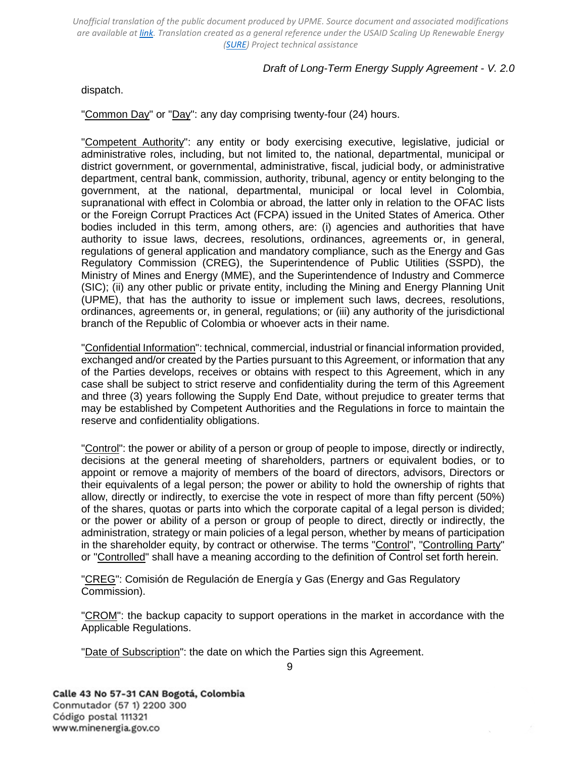dispatch.

"Common Day" or "Day": any day comprising twenty-four (24) hours.

"Competent Authority": any entity or body exercising executive, legislative, judicial or administrative roles, including, but not limited to, the national, departmental, municipal or district government, or governmental, administrative, fiscal, judicial body, or administrative department, central bank, commission, authority, tribunal, agency or entity belonging to the government, at the national, departmental, municipal or local level in Colombia, supranational with effect in Colombia or abroad, the latter only in relation to the OFAC lists or the Foreign Corrupt Practices Act (FCPA) issued in the United States of America. Other bodies included in this term, among others, are: (i) agencies and authorities that have authority to issue laws, decrees, resolutions, ordinances, agreements or, in general, regulations of general application and mandatory compliance, such as the Energy and Gas Regulatory Commission (CREG), the Superintendence of Public Utilities (SSPD), the Ministry of Mines and Energy (MME), and the Superintendence of Industry and Commerce (SIC); (ii) any other public or private entity, including the Mining and Energy Planning Unit (UPME), that has the authority to issue or implement such laws, decrees, resolutions, ordinances, agreements or, in general, regulations; or (iii) any authority of the jurisdictional branch of the Republic of Colombia or whoever acts in their name.

"Confidential Information": technical, commercial, industrial or financial information provided, exchanged and/or created by the Parties pursuant to this Agreement, or information that any of the Parties develops, receives or obtains with respect to this Agreement, which in any case shall be subject to strict reserve and confidentiality during the term of this Agreement and three (3) years following the Supply End Date, without prejudice to greater terms that may be established by Competent Authorities and the Regulations in force to maintain the reserve and confidentiality obligations.

"Control": the power or ability of a person or group of people to impose, directly or indirectly, decisions at the general meeting of shareholders, partners or equivalent bodies, or to appoint or remove a majority of members of the board of directors, advisors, Directors or their equivalents of a legal person; the power or ability to hold the ownership of rights that allow, directly or indirectly, to exercise the vote in respect of more than fifty percent (50%) of the shares, quotas or parts into which the corporate capital of a legal person is divided; or the power or ability of a person or group of people to direct, directly or indirectly, the administration, strategy or main policies of a legal person, whether by means of participation in the shareholder equity, by contract or otherwise. The terms "Control", "Controlling Party" or "Controlled" shall have a meaning according to the definition of Control set forth herein.

"CREG": Comisión de Regulación de Energía y Gas (Energy and Gas Regulatory Commission).

"CROM": the backup capacity to support operations in the market in accordance with the Applicable Regulations.

"Date of Subscription": the date on which the Parties sign this Agreement.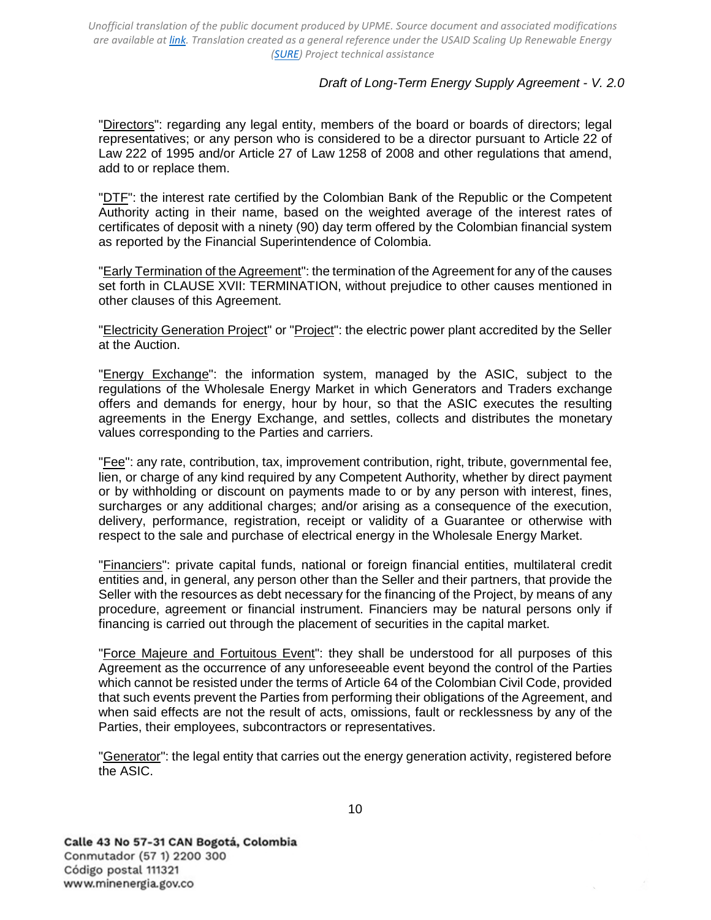"<u>Directors</u>": regarding any legal entity, members of the board or boards of directors; legal representatives; or any person who is considered to be a director pursuant to Article 22 of Law 222 of 1995 and/or Article 27 of Law 1258 of 2008 and other regulations that amend, add to or replace them.

"<u>DTF</u>": the interest rate certified by the Colombian Bank of the Republic or the Competent Authority acting in their name, based on the weighted average of the interest rates of certificates of deposit with a ninety (90) day term offered by the Colombian financial system as reported by the Financial Superintendence of Colombia.

"<u>Early Termination of the Agreement</u>": the termination of the Agreement for any of the causes set forth in CLAUSE XVII: TERMINATION, without prejudice to other causes mentioned in other clauses of this Agreement.

"<u>Electricity Generation Project</u>" or "<u>Project</u>": the electric power plant accredited by the Seller at the Auction.

"<u>Energy Exchange</u>": the information system, managed by the ASIC, subject to the regulations of the Wholesale Energy Market in which Generators and Traders exchange offers and demands for energy, hour by hour, so that the ASIC executes the resulting agreements in the Energy Exchange, and settles, collects and distributes the monetary values corresponding to the Parties and carriers.

"<u>Fee</u>": any rate, contribution, tax, improvement contribution, right, tribute, governmental fee, lien, or charge of any kind required by any Competent Authority, whether by direct payment or by withholding or discount on payments made to or by any person with interest, fines, surcharges or any additional charges; and/or arising as a consequence of the execution, delivery, performance, registration, receipt or validity of a Guarantee or otherwise with respect to the sale and purchase of electrical energy in the Wholesale Energy Market.

"<u>Financiers</u>": private capital funds, national or foreign financial entities, multilateral credit entities and, in general, any person other than the Seller and their partners, that provide the Seller with the resources as debt necessary for the financing of the Project, by means of any procedure, agreement or financial instrument. Financiers may be natural persons only if financing is carried out through the placement of securities in the capital market.

"<u>Force Majeure and Fortuitous Event</u>": they shall be understood for all purposes of this Agreement as the occurrence of any unforeseeable event beyond the control of the Parties which cannot be resisted under the terms of Article 64 of the Colombian Civil Code, provided that such events prevent the Parties from performing their obligations of the Agreement, and when said effects are not the result of acts, omissions, fault or recklessness by any of the Parties, their employees, subcontractors or representatives.

"<u>Generator</u>": the legal entity that carries out the energy generation activity, registered before the ASIC.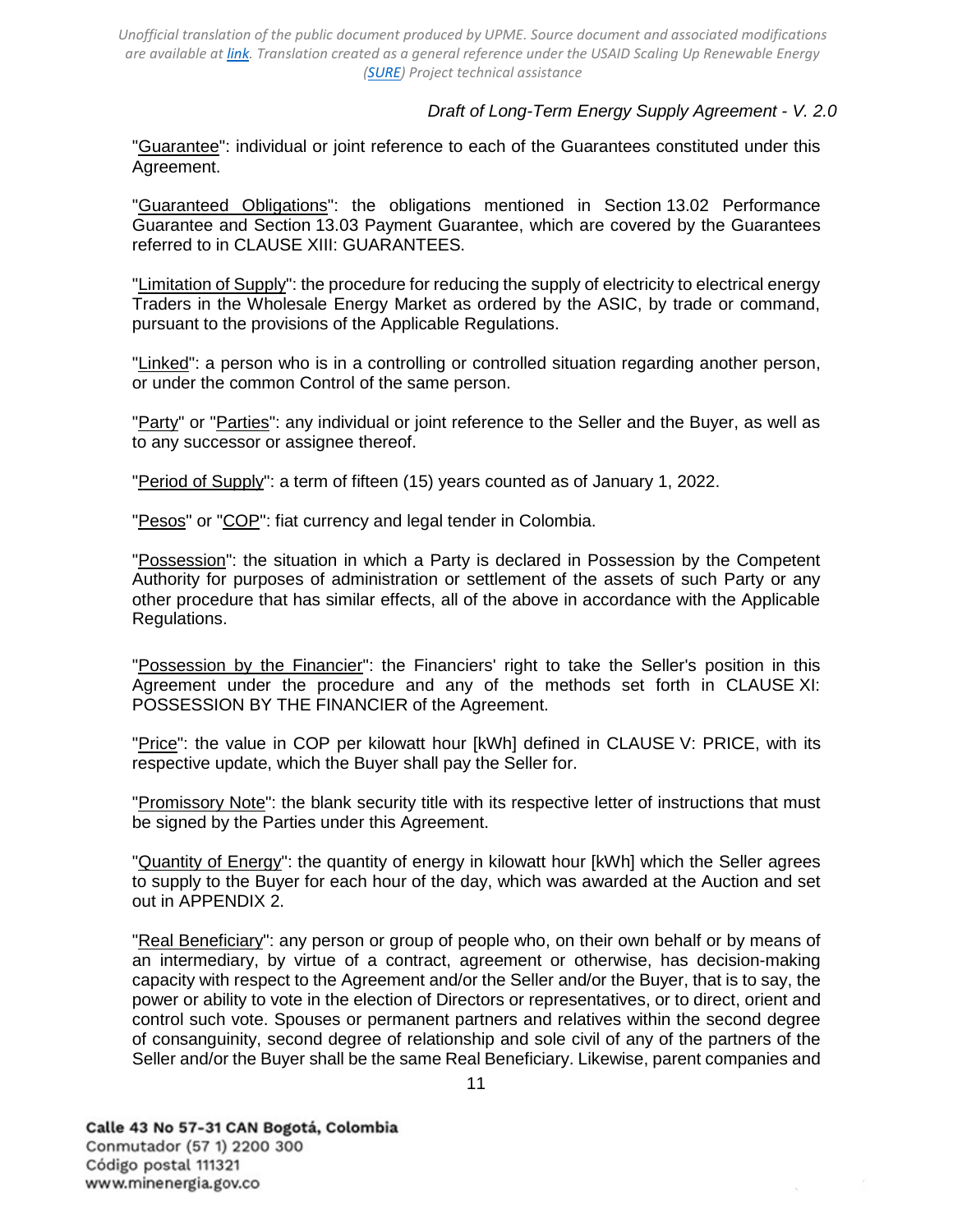"Guarantee": individual or joint reference to each of the Guarantees constituted under this Agreement.

"Guaranteed Obligations": the obligations mentioned in Section 13.02 Performance Guarantee and Section 13.03 Payment Guarantee, which are covered by the Guarantees referred to in CLAUSE XIII: GUARANTEES.

"Limitation of Supply": the procedure for reducing the supply of electricity to electrical energy Traders in the Wholesale Energy Market as ordered by the ASIC, by trade or command, pursuant to the provisions of the Applicable Regulations.

"Linked": a person who is in a controlling or controlled situation regarding another person, or under the common Control of the same person.

"Party" or "Parties": any individual or joint reference to the Seller and the Buyer, as well as to any successor or assignee thereof.

"Period of Supply": a term of fifteen (15) years counted as of January 1, 2022.

"Pesos" or "COP": fiat currency and legal tender in Colombia.

"Possession": the situation in which a Party is declared in Possession by the Competent Authority for purposes of administration or settlement of the assets of such Party or any other procedure that has similar effects, all of the above in accordance with the Applicable Regulations.

"Possession by the Financier": the Financiers' right to take the Seller's position in this Agreement under the procedure and any of the methods set forth in CLAUSE XI: POSSESSION BY THE FINANCIER of the Agreement.

"Price": the value in COP per kilowatt hour [kWh] defined in CLAUSE V: PRICE, with its respective update, which the Buyer shall pay the Seller for.

"Promissory Note": the blank security title with its respective letter of instructions that must be signed by the Parties under this Agreement.

"Quantity of Energy": the quantity of energy in kilowatt hour [kWh] which the Seller agrees to supply to the Buyer for each hour of the day, which was awarded at the Auction and set out in APPENDIX 2.

"Real Beneficiary": any person or group of people who, on their own behalf or by means of an intermediary, by virtue of a contract, agreement or otherwise, has decision-making capacity with respect to the Agreement and/or the Seller and/or the Buyer, that is to say, the power or ability to vote in the election of Directors or representatives, or to direct, orient and control such vote. Spouses or permanent partners and relatives within the second degree of consanguinity, second degree of relationship and sole civil of any of the partners of the Seller and/or the Buyer shall be the same Real Beneficiary. Likewise, parent companies and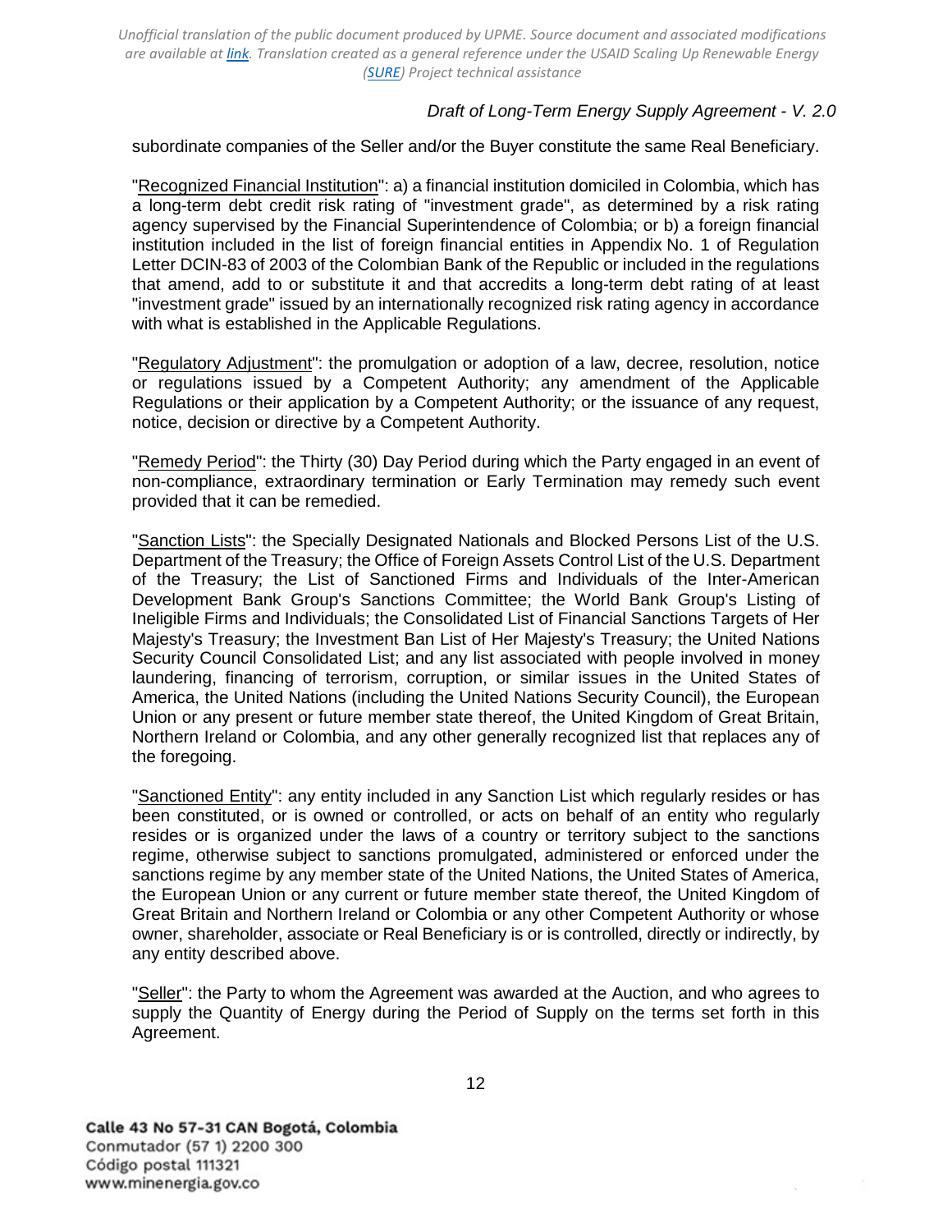subordinate companies of the Seller and/or the Buyer constitute the same Real Beneficiary.

"Recognized Financial Institution": a) a financial institution domiciled in Colombia, which has a long-term debt credit risk rating of "investment grade", as determined by a risk rating agency supervised by the Financial Superintendence of Colombia; or b) a foreign financial institution included in the list of foreign financial entities in Appendix No. 1 of Regulation Letter DCIN-83 of 2003 of the Colombian Bank of the Republic or included in the regulations that amend, add to or substitute it and that accredits a long-term debt rating of at least "investment grade" issued by an internationally recognized risk rating agency in accordance with what is established in the Applicable Regulations.

"Regulatory Adjustment": the promulgation or adoption of a law, decree, resolution, notice or regulations issued by a Competent Authority; any amendment of the Applicable Regulations or their application by a Competent Authority; or the issuance of any request, notice, decision or directive by a Competent Authority.

"Remedy Period": the Thirty (30) Day Period during which the Party engaged in an event of non-compliance, extraordinary termination or Early Termination may remedy such event provided that it can be remedied.

"Sanction Lists": the Specially Designated Nationals and Blocked Persons List of the U.S. Department of the Treasury; the Office of Foreign Assets Control List of the U.S. Department of the Treasury; the List of Sanctioned Firms and Individuals of the Inter-American Development Bank Group's Sanctions Committee; the World Bank Group's Listing of Ineligible Firms and Individuals; the Consolidated List of Financial Sanctions Targets of Her Majesty's Treasury; the Investment Ban List of Her Majesty's Treasury; the United Nations Security Council Consolidated List; and any list associated with people involved in money laundering, financing of terrorism, corruption, or similar issues in the United States of America, the United Nations (including the United Nations Security Council), the European Union or any present or future member state thereof, the United Kingdom of Great Britain, Northern Ireland or Colombia, and any other generally recognized list that replaces any of the foregoing.

"Sanctioned Entity": any entity included in any Sanction List which regularly resides or has been constituted, or is owned or controlled, or acts on behalf of an entity who regularly resides or is organized under the laws of a country or territory subject to the sanctions regime, otherwise subject to sanctions promulgated, administered or enforced under the sanctions regime by any member state of the United Nations, the United States of America, the European Union or any current or future member state thereof, the United Kingdom of Great Britain and Northern Ireland or Colombia or any other Competent Authority or whose owner, shareholder, associate or Real Beneficiary is or is controlled, directly or indirectly, by any entity described above.

"Seller": the Party to whom the Agreement was awarded at the Auction, and who agrees to supply the Quantity of Energy during the Period of Supply on the terms set forth in this Agreement.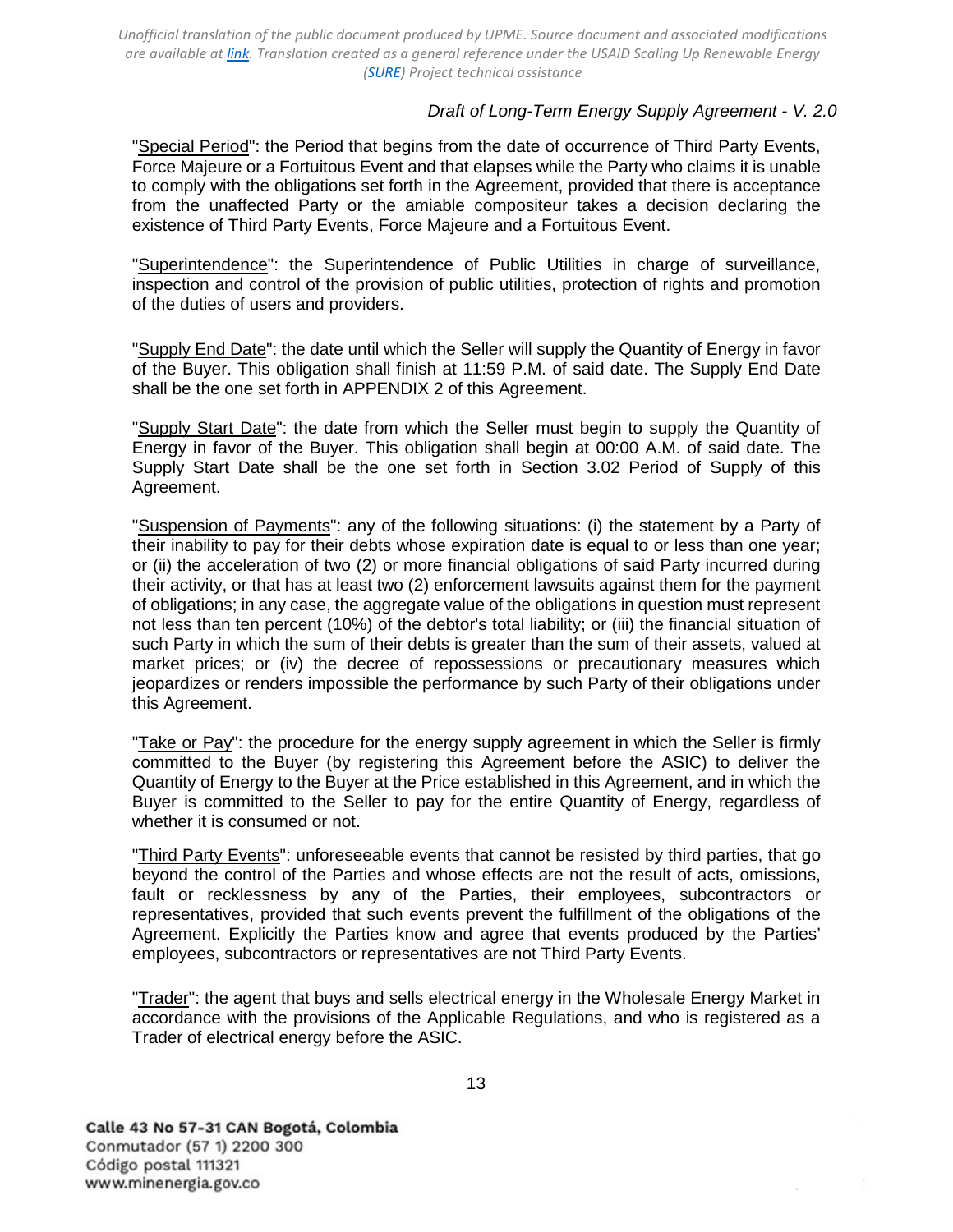"Special Period": the Period that begins from the date of occurrence of Third Party Events, Force Majeure or a Fortuitous Event and that elapses while the Party who claims it is unable to comply with the obligations set forth in the Agreement, provided that there is acceptance from the unaffected Party or the amiable compositeur takes a decision declaring the existence of Third Party Events, Force Majeure and a Fortuitous Event.

"Superintendence": the Superintendence of Public Utilities in charge of surveillance, inspection and control of the provision of public utilities, protection of rights and promotion of the duties of users and providers.

"Supply End Date": the date until which the Seller will supply the Quantity of Energy in favor of the Buyer. This obligation shall finish at 11:59 P.M. of said date. The Supply End Date shall be the one set forth in APPENDIX 2 of this Agreement.

"Supply Start Date": the date from which the Seller must begin to supply the Quantity of Energy in favor of the Buyer. This obligation shall begin at 00:00 A.M. of said date. The Supply Start Date shall be the one set forth in Section 3.02 Period of Supply of this Agreement.

"Suspension of Payments": any of the following situations: (i) the statement by a Party of their inability to pay for their debts whose expiration date is equal to or less than one year; or (ii) the acceleration of two (2) or more financial obligations of said Party incurred during their activity, or that has at least two (2) enforcement lawsuits against them for the payment of obligations; in any case, the aggregate value of the obligations in question must represent not less than ten percent (10%) of the debtor's total liability; or (iii) the financial situation of such Party in which the sum of their debts is greater than the sum of their assets, valued at market prices; or (iv) the decree of repossessions or precautionary measures which jeopardizes or renders impossible the performance by such Party of their obligations under this Agreement.

"Take or Pay": the procedure for the energy supply agreement in which the Seller is firmly committed to the Buyer (by registering this Agreement before the ASIC) to deliver the Quantity of Energy to the Buyer at the Price established in this Agreement, and in which the Buyer is committed to the Seller to pay for the entire Quantity of Energy, regardless of whether it is consumed or not.

"Third Party Events": unforeseeable events that cannot be resisted by third parties, that go beyond the control of the Parties and whose effects are not the result of acts, omissions, fault or recklessness by any of the Parties, their employees, subcontractors or representatives, provided that such events prevent the fulfillment of the obligations of the Agreement. Explicitly the Parties know and agree that events produced by the Parties' employees, subcontractors or representatives are not Third Party Events.

"Trader": the agent that buys and sells electrical energy in the Wholesale Energy Market in accordance with the provisions of the Applicable Regulations, and who is registered as a Trader of electrical energy before the ASIC.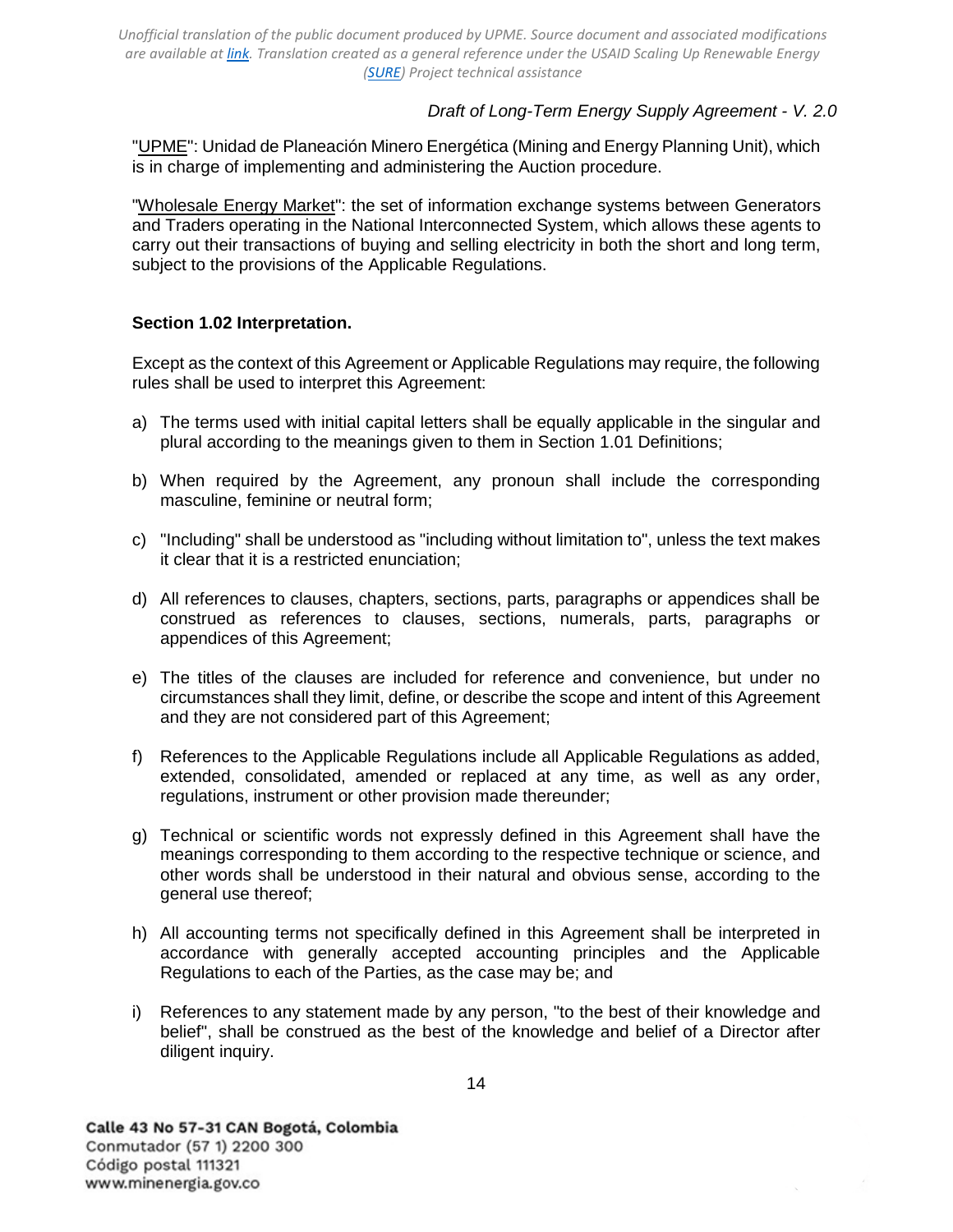"UPME": Unidad de Planeación Minero Energética (Mining and Energy Planning Unit), which is in charge of implementing and administering the Auction procedure.

"Wholesale Energy Market": the set of information exchange systems between Generators and Traders operating in the National Interconnected System, which allows these agents to carry out their transactions of buying and selling electricity in both the short and long term, subject to the provisions of the Applicable Regulations.

**Section 1.02 Interpretation.**

Except as the context of this Agreement or Applicable Regulations may require, the following rules shall be used to interpret this Agreement:

a) The terms used with initial capital letters shall be equally applicable in the singular and plural according to the meanings given to them in Section 1.01 Definitions;

b) When required by the Agreement, any pronoun shall include the corresponding masculine, feminine or neutral form;

c) "Including" shall be understood as "including without limitation to", unless the text makes it clear that it is a restricted enunciation;

d) All references to clauses, chapters, sections, parts, paragraphs or appendices shall be construed as references to clauses, sections, numerals, parts, paragraphs or appendices of this Agreement;

e) The titles of the clauses are included for reference and convenience, but under no circumstances shall they limit, define, or describe the scope and intent of this Agreement and they are not considered part of this Agreement;

f) References to the Applicable Regulations include all Applicable Regulations as added, extended, consolidated, amended or replaced at any time, as well as any order, regulations, instrument or other provision made thereunder;

g) Technical or scientific words not expressly defined in this Agreement shall have the meanings corresponding to them according to the respective technique or science, and other words shall be understood in their natural and obvious sense, according to the general use thereof;

h) All accounting terms not specifically defined in this Agreement shall be interpreted in accordance with generally accepted accounting principles and the Applicable Regulations to each of the Parties, as the case may be; and

i) References to any statement made by any person, "to the best of their knowledge and belief", shall be construed as the best of the knowledge and belief of a Director after diligent inquiry.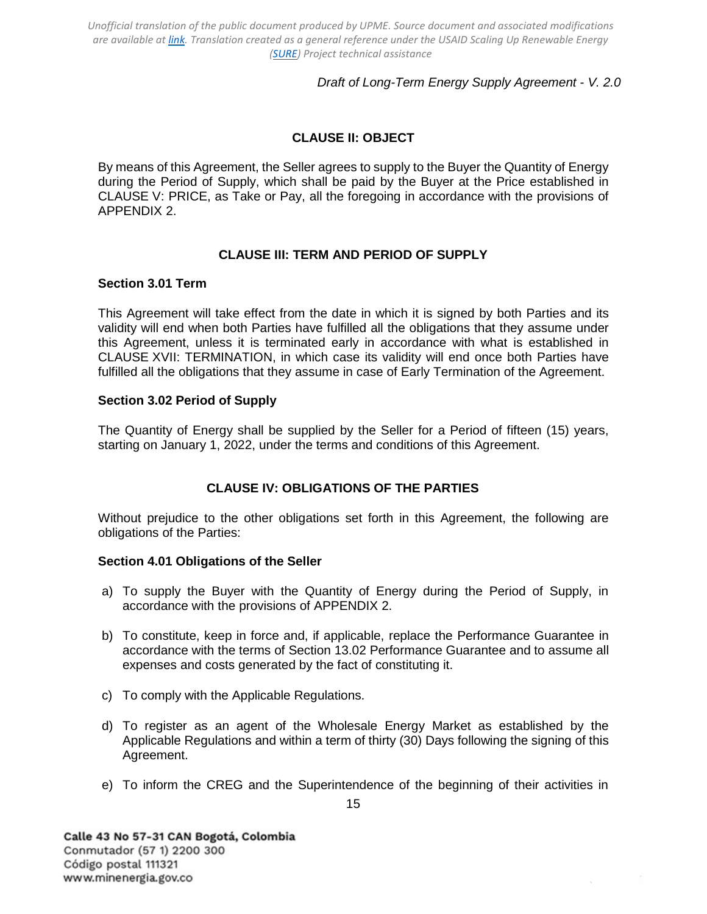## CLAUSE II: OBJECT

By means of this Agreement, the Seller agrees to supply to the Buyer the Quantity of Energy during the Period of Supply, which shall be paid by the Buyer at the Price established in CLAUSE V: PRICE, as Take or Pay, all the foregoing in accordance with the provisions of APPENDIX 2.

## CLAUSE III: TERM AND PERIOD OF SUPPLY

### Section 3.01 Term

This Agreement will take effect from the date in which it is signed by both Parties and its validity will end when both Parties have fulfilled all the obligations that they assume under this Agreement, unless it is terminated early in accordance with what is established in CLAUSE XVII: TERMINATION, in which case its validity will end once both Parties have fulfilled all the obligations that they assume in case of Early Termination of the Agreement.

### Section 3.02 Period of Supply

The Quantity of Energy shall be supplied by the Seller for a Period of fifteen (15) years, starting on January 1, 2022, under the terms and conditions of this Agreement.

## CLAUSE IV: OBLIGATIONS OF THE PARTIES

Without prejudice to the other obligations set forth in this Agreement, the following are obligations of the Parties:

### Section 4.01 Obligations of the Seller

a) To supply the Buyer with the Quantity of Energy during the Period of Supply, in accordance with the provisions of APPENDIX 2.

b) To constitute, keep in force and, if applicable, replace the Performance Guarantee in accordance with the terms of Section 13.02 Performance Guarantee and to assume all expenses and costs generated by the fact of constituting it.

c) To comply with the Applicable Regulations.

d) To register as an agent of the Wholesale Energy Market as established by the Applicable Regulations and within a term of thirty (30) Days following the signing of this Agreement.

e) To inform the CREG and the Superintendence of the beginning of their activities in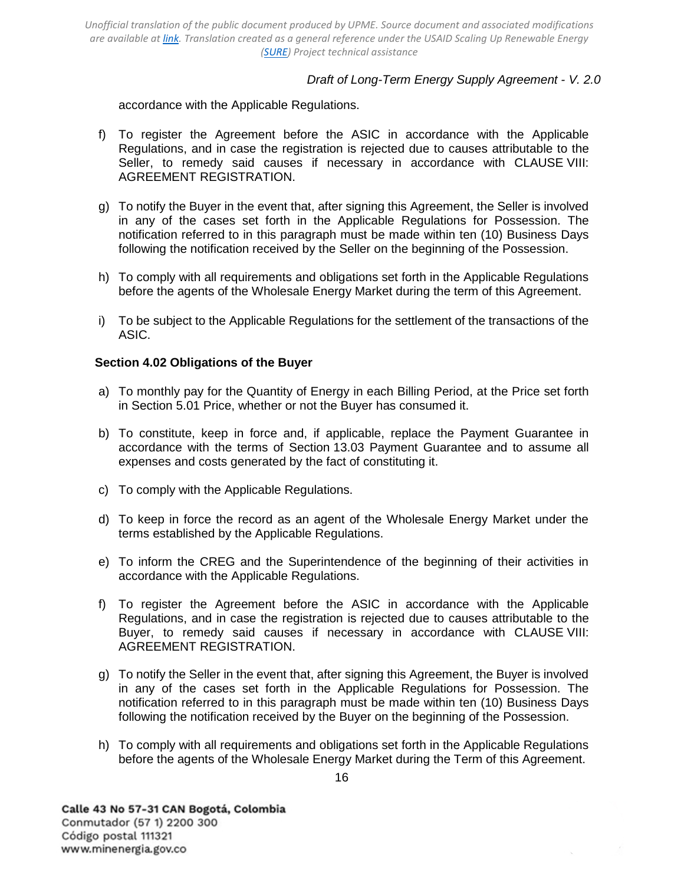accordance with the Applicable Regulations.

f) To register the Agreement before the ASIC in accordance with the Applicable Regulations, and in case the registration is rejected due to causes attributable to the Seller, to remedy said causes if necessary in accordance with CLAUSE VIII: AGREEMENT REGISTRATION.

g) To notify the Buyer in the event that, after signing this Agreement, the Seller is involved in any of the cases set forth in the Applicable Regulations for Possession. The notification referred to in this paragraph must be made within ten (10) Business Days following the notification received by the Seller on the beginning of the Possession.

h) To comply with all requirements and obligations set forth in the Applicable Regulations before the agents of the Wholesale Energy Market during the term of this Agreement.

i) To be subject to the Applicable Regulations for the settlement of the transactions of the ASIC.

**Section 4.02 Obligations of the Buyer**

a) To monthly pay for the Quantity of Energy in each Billing Period, at the Price set forth in Section 5.01 Price, whether or not the Buyer has consumed it.

b) To constitute, keep in force and, if applicable, replace the Payment Guarantee in accordance with the terms of Section 13.03 Payment Guarantee and to assume all expenses and costs generated by the fact of constituting it.

c) To comply with the Applicable Regulations.

d) To keep in force the record as an agent of the Wholesale Energy Market under the terms established by the Applicable Regulations.

e) To inform the CREG and the Superintendence of the beginning of their activities in accordance with the Applicable Regulations.

f) To register the Agreement before the ASIC in accordance with the Applicable Regulations, and in case the registration is rejected due to causes attributable to the Buyer, to remedy said causes if necessary in accordance with CLAUSE VIII: AGREEMENT REGISTRATION.

g) To notify the Seller in the event that, after signing this Agreement, the Buyer is involved in any of the cases set forth in the Applicable Regulations for Possession. The notification referred to in this paragraph must be made within ten (10) Business Days following the notification received by the Buyer on the beginning of the Possession.

h) To comply with all requirements and obligations set forth in the Applicable Regulations before the agents of the Wholesale Energy Market during the Term of this Agreement.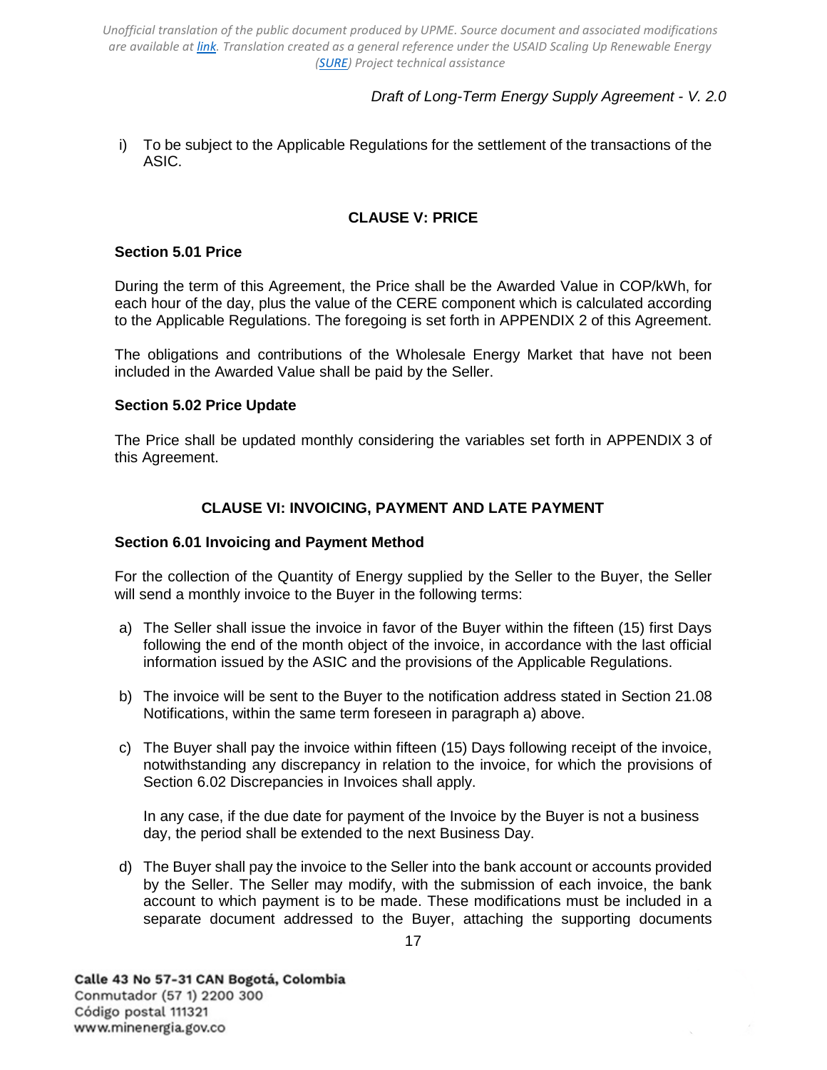i) To be subject to the Applicable Regulations for the settlement of the transactions of the ASIC.

## CLAUSE V: PRICE

### Section 5.01 Price

During the term of this Agreement, the Price shall be the Awarded Value in COP/kWh, for each hour of the day, plus the value of the CERE component which is calculated according to the Applicable Regulations. The foregoing is set forth in APPENDIX 2 of this Agreement.

The obligations and contributions of the Wholesale Energy Market that have not been included in the Awarded Value shall be paid by the Seller.

### Section 5.02 Price Update

The Price shall be updated monthly considering the variables set forth in APPENDIX 3 of this Agreement.

## CLAUSE VI: INVOICING, PAYMENT AND LATE PAYMENT

### Section 6.01 Invoicing and Payment Method

For the collection of the Quantity of Energy supplied by the Seller to the Buyer, the Seller will send a monthly invoice to the Buyer in the following terms:

a) The Seller shall issue the invoice in favor of the Buyer within the fifteen (15) first Days following the end of the month object of the invoice, in accordance with the last official information issued by the ASIC and the provisions of the Applicable Regulations.

b) The invoice will be sent to the Buyer to the notification address stated in Section 21.08 Notifications, within the same term foreseen in paragraph a) above.

c) The Buyer shall pay the invoice within fifteen (15) Days following receipt of the invoice, notwithstanding any discrepancy in relation to the invoice, for which the provisions of Section 6.02 Discrepancies in Invoices shall apply.

   In any case, if the due date for payment of the Invoice by the Buyer is not a business day, the period shall be extended to the next Business Day.

d) The Buyer shall pay the invoice to the Seller into the bank account or accounts provided by the Seller. The Seller may modify, with the submission of each invoice, the bank account to which payment is to be made. These modifications must be included in a separate document addressed to the Buyer, attaching the supporting documents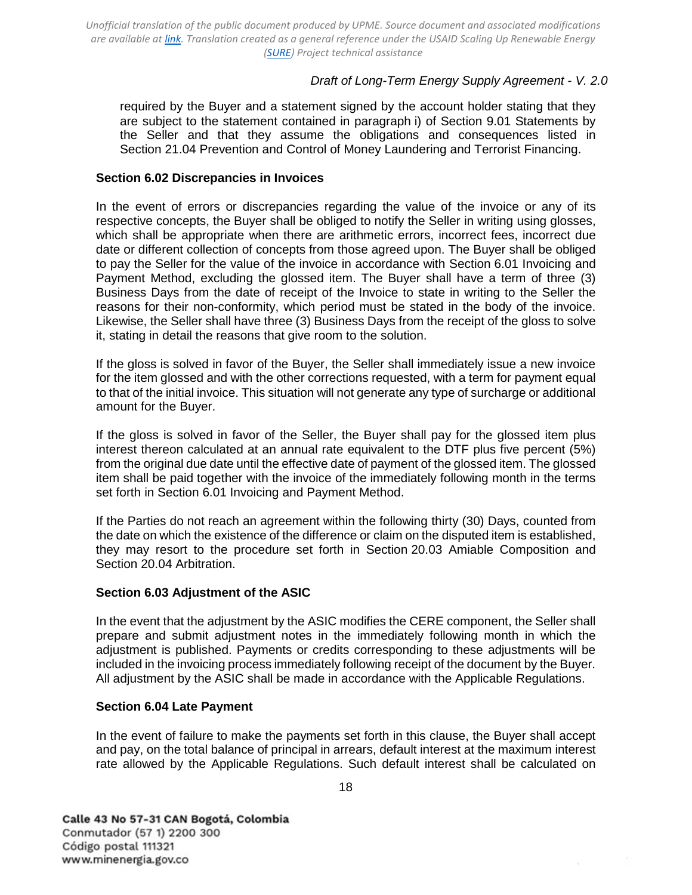required by the Buyer and a statement signed by the account holder stating that they are subject to the statement contained in paragraph i) of Section 9.01 Statements by the Seller and that they assume the obligations and consequences listed in Section 21.04 Prevention and Control of Money Laundering and Terrorist Financing.

### Section 6.02 Discrepancies in Invoices

In the event of errors or discrepancies regarding the value of the invoice or any of its respective concepts, the Buyer shall be obliged to notify the Seller in writing using glosses, which shall be appropriate when there are arithmetic errors, incorrect fees, incorrect due date or different collection of concepts from those agreed upon. The Buyer shall be obliged to pay the Seller for the value of the invoice in accordance with Section 6.01 Invoicing and Payment Method, excluding the glossed item. The Buyer shall have a term of three (3) Business Days from the date of receipt of the Invoice to state in writing to the Seller the reasons for their non-conformity, which period must be stated in the body of the invoice. Likewise, the Seller shall have three (3) Business Days from the receipt of the gloss to solve it, stating in detail the reasons that give room to the solution.

If the gloss is solved in favor of the Buyer, the Seller shall immediately issue a new invoice for the item glossed and with the other corrections requested, with a term for payment equal to that of the initial invoice. This situation will not generate any type of surcharge or additional amount for the Buyer.

If the gloss is solved in favor of the Seller, the Buyer shall pay for the glossed item plus interest thereon calculated at an annual rate equivalent to the DTF plus five percent (5%) from the original due date until the effective date of payment of the glossed item. The glossed item shall be paid together with the invoice of the immediately following month in the terms set forth in Section 6.01 Invoicing and Payment Method.

If the Parties do not reach an agreement within the following thirty (30) Days, counted from the date on which the existence of the difference or claim on the disputed item is established, they may resort to the procedure set forth in Section 20.03 Amiable Composition and Section 20.04 Arbitration.

### Section 6.03 Adjustment of the ASIC

In the event that the adjustment by the ASIC modifies the CERE component, the Seller shall prepare and submit adjustment notes in the immediately following month in which the adjustment is published. Payments or credits corresponding to these adjustments will be included in the invoicing process immediately following receipt of the document by the Buyer. All adjustment by the ASIC shall be made in accordance with the Applicable Regulations.

### Section 6.04 Late Payment

In the event of failure to make the payments set forth in this clause, the Buyer shall accept and pay, on the total balance of principal in arrears, default interest at the maximum interest rate allowed by the Applicable Regulations. Such default interest shall be calculated on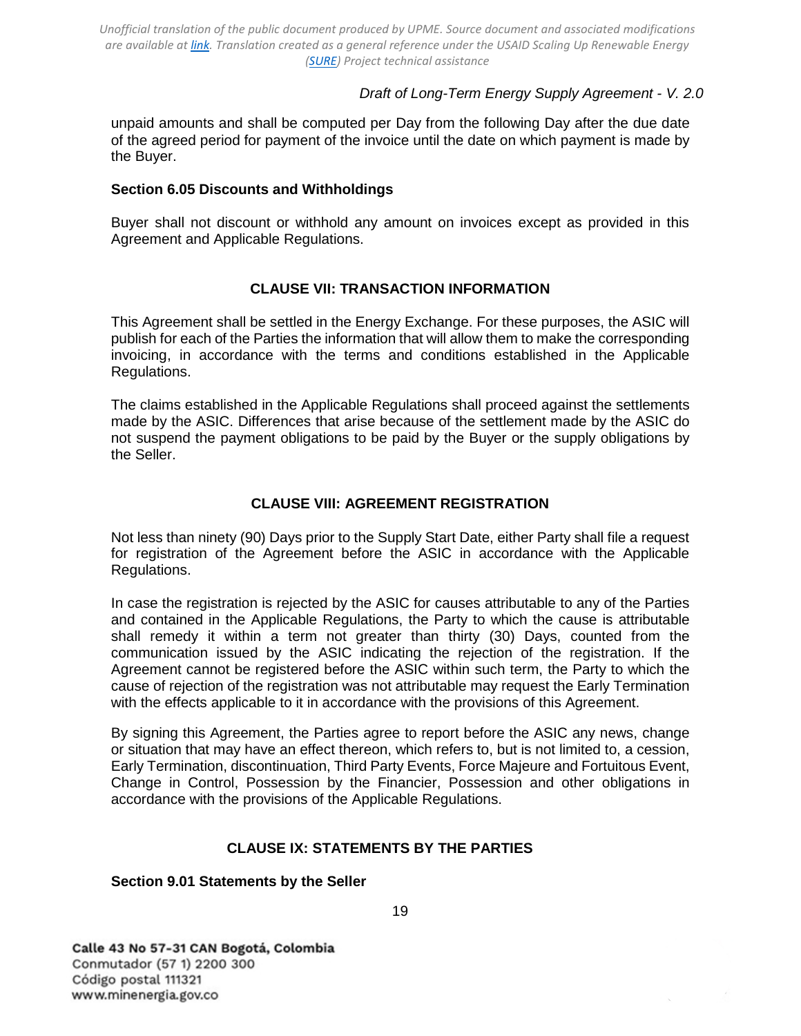unpaid amounts and shall be computed per Day from the following Day after the due date of the agreed period for payment of the invoice until the date on which payment is made by the Buyer.

### Section 6.05 Discounts and Withholdings

Buyer shall not discount or withhold any amount on invoices except as provided in this Agreement and Applicable Regulations.

## CLAUSE VII: TRANSACTION INFORMATION

This Agreement shall be settled in the Energy Exchange. For these purposes, the ASIC will publish for each of the Parties the information that will allow them to make the corresponding invoicing, in accordance with the terms and conditions established in the Applicable Regulations.

The claims established in the Applicable Regulations shall proceed against the settlements made by the ASIC. Differences that arise because of the settlement made by the ASIC do not suspend the payment obligations to be paid by the Buyer or the supply obligations by the Seller.

## CLAUSE VIII: AGREEMENT REGISTRATION

Not less than ninety (90) Days prior to the Supply Start Date, either Party shall file a request for registration of the Agreement before the ASIC in accordance with the Applicable Regulations.

In case the registration is rejected by the ASIC for causes attributable to any of the Parties and contained in the Applicable Regulations, the Party to which the cause is attributable shall remedy it within a term not greater than thirty (30) Days, counted from the communication issued by the ASIC indicating the rejection of the registration. If the Agreement cannot be registered before the ASIC within such term, the Party to which the cause of rejection of the registration was not attributable may request the Early Termination with the effects applicable to it in accordance with the provisions of this Agreement.

By signing this Agreement, the Parties agree to report before the ASIC any news, change or situation that may have an effect thereon, which refers to, but is not limited to, a cession, Early Termination, discontinuation, Third Party Events, Force Majeure and Fortuitous Event, Change in Control, Possession by the Financier, Possession and other obligations in accordance with the provisions of the Applicable Regulations.

## CLAUSE IX: STATEMENTS BY THE PARTIES

### Section 9.01 Statements by the Seller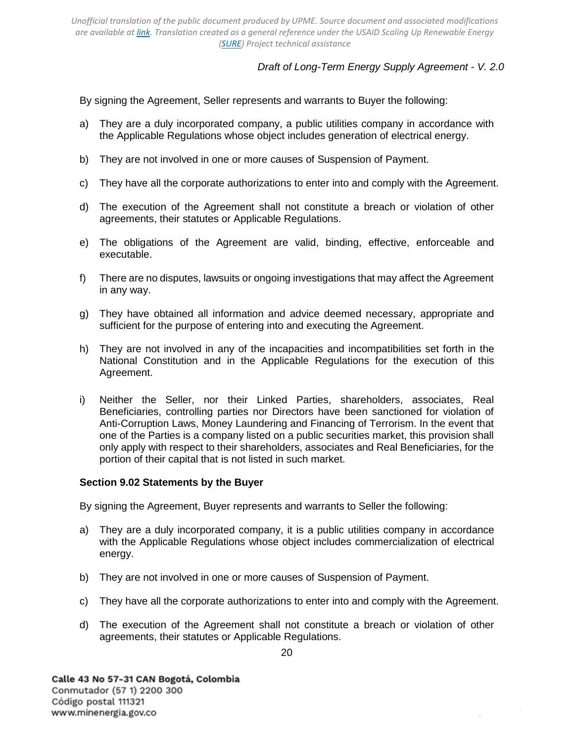By signing the Agreement, Seller represents and warrants to Buyer the following:

a) They are a duly incorporated company, a public utilities company in accordance with the Applicable Regulations whose object includes generation of electrical energy.

b) They are not involved in one or more causes of Suspension of Payment.

c) They have all the corporate authorizations to enter into and comply with the Agreement.

d) The execution of the Agreement shall not constitute a breach or violation of other agreements, their statutes or Applicable Regulations.

e) The obligations of the Agreement are valid, binding, effective, enforceable and executable.

f) There are no disputes, lawsuits or ongoing investigations that may affect the Agreement in any way.

g) They have obtained all information and advice deemed necessary, appropriate and sufficient for the purpose of entering into and executing the Agreement.

h) They are not involved in any of the incapacities and incompatibilities set forth in the National Constitution and in the Applicable Regulations for the execution of this Agreement.

i) Neither the Seller, nor their Linked Parties, shareholders, associates, Real Beneficiaries, controlling parties nor Directors have been sanctioned for violation of Anti-Corruption Laws, Money Laundering and Financing of Terrorism. In the event that one of the Parties is a company listed on a public securities market, this provision shall only apply with respect to their shareholders, associates and Real Beneficiaries, for the portion of their capital that is not listed in such market.

**Section 9.02 Statements by the Buyer**

By signing the Agreement, Buyer represents and warrants to Seller the following:

a) They are a duly incorporated company, it is a public utilities company in accordance with the Applicable Regulations whose object includes commercialization of electrical energy.

b) They are not involved in one or more causes of Suspension of Payment.

c) They have all the corporate authorizations to enter into and comply with the Agreement.

d) The execution of the Agreement shall not constitute a breach or violation of other agreements, their statutes or Applicable Regulations.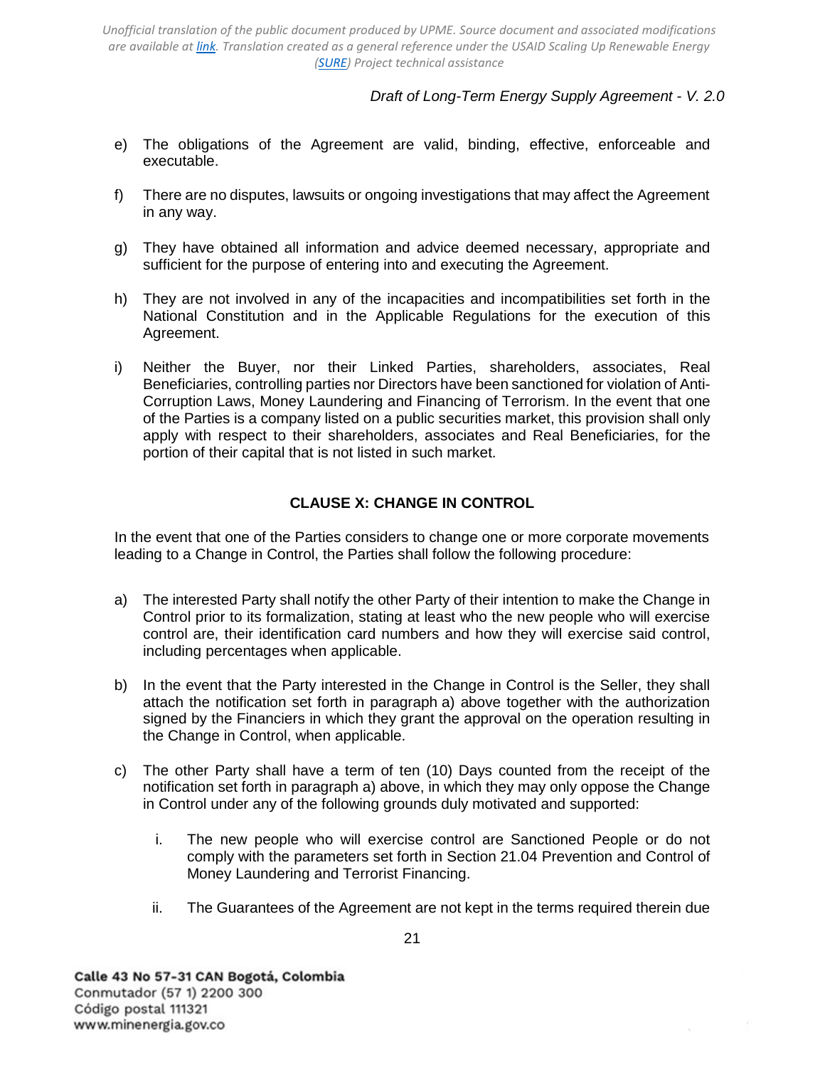e) The obligations of the Agreement are valid, binding, effective, enforceable and executable.

f) There are no disputes, lawsuits or ongoing investigations that may affect the Agreement in any way.

g) They have obtained all information and advice deemed necessary, appropriate and sufficient for the purpose of entering into and executing the Agreement.

h) They are not involved in any of the incapacities and incompatibilities set forth in the National Constitution and in the Applicable Regulations for the execution of this Agreement.

i) Neither the Buyer, nor their Linked Parties, shareholders, associates, Real Beneficiaries, controlling parties nor Directors have been sanctioned for violation of Anti-Corruption Laws, Money Laundering and Financing of Terrorism. In the event that one of the Parties is a company listed on a public securities market, this provision shall only apply with respect to their shareholders, associates and Real Beneficiaries, for the portion of their capital that is not listed in such market.

### CLAUSE X: CHANGE IN CONTROL

In the event that one of the Parties considers to change one or more corporate movements leading to a Change in Control, the Parties shall follow the following procedure:

a) The interested Party shall notify the other Party of their intention to make the Change in Control prior to its formalization, stating at least who the new people who will exercise control are, their identification card numbers and how they will exercise said control, including percentages when applicable.

b) In the event that the Party interested in the Change in Control is the Seller, they shall attach the notification set forth in paragraph a) above together with the authorization signed by the Financiers in which they grant the approval on the operation resulting in the Change in Control, when applicable.

c) The other Party shall have a term of ten (10) Days counted from the receipt of the notification set forth in paragraph a) above, in which they may only oppose the Change in Control under any of the following grounds duly motivated and supported:

   i. The new people who will exercise control are Sanctioned People or do not comply with the parameters set forth in Section 21.04 Prevention and Control of Money Laundering and Terrorist Financing.

   ii. The Guarantees of the Agreement are not kept in the terms required therein due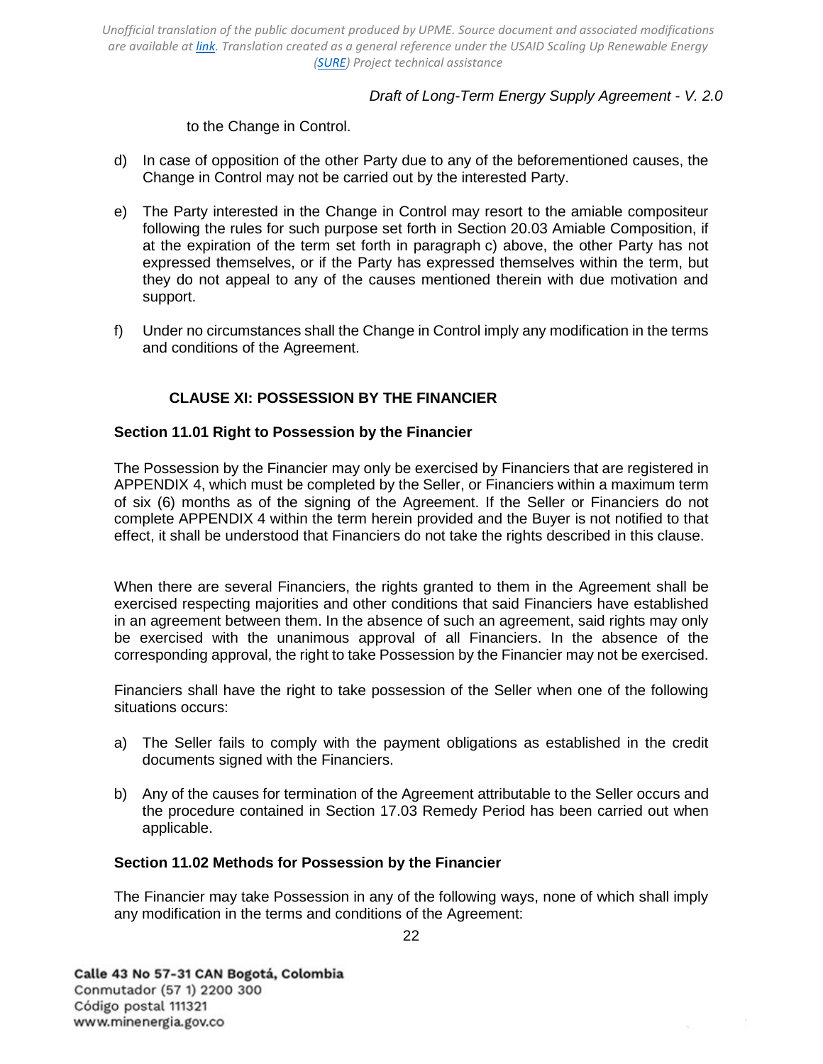to the Change in Control.

d) In case of opposition of the other Party due to any of the beforementioned causes, the Change in Control may not be carried out by the interested Party.

e) The Party interested in the Change in Control may resort to the amiable compositeur following the rules for such purpose set forth in Section 20.03 Amiable Composition, if at the expiration of the term set forth in paragraph c) above, the other Party has not expressed themselves, or if the Party has expressed themselves within the term, but they do not appeal to any of the causes mentioned therein with due motivation and support.

f) Under no circumstances shall the Change in Control imply any modification in the terms and conditions of the Agreement.

## CLAUSE XI: POSSESSION BY THE FINANCIER

### Section 11.01 Right to Possession by the Financier

The Possession by the Financier may only be exercised by Financiers that are registered in APPENDIX 4, which must be completed by the Seller, or Financiers within a maximum term of six (6) months as of the signing of the Agreement. If the Seller or Financiers do not complete APPENDIX 4 within the term herein provided and the Buyer is not notified to that effect, it shall be understood that Financiers do not take the rights described in this clause.

When there are several Financiers, the rights granted to them in the Agreement shall be exercised respecting majorities and other conditions that said Financiers have established in an agreement between them. In the absence of such an agreement, said rights may only be exercised with the unanimous approval of all Financiers. In the absence of the corresponding approval, the right to take Possession by the Financier may not be exercised.

Financiers shall have the right to take possession of the Seller when one of the following situations occurs:

a) The Seller fails to comply with the payment obligations as established in the credit documents signed with the Financiers.

b) Any of the causes for termination of the Agreement attributable to the Seller occurs and the procedure contained in Section 17.03 Remedy Period has been carried out when applicable.

### Section 11.02 Methods for Possession by the Financier

The Financier may take Possession in any of the following ways, none of which shall imply any modification in the terms and conditions of the Agreement: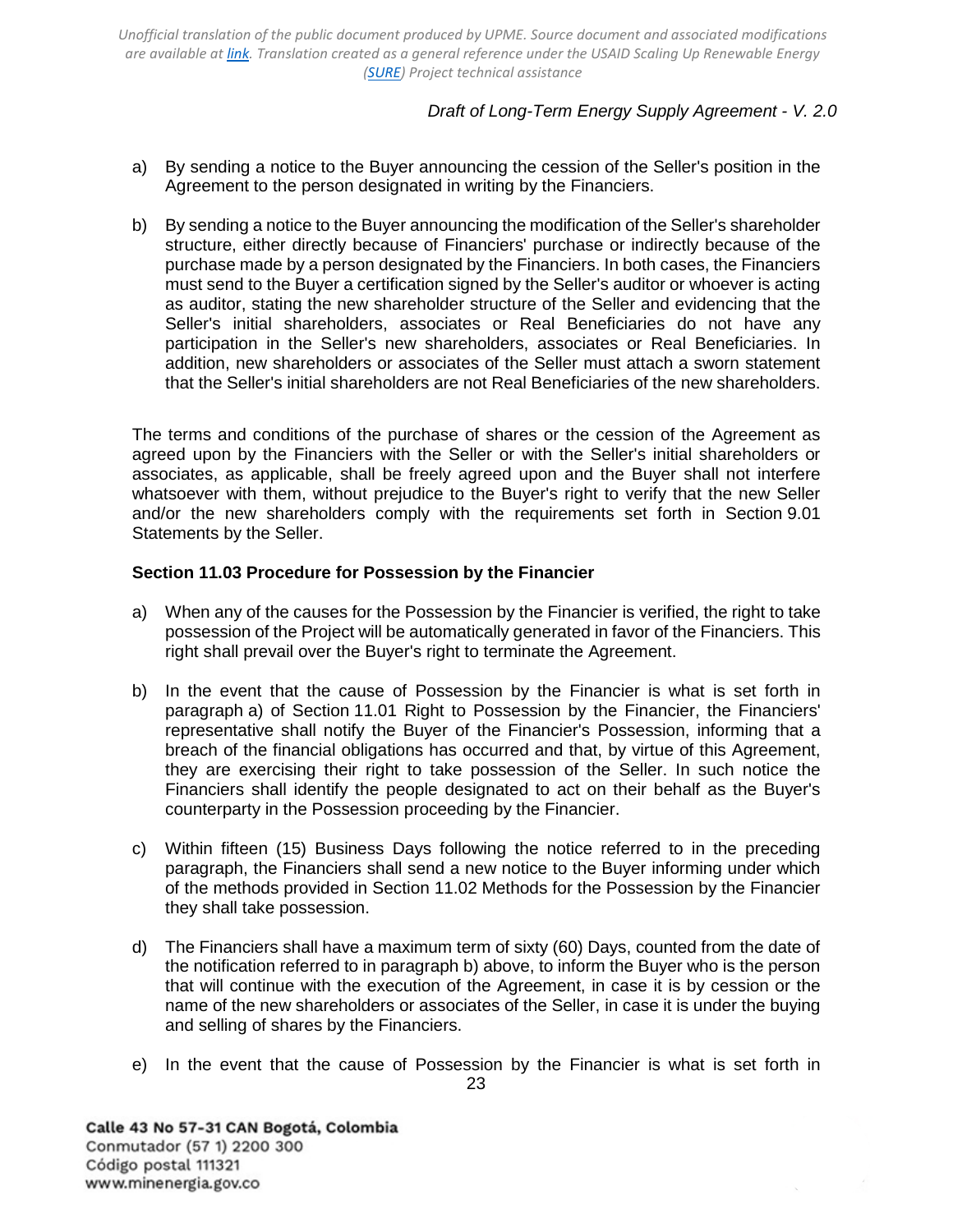a) By sending a notice to the Buyer announcing the cession of the Seller's position in the Agreement to the person designated in writing by the Financiers.

b) By sending a notice to the Buyer announcing the modification of the Seller's shareholder structure, either directly because of Financiers' purchase or indirectly because of the purchase made by a person designated by the Financiers. In both cases, the Financiers must send to the Buyer a certification signed by the Seller's auditor or whoever is acting as auditor, stating the new shareholder structure of the Seller and evidencing that the Seller's initial shareholders, associates or Real Beneficiaries do not have any participation in the Seller's new shareholders, associates or Real Beneficiaries. In addition, new shareholders or associates of the Seller must attach a sworn statement that the Seller's initial shareholders are not Real Beneficiaries of the new shareholders.

The terms and conditions of the purchase of shares or the cession of the Agreement as agreed upon by the Financiers with the Seller or with the Seller's initial shareholders or associates, as applicable, shall be freely agreed upon and the Buyer shall not interfere whatsoever with them, without prejudice to the Buyer's right to verify that the new Seller and/or the new shareholders comply with the requirements set forth in Section 9.01 Statements by the Seller.

**Section 11.03 Procedure for Possession by the Financier**

a) When any of the causes for the Possession by the Financier is verified, the right to take possession of the Project will be automatically generated in favor of the Financiers. This right shall prevail over the Buyer's right to terminate the Agreement.

b) In the event that the cause of Possession by the Financier is what is set forth in paragraph a) of Section 11.01 Right to Possession by the Financier, the Financiers' representative shall notify the Buyer of the Financier's Possession, informing that a breach of the financial obligations has occurred and that, by virtue of this Agreement, they are exercising their right to take possession of the Seller. In such notice the Financiers shall identify the people designated to act on their behalf as the Buyer's counterparty in the Possession proceeding by the Financier.

c) Within fifteen (15) Business Days following the notice referred to in the preceding paragraph, the Financiers shall send a new notice to the Buyer informing under which of the methods provided in Section 11.02 Methods for the Possession by the Financier they shall take possession.

d) The Financiers shall have a maximum term of sixty (60) Days, counted from the date of the notification referred to in paragraph b) above, to inform the Buyer who is the person that will continue with the execution of the Agreement, in case it is by cession or the name of the new shareholders or associates of the Seller, in case it is under the buying and selling of shares by the Financiers.

e) In the event that the cause of Possession by the Financier is what is set forth in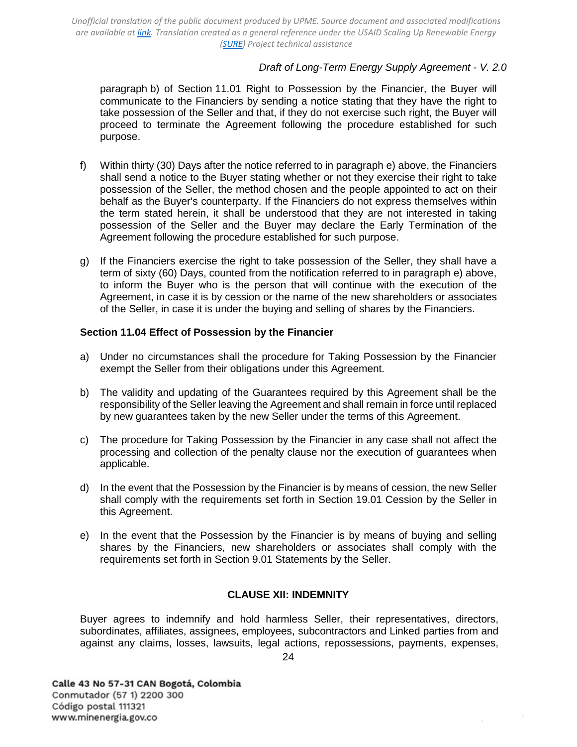paragraph b) of Section 11.01 Right to Possession by the Financier, the Buyer will communicate to the Financiers by sending a notice stating that they have the right to take possession of the Seller and that, if they do not exercise such right, the Buyer will proceed to terminate the Agreement following the procedure established for such purpose.

f) Within thirty (30) Days after the notice referred to in paragraph e) above, the Financiers shall send a notice to the Buyer stating whether or not they exercise their right to take possession of the Seller, the method chosen and the people appointed to act on their behalf as the Buyer's counterparty. If the Financiers do not express themselves within the term stated herein, it shall be understood that they are not interested in taking possession of the Seller and the Buyer may declare the Early Termination of the Agreement following the procedure established for such purpose.

g) If the Financiers exercise the right to take possession of the Seller, they shall have a term of sixty (60) Days, counted from the notification referred to in paragraph e) above, to inform the Buyer who is the person that will continue with the execution of the Agreement, in case it is by cession or the name of the new shareholders or associates of the Seller, in case it is under the buying and selling of shares by the Financiers.

### Section 11.04 Effect of Possession by the Financier

a) Under no circumstances shall the procedure for Taking Possession by the Financier exempt the Seller from their obligations under this Agreement.

b) The validity and updating of the Guarantees required by this Agreement shall be the responsibility of the Seller leaving the Agreement and shall remain in force until replaced by new guarantees taken by the new Seller under the terms of this Agreement.

c) The procedure for Taking Possession by the Financier in any case shall not affect the processing and collection of the penalty clause nor the execution of guarantees when applicable.

d) In the event that the Possession by the Financier is by means of cession, the new Seller shall comply with the requirements set forth in Section 19.01 Cession by the Seller in this Agreement.

e) In the event that the Possession by the Financier is by means of buying and selling shares by the Financiers, new shareholders or associates shall comply with the requirements set forth in Section 9.01 Statements by the Seller.

## CLAUSE XII: INDEMNITY

Buyer agrees to indemnify and hold harmless Seller, their representatives, directors, subordinates, affiliates, assignees, employees, subcontractors and Linked parties from and against any claims, losses, lawsuits, legal actions, repossessions, payments, expenses,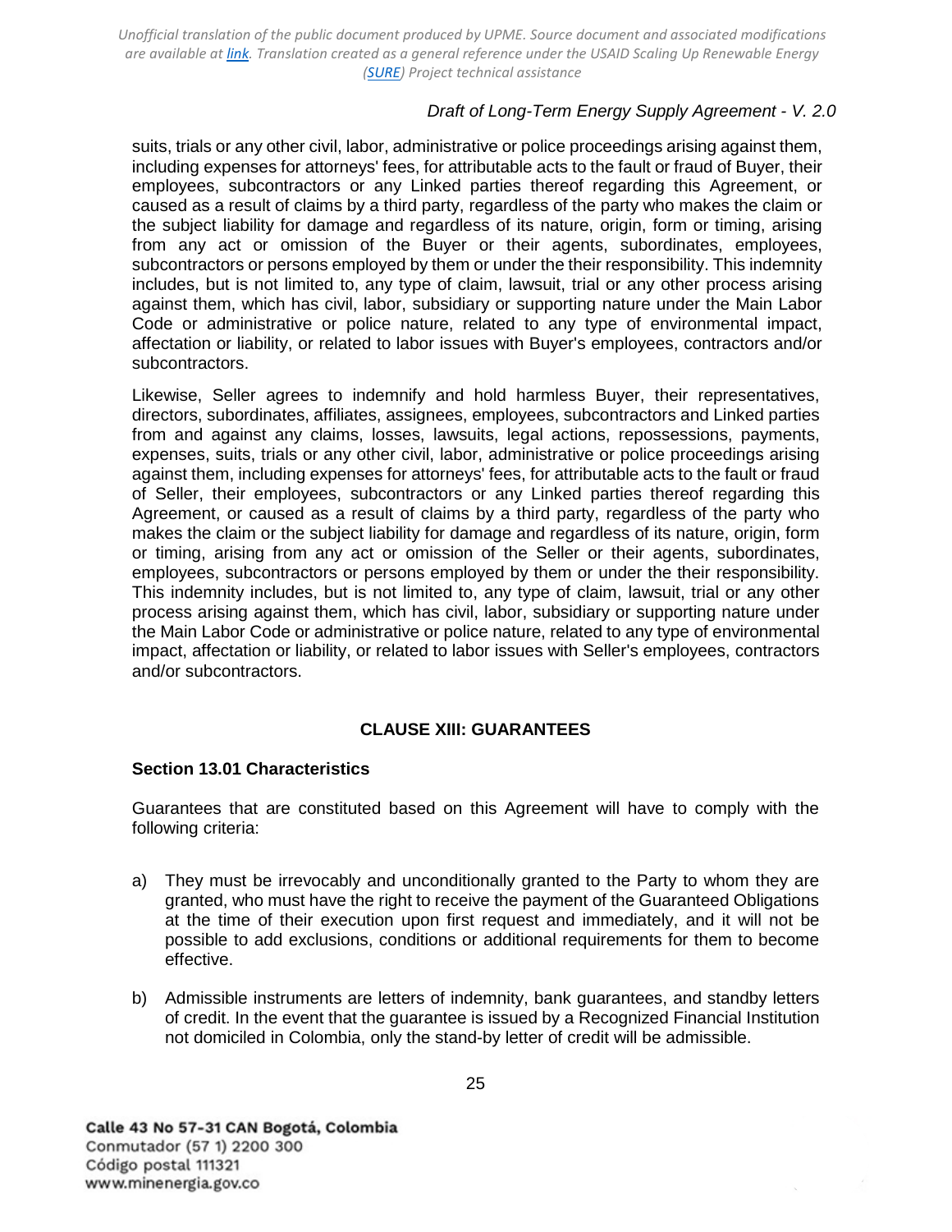suits, trials or any other civil, labor, administrative or police proceedings arising against them, including expenses for attorneys' fees, for attributable acts to the fault or fraud of Buyer, their employees, subcontractors or any Linked parties thereof regarding this Agreement, or caused as a result of claims by a third party, regardless of the party who makes the claim or the subject liability for damage and regardless of its nature, origin, form or timing, arising from any act or omission of the Buyer or their agents, subordinates, employees, subcontractors or persons employed by them or under the their responsibility. This indemnity includes, but is not limited to, any type of claim, lawsuit, trial or any other process arising against them, which has civil, labor, subsidiary or supporting nature under the Main Labor Code or administrative or police nature, related to any type of environmental impact, affectation or liability, or related to labor issues with Buyer's employees, contractors and/or subcontractors.

Likewise, Seller agrees to indemnify and hold harmless Buyer, their representatives, directors, subordinates, affiliates, assignees, employees, subcontractors and Linked parties from and against any claims, losses, lawsuits, legal actions, repossessions, payments, expenses, suits, trials or any other civil, labor, administrative or police proceedings arising against them, including expenses for attorneys' fees, for attributable acts to the fault or fraud of Seller, their employees, subcontractors or any Linked parties thereof regarding this Agreement, or caused as a result of claims by a third party, regardless of the party who makes the claim or the subject liability for damage and regardless of its nature, origin, form or timing, arising from any act or omission of the Seller or their agents, subordinates, employees, subcontractors or persons employed by them or under the their responsibility. This indemnity includes, but is not limited to, any type of claim, lawsuit, trial or any other process arising against them, which has civil, labor, subsidiary or supporting nature under the Main Labor Code or administrative or police nature, related to any type of environmental impact, affectation or liability, or related to labor issues with Seller's employees, contractors and/or subcontractors.

## CLAUSE XIII: GUARANTEES

### Section 13.01 Characteristics

Guarantees that are constituted based on this Agreement will have to comply with the following criteria:

a) They must be irrevocably and unconditionally granted to the Party to whom they are granted, who must have the right to receive the payment of the Guaranteed Obligations at the time of their execution upon first request and immediately, and it will not be possible to add exclusions, conditions or additional requirements for them to become effective.

b) Admissible instruments are letters of indemnity, bank guarantees, and standby letters of credit. In the event that the guarantee is issued by a Recognized Financial Institution not domiciled in Colombia, only the stand-by letter of credit will be admissible.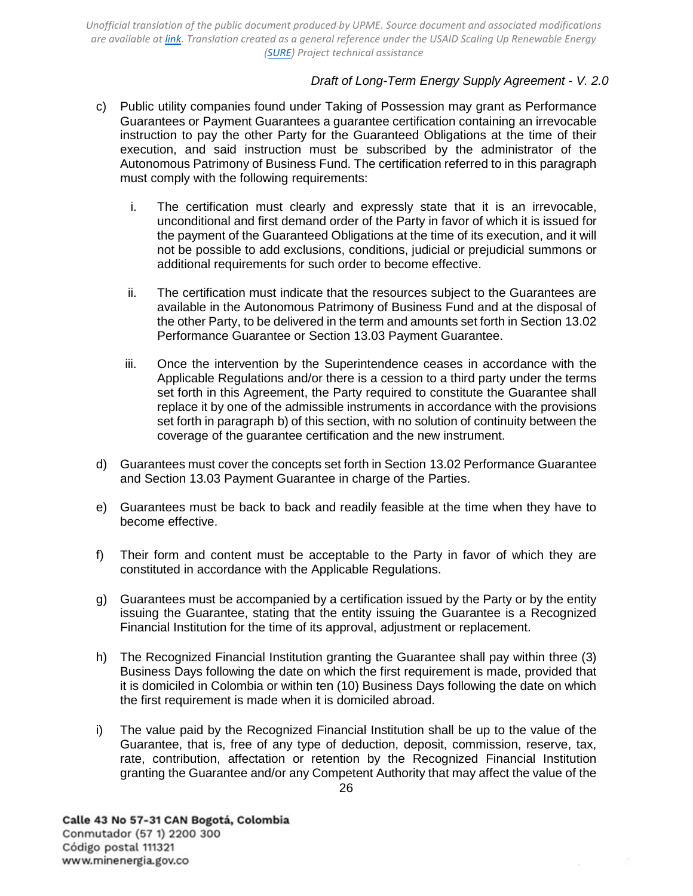c) Public utility companies found under Taking of Possession may grant as Performance Guarantees or Payment Guarantees a guarantee certification containing an irrevocable instruction to pay the other Party for the Guaranteed Obligations at the time of their execution, and said instruction must be subscribed by the administrator of the Autonomous Patrimony of Business Fund. The certification referred to in this paragraph must comply with the following requirements:

   i. The certification must clearly and expressly state that it is an irrevocable, unconditional and first demand order of the Party in favor of which it is issued for the payment of the Guaranteed Obligations at the time of its execution, and it will not be possible to add exclusions, conditions, judicial or prejudicial summons or additional requirements for such order to become effective.

   ii. The certification must indicate that the resources subject to the Guarantees are available in the Autonomous Patrimony of Business Fund and at the disposal of the other Party, to be delivered in the term and amounts set forth in Section 13.02 Performance Guarantee or Section 13.03 Payment Guarantee.

   iii. Once the intervention by the Superintendence ceases in accordance with the Applicable Regulations and/or there is a cession to a third party under the terms set forth in this Agreement, the Party required to constitute the Guarantee shall replace it by one of the admissible instruments in accordance with the provisions set forth in paragraph b) of this section, with no solution of continuity between the coverage of the guarantee certification and the new instrument.

d) Guarantees must cover the concepts set forth in Section 13.02 Performance Guarantee and Section 13.03 Payment Guarantee in charge of the Parties.

e) Guarantees must be back to back and readily feasible at the time when they have to become effective.

f) Their form and content must be acceptable to the Party in favor of which they are constituted in accordance with the Applicable Regulations.

g) Guarantees must be accompanied by a certification issued by the Party or by the entity issuing the Guarantee, stating that the entity issuing the Guarantee is a Recognized Financial Institution for the time of its approval, adjustment or replacement.

h) The Recognized Financial Institution granting the Guarantee shall pay within three (3) Business Days following the date on which the first requirement is made, provided that it is domiciled in Colombia or within ten (10) Business Days following the date on which the first requirement is made when it is domiciled abroad.

i) The value paid by the Recognized Financial Institution shall be up to the value of the Guarantee, that is, free of any type of deduction, deposit, commission, reserve, tax, rate, contribution, affectation or retention by the Recognized Financial Institution granting the Guarantee and/or any Competent Authority that may affect the value of the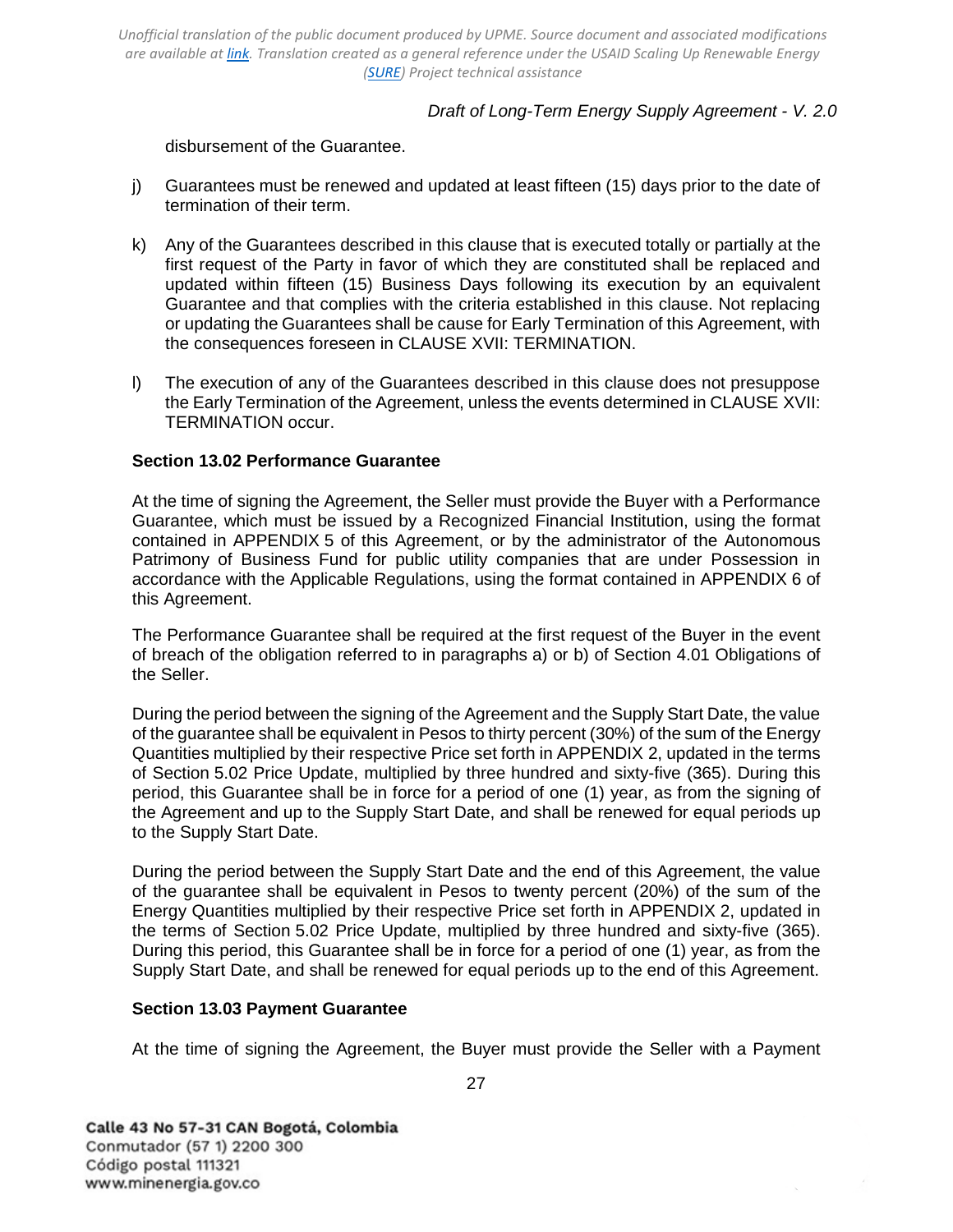disbursement of the Guarantee.

j) Guarantees must be renewed and updated at least fifteen (15) days prior to the date of termination of their term.

k) Any of the Guarantees described in this clause that is executed totally or partially at the first request of the Party in favor of which they are constituted shall be replaced and updated within fifteen (15) Business Days following its execution by an equivalent Guarantee and that complies with the criteria established in this clause. Not replacing or updating the Guarantees shall be cause for Early Termination of this Agreement, with the consequences foreseen in CLAUSE XVII: TERMINATION.

l) The execution of any of the Guarantees described in this clause does not presuppose the Early Termination of the Agreement, unless the events determined in CLAUSE XVII: TERMINATION occur.

**Section 13.02 Performance Guarantee**

At the time of signing the Agreement, the Seller must provide the Buyer with a Performance Guarantee, which must be issued by a Recognized Financial Institution, using the format contained in APPENDIX 5 of this Agreement, or by the administrator of the Autonomous Patrimony of Business Fund for public utility companies that are under Possession in accordance with the Applicable Regulations, using the format contained in APPENDIX 6 of this Agreement.

The Performance Guarantee shall be required at the first request of the Buyer in the event of breach of the obligation referred to in paragraphs a) or b) of Section 4.01 Obligations of the Seller.

During the period between the signing of the Agreement and the Supply Start Date, the value of the guarantee shall be equivalent in Pesos to thirty percent (30%) of the sum of the Energy Quantities multiplied by their respective Price set forth in APPENDIX 2, updated in the terms of Section 5.02 Price Update, multiplied by three hundred and sixty-five (365). During this period, this Guarantee shall be in force for a period of one (1) year, as from the signing of the Agreement and up to the Supply Start Date, and shall be renewed for equal periods up to the Supply Start Date.

During the period between the Supply Start Date and the end of this Agreement, the value of the guarantee shall be equivalent in Pesos to twenty percent (20%) of the sum of the Energy Quantities multiplied by their respective Price set forth in APPENDIX 2, updated in the terms of Section 5.02 Price Update, multiplied by three hundred and sixty-five (365). During this period, this Guarantee shall be in force for a period of one (1) year, as from the Supply Start Date, and shall be renewed for equal periods up to the end of this Agreement.

**Section 13.03 Payment Guarantee**

At the time of signing the Agreement, the Buyer must provide the Seller with a Payment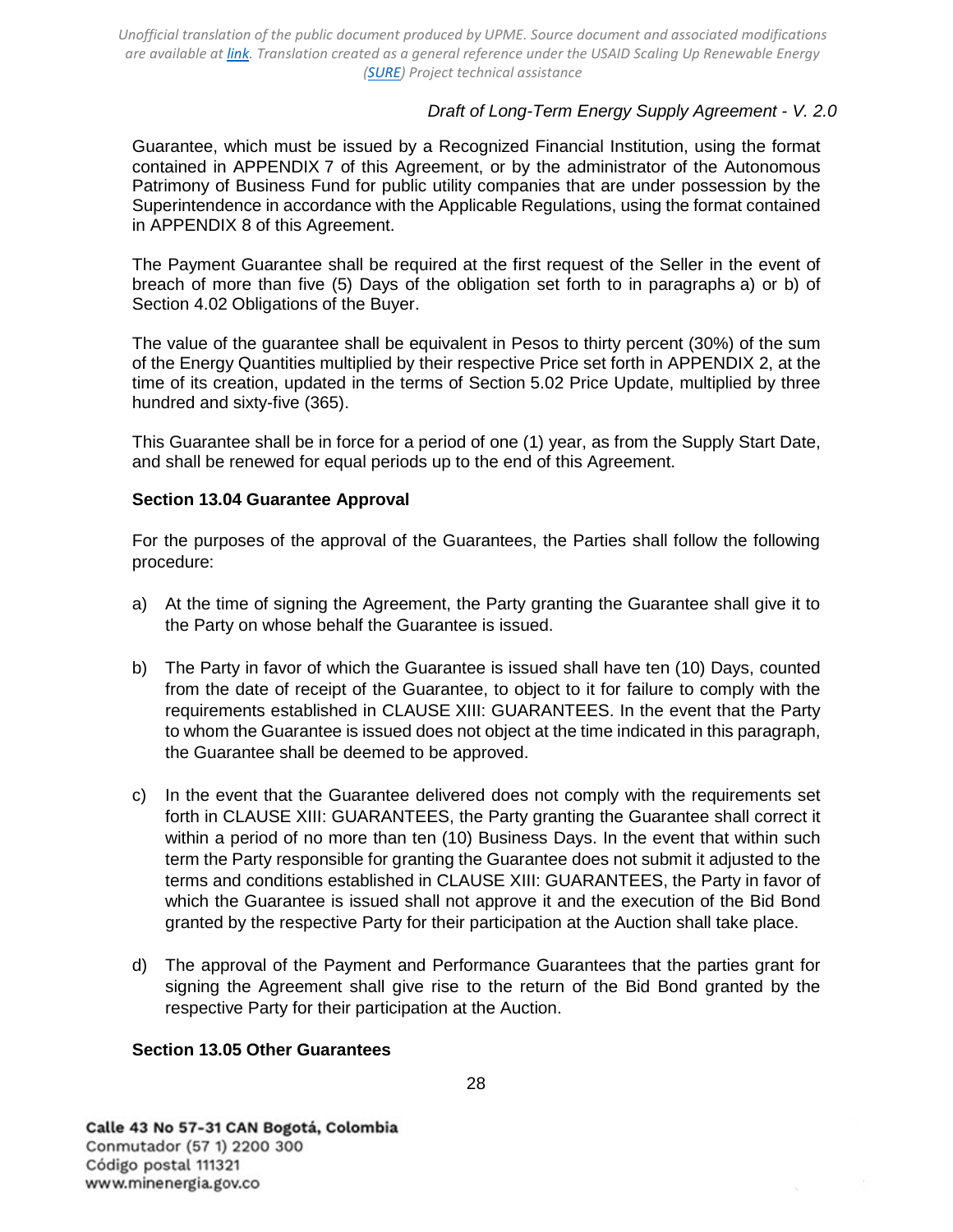Guarantee, which must be issued by a Recognized Financial Institution, using the format contained in APPENDIX 7 of this Agreement, or by the administrator of the Autonomous Patrimony of Business Fund for public utility companies that are under possession by the Superintendence in accordance with the Applicable Regulations, using the format contained in APPENDIX 8 of this Agreement.

The Payment Guarantee shall be required at the first request of the Seller in the event of breach of more than five (5) Days of the obligation set forth to in paragraphs a) or b) of Section 4.02 Obligations of the Buyer.

The value of the guarantee shall be equivalent in Pesos to thirty percent (30%) of the sum of the Energy Quantities multiplied by their respective Price set forth in APPENDIX 2, at the time of its creation, updated in the terms of Section 5.02 Price Update, multiplied by three hundred and sixty-five (365).

This Guarantee shall be in force for a period of one (1) year, as from the Supply Start Date, and shall be renewed for equal periods up to the end of this Agreement.

**Section 13.04 Guarantee Approval**

For the purposes of the approval of the Guarantees, the Parties shall follow the following procedure:

a) At the time of signing the Agreement, the Party granting the Guarantee shall give it to the Party on whose behalf the Guarantee is issued.

b) The Party in favor of which the Guarantee is issued shall have ten (10) Days, counted from the date of receipt of the Guarantee, to object to it for failure to comply with the requirements established in CLAUSE XIII: GUARANTEES. In the event that the Party to whom the Guarantee is issued does not object at the time indicated in this paragraph, the Guarantee shall be deemed to be approved.

c) In the event that the Guarantee delivered does not comply with the requirements set forth in CLAUSE XIII: GUARANTEES, the Party granting the Guarantee shall correct it within a period of no more than ten (10) Business Days. In the event that within such term the Party responsible for granting the Guarantee does not submit it adjusted to the terms and conditions established in CLAUSE XIII: GUARANTEES, the Party in favor of which the Guarantee is issued shall not approve it and the execution of the Bid Bond granted by the respective Party for their participation at the Auction shall take place.

d) The approval of the Payment and Performance Guarantees that the parties grant for signing the Agreement shall give rise to the return of the Bid Bond granted by the respective Party for their participation at the Auction.

**Section 13.05 Other Guarantees**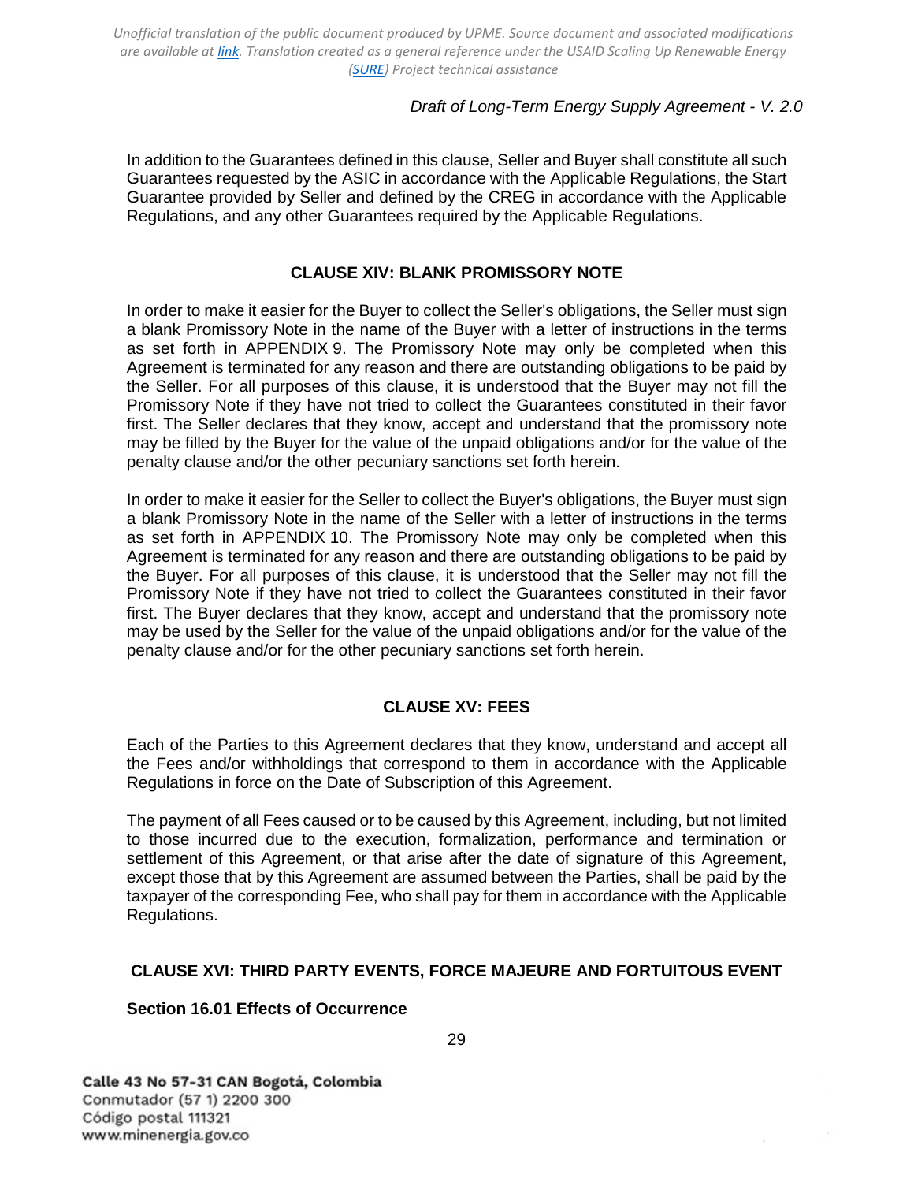In addition to the Guarantees defined in this clause, Seller and Buyer shall constitute all such Guarantees requested by the ASIC in accordance with the Applicable Regulations, the Start Guarantee provided by Seller and defined by the CREG in accordance with the Applicable Regulations, and any other Guarantees required by the Applicable Regulations.

## CLAUSE XIV: BLANK PROMISSORY NOTE

In order to make it easier for the Buyer to collect the Seller's obligations, the Seller must sign a blank Promissory Note in the name of the Buyer with a letter of instructions in the terms as set forth in APPENDIX 9. The Promissory Note may only be completed when this Agreement is terminated for any reason and there are outstanding obligations to be paid by the Seller. For all purposes of this clause, it is understood that the Buyer may not fill the Promissory Note if they have not tried to collect the Guarantees constituted in their favor first. The Seller declares that they know, accept and understand that the promissory note may be filled by the Buyer for the value of the unpaid obligations and/or for the value of the penalty clause and/or the other pecuniary sanctions set forth herein.

In order to make it easier for the Seller to collect the Buyer's obligations, the Buyer must sign a blank Promissory Note in the name of the Seller with a letter of instructions in the terms as set forth in APPENDIX 10. The Promissory Note may only be completed when this Agreement is terminated for any reason and there are outstanding obligations to be paid by the Buyer. For all purposes of this clause, it is understood that the Seller may not fill the Promissory Note if they have not tried to collect the Guarantees constituted in their favor first. The Buyer declares that they know, accept and understand that the promissory note may be used by the Seller for the value of the unpaid obligations and/or for the value of the penalty clause and/or for the other pecuniary sanctions set forth herein.

## CLAUSE XV: FEES

Each of the Parties to this Agreement declares that they know, understand and accept all the Fees and/or withholdings that correspond to them in accordance with the Applicable Regulations in force on the Date of Subscription of this Agreement.

The payment of all Fees caused or to be caused by this Agreement, including, but not limited to those incurred due to the execution, formalization, performance and termination or settlement of this Agreement, or that arise after the date of signature of this Agreement, except those that by this Agreement are assumed between the Parties, shall be paid by the taxpayer of the corresponding Fee, who shall pay for them in accordance with the Applicable Regulations.

## CLAUSE XVI: THIRD PARTY EVENTS, FORCE MAJEURE AND FORTUITOUS EVENT

### Section 16.01 Effects of Occurrence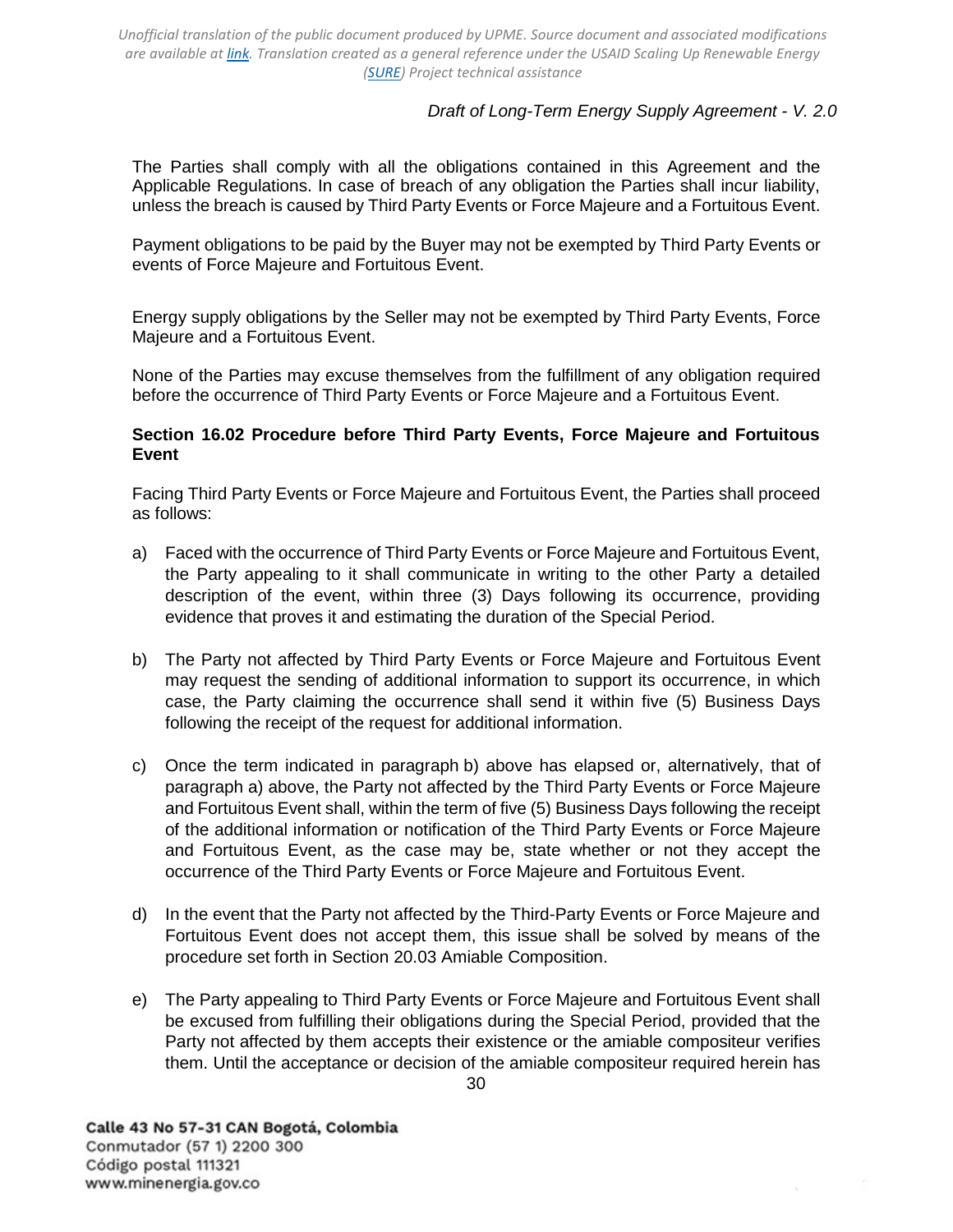The Parties shall comply with all the obligations contained in this Agreement and the Applicable Regulations. In case of breach of any obligation the Parties shall incur liability, unless the breach is caused by Third Party Events or Force Majeure and a Fortuitous Event.

Payment obligations to be paid by the Buyer may not be exempted by Third Party Events or events of Force Majeure and Fortuitous Event.

Energy supply obligations by the Seller may not be exempted by Third Party Events, Force Majeure and a Fortuitous Event.

None of the Parties may excuse themselves from the fulfillment of any obligation required before the occurrence of Third Party Events or Force Majeure and a Fortuitous Event.

**Section 16.02 Procedure before Third Party Events, Force Majeure and Fortuitous Event**

Facing Third Party Events or Force Majeure and Fortuitous Event, the Parties shall proceed as follows:

a) Faced with the occurrence of Third Party Events or Force Majeure and Fortuitous Event, the Party appealing to it shall communicate in writing to the other Party a detailed description of the event, within three (3) Days following its occurrence, providing evidence that proves it and estimating the duration of the Special Period.

b) The Party not affected by Third Party Events or Force Majeure and Fortuitous Event may request the sending of additional information to support its occurrence, in which case, the Party claiming the occurrence shall send it within five (5) Business Days following the receipt of the request for additional information.

c) Once the term indicated in paragraph b) above has elapsed or, alternatively, that of paragraph a) above, the Party not affected by the Third Party Events or Force Majeure and Fortuitous Event shall, within the term of five (5) Business Days following the receipt of the additional information or notification of the Third Party Events or Force Majeure and Fortuitous Event, as the case may be, state whether or not they accept the occurrence of the Third Party Events or Force Majeure and Fortuitous Event.

d) In the event that the Party not affected by the Third-Party Events or Force Majeure and Fortuitous Event does not accept them, this issue shall be solved by means of the procedure set forth in Section 20.03 Amiable Composition.

e) The Party appealing to Third Party Events or Force Majeure and Fortuitous Event shall be excused from fulfilling their obligations during the Special Period, provided that the Party not affected by them accepts their existence or the amiable compositeur verifies them. Until the acceptance or decision of the amiable compositeur required herein has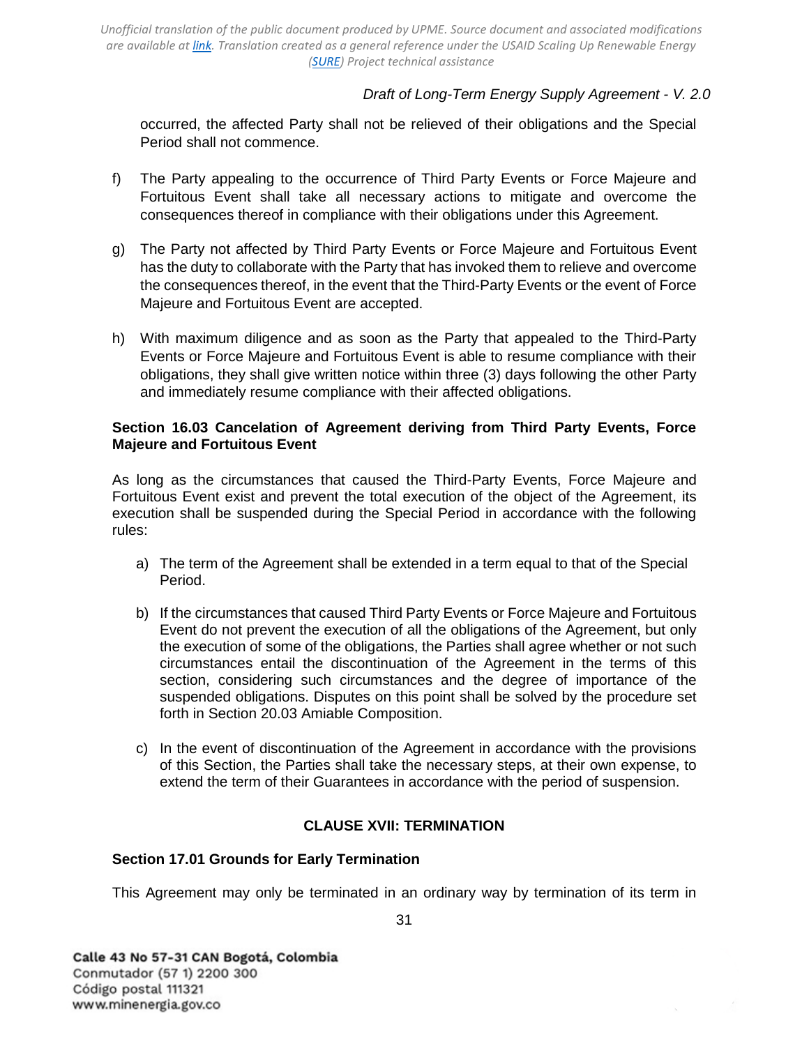occurred, the affected Party shall not be relieved of their obligations and the Special Period shall not commence.

f) The Party appealing to the occurrence of Third Party Events or Force Majeure and Fortuitous Event shall take all necessary actions to mitigate and overcome the consequences thereof in compliance with their obligations under this Agreement.

g) The Party not affected by Third Party Events or Force Majeure and Fortuitous Event has the duty to collaborate with the Party that has invoked them to relieve and overcome the consequences thereof, in the event that the Third-Party Events or the event of Force Majeure and Fortuitous Event are accepted.

h) With maximum diligence and as soon as the Party that appealed to the Third-Party Events or Force Majeure and Fortuitous Event is able to resume compliance with their obligations, they shall give written notice within three (3) days following the other Party and immediately resume compliance with their affected obligations.

**Section 16.03 Cancelation of Agreement deriving from Third Party Events, Force Majeure and Fortuitous Event**

As long as the circumstances that caused the Third-Party Events, Force Majeure and Fortuitous Event exist and prevent the total execution of the object of the Agreement, its execution shall be suspended during the Special Period in accordance with the following rules:

a) The term of the Agreement shall be extended in a term equal to that of the Special Period.

b) If the circumstances that caused Third Party Events or Force Majeure and Fortuitous Event do not prevent the execution of all the obligations of the Agreement, but only the execution of some of the obligations, the Parties shall agree whether or not such circumstances entail the discontinuation of the Agreement in the terms of this section, considering such circumstances and the degree of importance of the suspended obligations. Disputes on this point shall be solved by the procedure set forth in Section 20.03 Amiable Composition.

c) In the event of discontinuation of the Agreement in accordance with the provisions of this Section, the Parties shall take the necessary steps, at their own expense, to extend the term of their Guarantees in accordance with the period of suspension.

## CLAUSE XVII: TERMINATION

**Section 17.01 Grounds for Early Termination**

This Agreement may only be terminated in an ordinary way by termination of its term in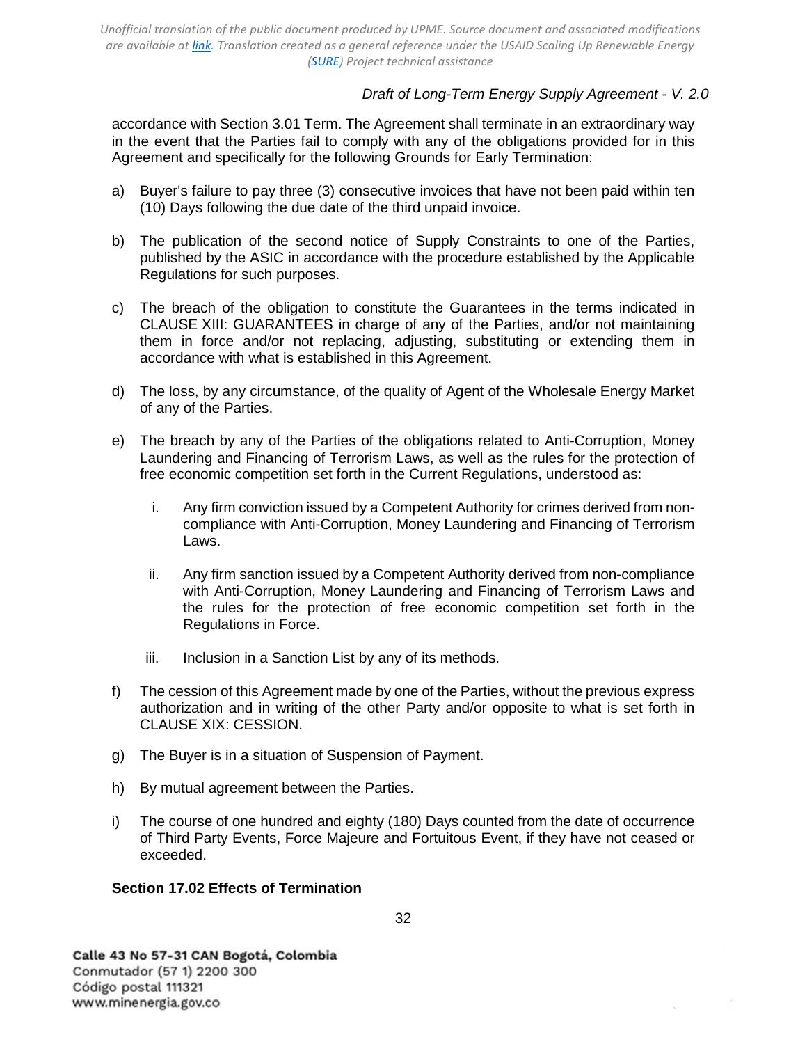accordance with Section 3.01 Term. The Agreement shall terminate in an extraordinary way in the event that the Parties fail to comply with any of the obligations provided for in this Agreement and specifically for the following Grounds for Early Termination:

a) Buyer's failure to pay three (3) consecutive invoices that have not been paid within ten (10) Days following the due date of the third unpaid invoice.

b) The publication of the second notice of Supply Constraints to one of the Parties, published by the ASIC in accordance with the procedure established by the Applicable Regulations for such purposes.

c) The breach of the obligation to constitute the Guarantees in the terms indicated in CLAUSE XIII: GUARANTEES in charge of any of the Parties, and/or not maintaining them in force and/or not replacing, adjusting, substituting or extending them in accordance with what is established in this Agreement.

d) The loss, by any circumstance, of the quality of Agent of the Wholesale Energy Market of any of the Parties.

e) The breach by any of the Parties of the obligations related to Anti-Corruption, Money Laundering and Financing of Terrorism Laws, as well as the rules for the protection of free economic competition set forth in the Current Regulations, understood as:

   i. Any firm conviction issued by a Competent Authority for crimes derived from non-compliance with Anti-Corruption, Money Laundering and Financing of Terrorism Laws.

   ii. Any firm sanction issued by a Competent Authority derived from non-compliance with Anti-Corruption, Money Laundering and Financing of Terrorism Laws and the rules for the protection of free economic competition set forth in the Regulations in Force.

   iii. Inclusion in a Sanction List by any of its methods.

f) The cession of this Agreement made by one of the Parties, without the previous express authorization and in writing of the other Party and/or opposite to what is set forth in CLAUSE XIX: CESSION.

g) The Buyer is in a situation of Suspension of Payment.

h) By mutual agreement between the Parties.

i) The course of one hundred and eighty (180) Days counted from the date of occurrence of Third Party Events, Force Majeure and Fortuitous Event, if they have not ceased or exceeded.

**Section 17.02 Effects of Termination**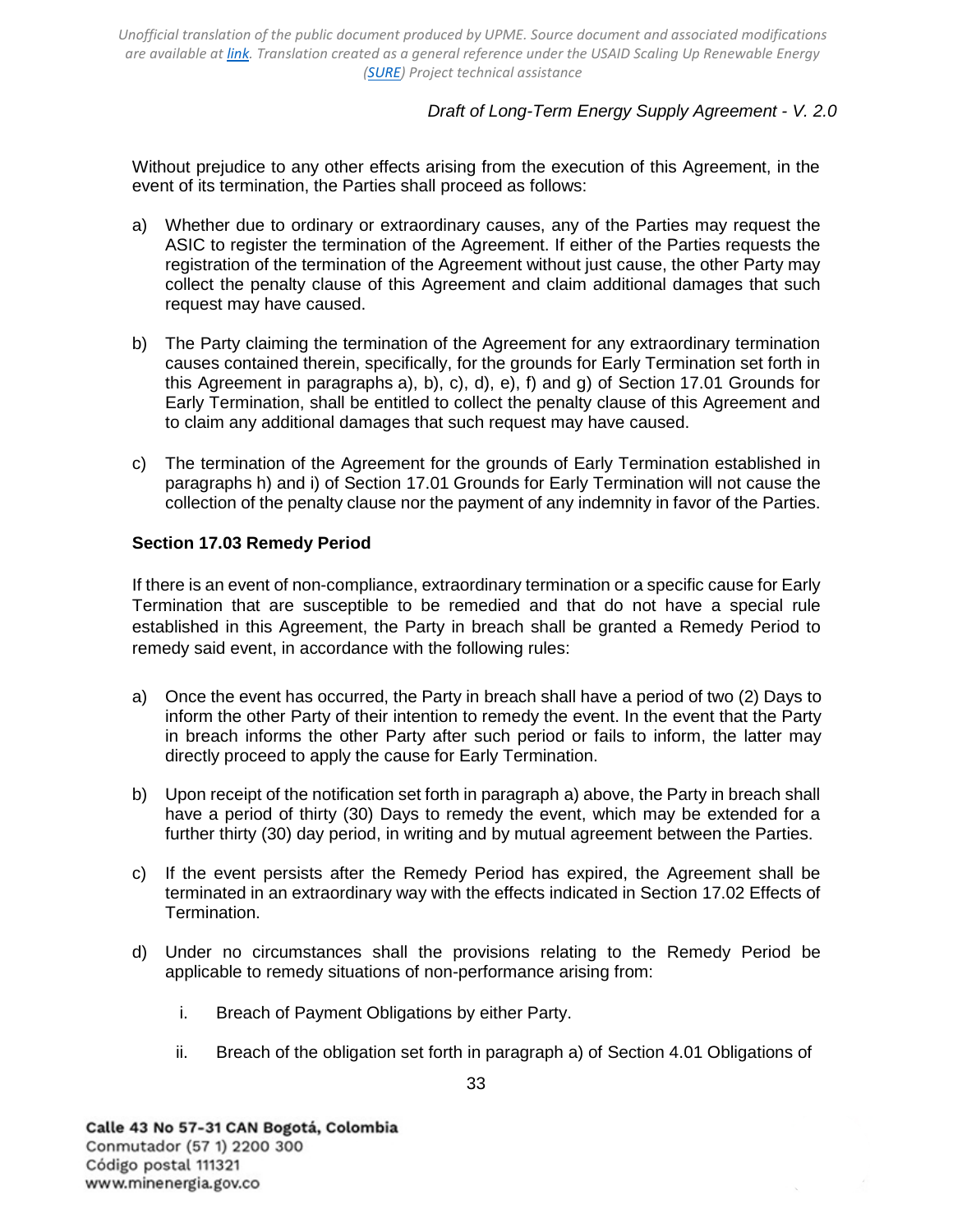Without prejudice to any other effects arising from the execution of this Agreement, in the event of its termination, the Parties shall proceed as follows:

a) Whether due to ordinary or extraordinary causes, any of the Parties may request the ASIC to register the termination of the Agreement. If either of the Parties requests the registration of the termination of the Agreement without just cause, the other Party may collect the penalty clause of this Agreement and claim additional damages that such request may have caused.

b) The Party claiming the termination of the Agreement for any extraordinary termination causes contained therein, specifically, for the grounds for Early Termination set forth in this Agreement in paragraphs a), b), c), d), e), f) and g) of Section 17.01 Grounds for Early Termination, shall be entitled to collect the penalty clause of this Agreement and to claim any additional damages that such request may have caused.

c) The termination of the Agreement for the grounds of Early Termination established in paragraphs h) and i) of Section 17.01 Grounds for Early Termination will not cause the collection of the penalty clause nor the payment of any indemnity in favor of the Parties.

### Section 17.03 Remedy Period

If there is an event of non-compliance, extraordinary termination or a specific cause for Early Termination that are susceptible to be remedied and that do not have a special rule established in this Agreement, the Party in breach shall be granted a Remedy Period to remedy said event, in accordance with the following rules:

a) Once the event has occurred, the Party in breach shall have a period of two (2) Days to inform the other Party of their intention to remedy the event. In the event that the Party in breach informs the other Party after such period or fails to inform, the latter may directly proceed to apply the cause for Early Termination.

b) Upon receipt of the notification set forth in paragraph a) above, the Party in breach shall have a period of thirty (30) Days to remedy the event, which may be extended for a further thirty (30) day period, in writing and by mutual agreement between the Parties.

c) If the event persists after the Remedy Period has expired, the Agreement shall be terminated in an extraordinary way with the effects indicated in Section 17.02 Effects of Termination.

d) Under no circumstances shall the provisions relating to the Remedy Period be applicable to remedy situations of non-performance arising from:

   i. Breach of Payment Obligations by either Party.

   ii. Breach of the obligation set forth in paragraph a) of Section 4.01 Obligations of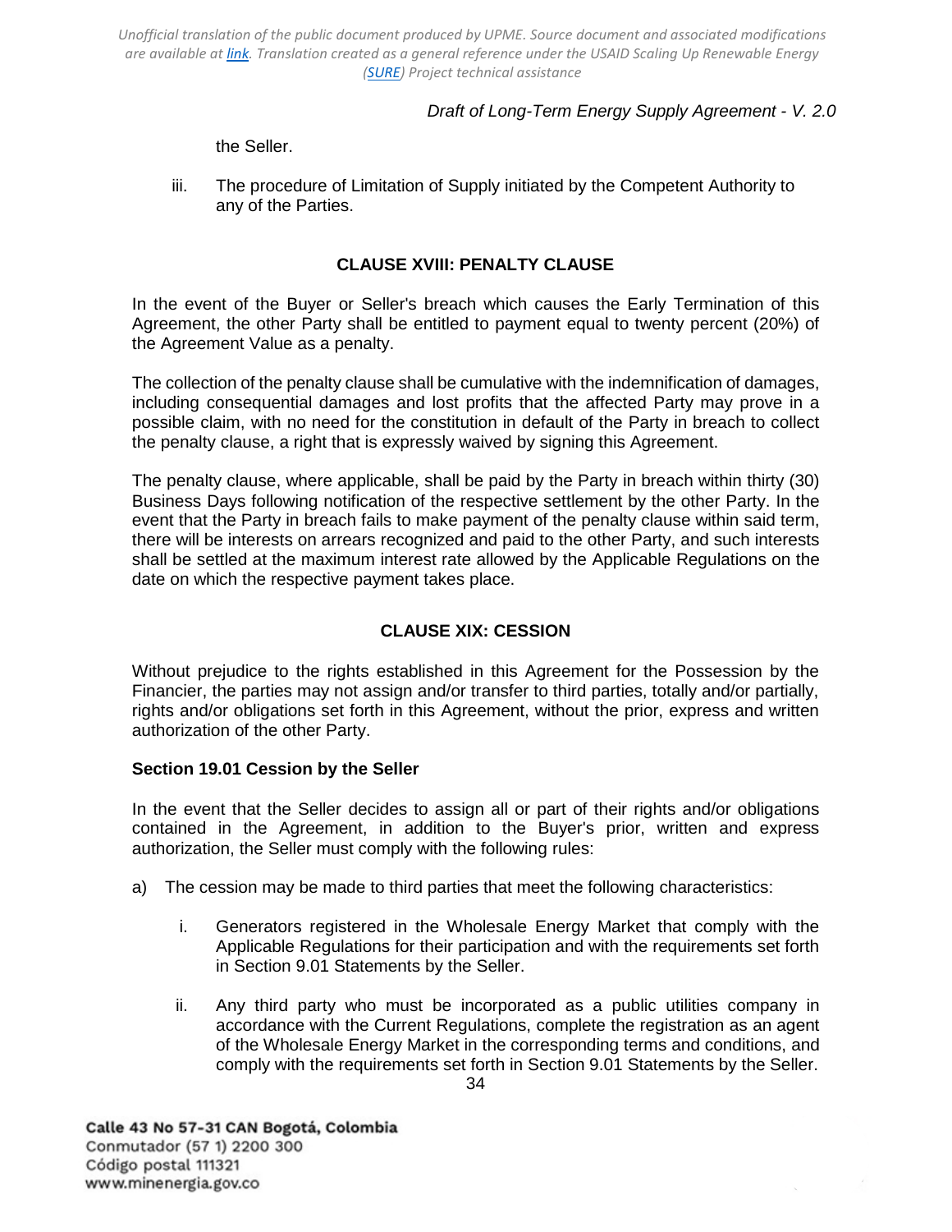the Seller.

iii. The procedure of Limitation of Supply initiated by the Competent Authority to any of the Parties.

## CLAUSE XVIII: PENALTY CLAUSE

In the event of the Buyer or Seller's breach which causes the Early Termination of this Agreement, the other Party shall be entitled to payment equal to twenty percent (20%) of the Agreement Value as a penalty.

The collection of the penalty clause shall be cumulative with the indemnification of damages, including consequential damages and lost profits that the affected Party may prove in a possible claim, with no need for the constitution in default of the Party in breach to collect the penalty clause, a right that is expressly waived by signing this Agreement.

The penalty clause, where applicable, shall be paid by the Party in breach within thirty (30) Business Days following notification of the respective settlement by the other Party. In the event that the Party in breach fails to make payment of the penalty clause within said term, there will be interests on arrears recognized and paid to the other Party, and such interests shall be settled at the maximum interest rate allowed by the Applicable Regulations on the date on which the respective payment takes place.

## CLAUSE XIX: CESSION

Without prejudice to the rights established in this Agreement for the Possession by the Financier, the parties may not assign and/or transfer to third parties, totally and/or partially, rights and/or obligations set forth in this Agreement, without the prior, express and written authorization of the other Party.

### Section 19.01 Cession by the Seller

In the event that the Seller decides to assign all or part of their rights and/or obligations contained in the Agreement, in addition to the Buyer's prior, written and express authorization, the Seller must comply with the following rules:

a) The cession may be made to third parties that meet the following characteristics:

   i. Generators registered in the Wholesale Energy Market that comply with the Applicable Regulations for their participation and with the requirements set forth in Section 9.01 Statements by the Seller.

   ii. Any third party who must be incorporated as a public utilities company in accordance with the Current Regulations, complete the registration as an agent of the Wholesale Energy Market in the corresponding terms and conditions, and comply with the requirements set forth in Section 9.01 Statements by the Seller.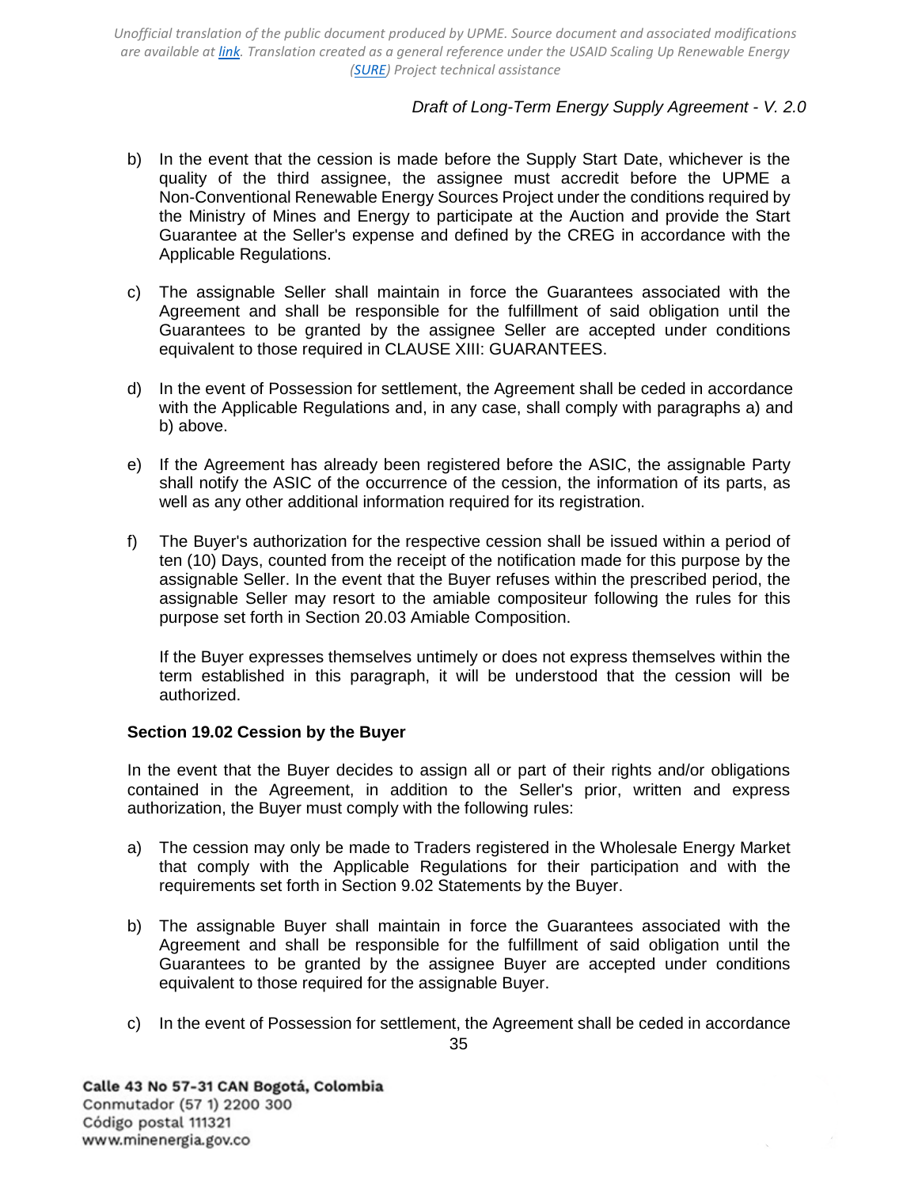b) In the event that the cession is made before the Supply Start Date, whichever is the quality of the third assignee, the assignee must accredit before the UPME a Non-Conventional Renewable Energy Sources Project under the conditions required by the Ministry of Mines and Energy to participate at the Auction and provide the Start Guarantee at the Seller's expense and defined by the CREG in accordance with the Applicable Regulations.

c) The assignable Seller shall maintain in force the Guarantees associated with the Agreement and shall be responsible for the fulfillment of said obligation until the Guarantees to be granted by the assignee Seller are accepted under conditions equivalent to those required in CLAUSE XIII: GUARANTEES.

d) In the event of Possession for settlement, the Agreement shall be ceded in accordance with the Applicable Regulations and, in any case, shall comply with paragraphs a) and b) above.

e) If the Agreement has already been registered before the ASIC, the assignable Party shall notify the ASIC of the occurrence of the cession, the information of its parts, as well as any other additional information required for its registration.

f) The Buyer's authorization for the respective cession shall be issued within a period of ten (10) Days, counted from the receipt of the notification made for this purpose by the assignable Seller. In the event that the Buyer refuses within the prescribed period, the assignable Seller may resort to the amiable compositeur following the rules for this purpose set forth in Section 20.03 Amiable Composition.

   If the Buyer expresses themselves untimely or does not express themselves within the term established in this paragraph, it will be understood that the cession will be authorized.

**Section 19.02 Cession by the Buyer**

In the event that the Buyer decides to assign all or part of their rights and/or obligations contained in the Agreement, in addition to the Seller's prior, written and express authorization, the Buyer must comply with the following rules:

a) The cession may only be made to Traders registered in the Wholesale Energy Market that comply with the Applicable Regulations for their participation and with the requirements set forth in Section 9.02 Statements by the Buyer.

b) The assignable Buyer shall maintain in force the Guarantees associated with the Agreement and shall be responsible for the fulfillment of said obligation until the Guarantees to be granted by the assignee Buyer are accepted under conditions equivalent to those required for the assignable Buyer.

c) In the event of Possession for settlement, the Agreement shall be ceded in accordance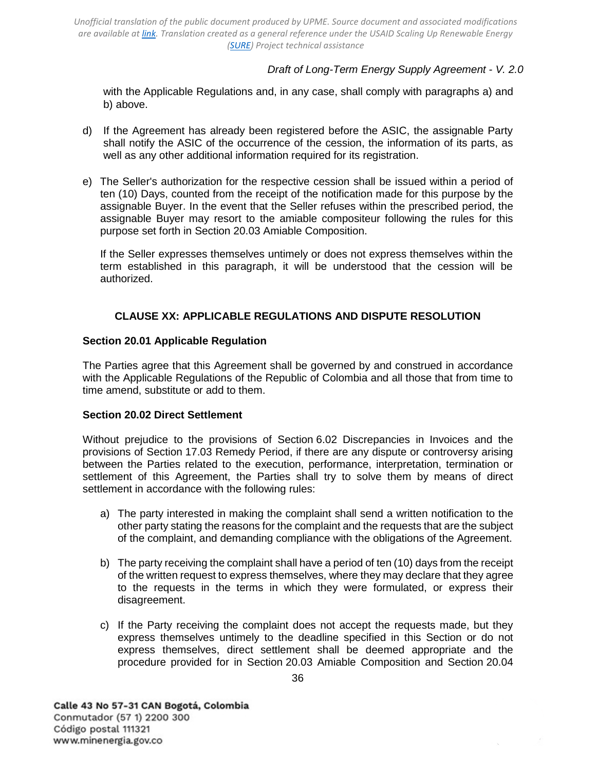with the Applicable Regulations and, in any case, shall comply with paragraphs a) and b) above.

d) If the Agreement has already been registered before the ASIC, the assignable Party shall notify the ASIC of the occurrence of the cession, the information of its parts, as well as any other additional information required for its registration.

e) The Seller's authorization for the respective cession shall be issued within a period of ten (10) Days, counted from the receipt of the notification made for this purpose by the assignable Buyer. In the event that the Seller refuses within the prescribed period, the assignable Buyer may resort to the amiable compositeur following the rules for this purpose set forth in Section 20.03 Amiable Composition.

   If the Seller expresses themselves untimely or does not express themselves within the term established in this paragraph, it will be understood that the cession will be authorized.

## CLAUSE XX: APPLICABLE REGULATIONS AND DISPUTE RESOLUTION

### Section 20.01 Applicable Regulation

The Parties agree that this Agreement shall be governed by and construed in accordance with the Applicable Regulations of the Republic of Colombia and all those that from time to time amend, substitute or add to them.

### Section 20.02 Direct Settlement

Without prejudice to the provisions of Section 6.02 Discrepancies in Invoices and the provisions of Section 17.03 Remedy Period, if there are any dispute or controversy arising between the Parties related to the execution, performance, interpretation, termination or settlement of this Agreement, the Parties shall try to solve them by means of direct settlement in accordance with the following rules:

a) The party interested in making the complaint shall send a written notification to the other party stating the reasons for the complaint and the requests that are the subject of the complaint, and demanding compliance with the obligations of the Agreement.

b) The party receiving the complaint shall have a period of ten (10) days from the receipt of the written request to express themselves, where they may declare that they agree to the requests in the terms in which they were formulated, or express their disagreement.

c) If the Party receiving the complaint does not accept the requests made, but they express themselves untimely to the deadline specified in this Section or do not express themselves, direct settlement shall be deemed appropriate and the procedure provided for in Section 20.03 Amiable Composition and Section 20.04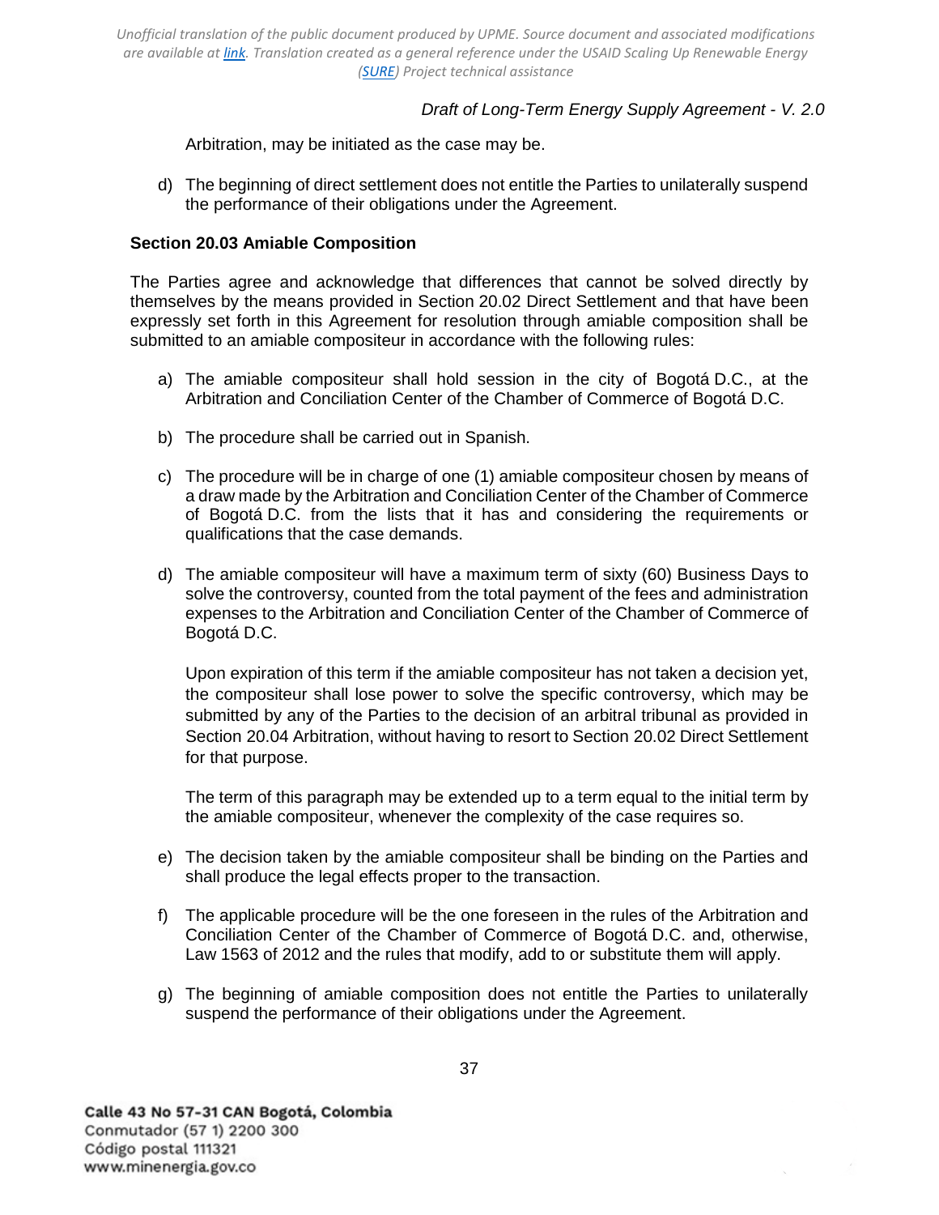Arbitration, may be initiated as the case may be.

d) The beginning of direct settlement does not entitle the Parties to unilaterally suspend the performance of their obligations under the Agreement.

**Section 20.03 Amiable Composition**

The Parties agree and acknowledge that differences that cannot be solved directly by themselves by the means provided in Section 20.02 Direct Settlement and that have been expressly set forth in this Agreement for resolution through amiable composition shall be submitted to an amiable compositeur in accordance with the following rules:

a) The amiable compositeur shall hold session in the city of Bogotá D.C., at the Arbitration and Conciliation Center of the Chamber of Commerce of Bogotá D.C.

b) The procedure shall be carried out in Spanish.

c) The procedure will be in charge of one (1) amiable compositeur chosen by means of a draw made by the Arbitration and Conciliation Center of the Chamber of Commerce of Bogotá D.C. from the lists that it has and considering the requirements or qualifications that the case demands.

d) The amiable compositeur will have a maximum term of sixty (60) Business Days to solve the controversy, counted from the total payment of the fees and administration expenses to the Arbitration and Conciliation Center of the Chamber of Commerce of Bogotá D.C.

   Upon expiration of this term if the amiable compositeur has not taken a decision yet, the compositeur shall lose power to solve the specific controversy, which may be submitted by any of the Parties to the decision of an arbitral tribunal as provided in Section 20.04 Arbitration, without having to resort to Section 20.02 Direct Settlement for that purpose.

   The term of this paragraph may be extended up to a term equal to the initial term by the amiable compositeur, whenever the complexity of the case requires so.

e) The decision taken by the amiable compositeur shall be binding on the Parties and shall produce the legal effects proper to the transaction.

f) The applicable procedure will be the one foreseen in the rules of the Arbitration and Conciliation Center of the Chamber of Commerce of Bogotá D.C. and, otherwise, Law 1563 of 2012 and the rules that modify, add to or substitute them will apply.

g) The beginning of amiable composition does not entitle the Parties to unilaterally suspend the performance of their obligations under the Agreement.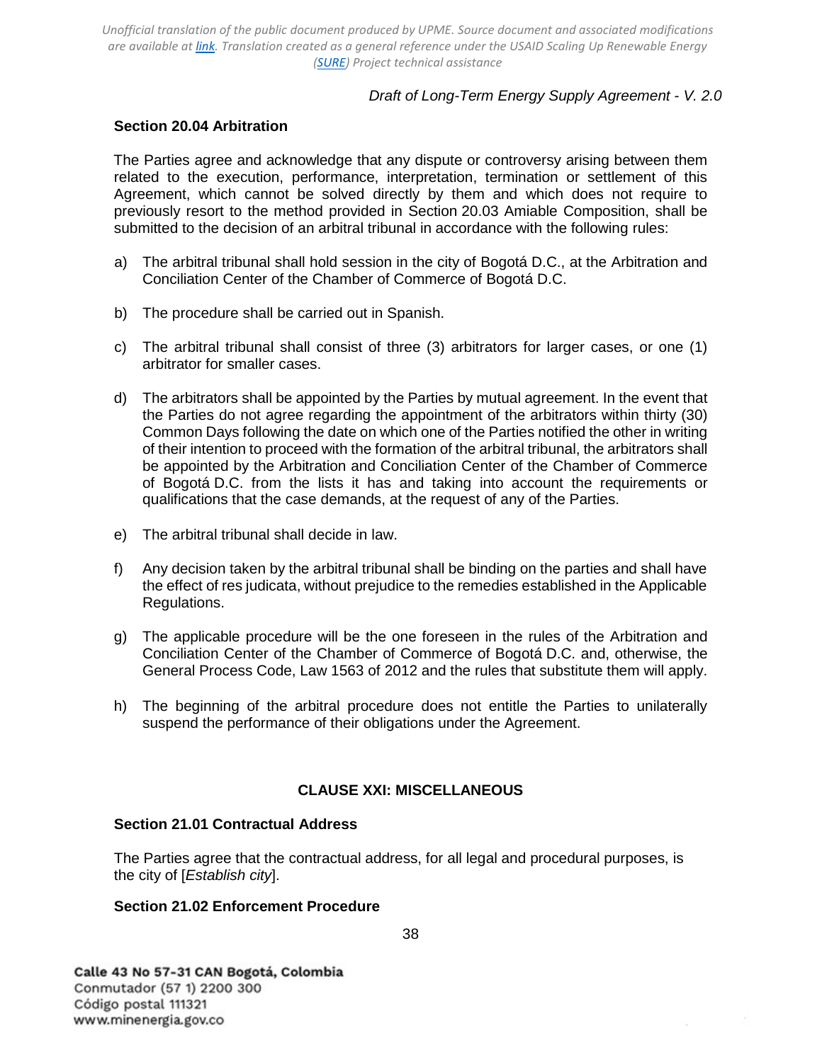### Section 20.04 Arbitration

The Parties agree and acknowledge that any dispute or controversy arising between them related to the execution, performance, interpretation, termination or settlement of this Agreement, which cannot be solved directly by them and which does not require to previously resort to the method provided in Section 20.03 Amiable Composition, shall be submitted to the decision of an arbitral tribunal in accordance with the following rules:

a) The arbitral tribunal shall hold session in the city of Bogotá D.C., at the Arbitration and Conciliation Center of the Chamber of Commerce of Bogotá D.C.

b) The procedure shall be carried out in Spanish.

c) The arbitral tribunal shall consist of three (3) arbitrators for larger cases, or one (1) arbitrator for smaller cases.

d) The arbitrators shall be appointed by the Parties by mutual agreement. In the event that the Parties do not agree regarding the appointment of the arbitrators within thirty (30) Common Days following the date on which one of the Parties notified the other in writing of their intention to proceed with the formation of the arbitral tribunal, the arbitrators shall be appointed by the Arbitration and Conciliation Center of the Chamber of Commerce of Bogotá D.C. from the lists it has and taking into account the requirements or qualifications that the case demands, at the request of any of the Parties.

e) The arbitral tribunal shall decide in law.

f) Any decision taken by the arbitral tribunal shall be binding on the parties and shall have the effect of res judicata, without prejudice to the remedies established in the Applicable Regulations.

g) The applicable procedure will be the one foreseen in the rules of the Arbitration and Conciliation Center of the Chamber of Commerce of Bogotá D.C. and, otherwise, the General Process Code, Law 1563 of 2012 and the rules that substitute them will apply.

h) The beginning of the arbitral procedure does not entitle the Parties to unilaterally suspend the performance of their obligations under the Agreement.

## CLAUSE XXI: MISCELLANEOUS

### Section 21.01 Contractual Address

The Parties agree that the contractual address, for all legal and procedural purposes, is the city of [*Establish city*].

### Section 21.02 Enforcement Procedure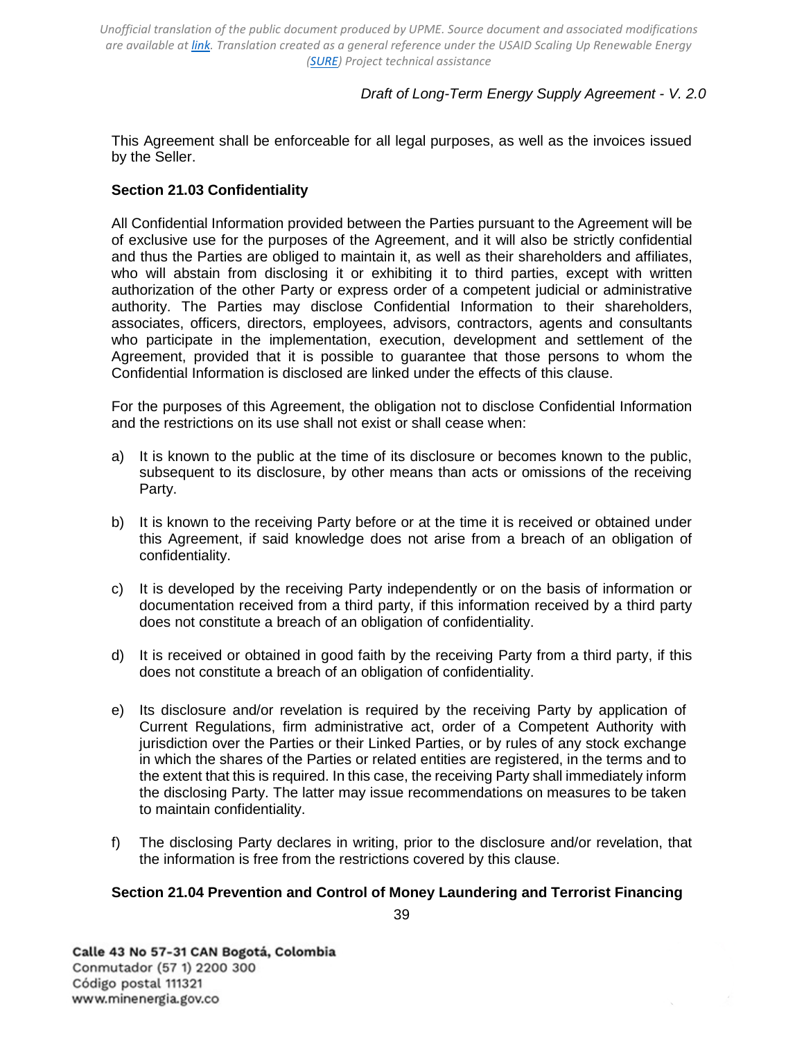This Agreement shall be enforceable for all legal purposes, as well as the invoices issued by the Seller.

**Section 21.03 Confidentiality**

All Confidential Information provided between the Parties pursuant to the Agreement will be of exclusive use for the purposes of the Agreement, and it will also be strictly confidential and thus the Parties are obliged to maintain it, as well as their shareholders and affiliates, who will abstain from disclosing it or exhibiting it to third parties, except with written authorization of the other Party or express order of a competent judicial or administrative authority. The Parties may disclose Confidential Information to their shareholders, associates, officers, directors, employees, advisors, contractors, agents and consultants who participate in the implementation, execution, development and settlement of the Agreement, provided that it is possible to guarantee that those persons to whom the Confidential Information is disclosed are linked under the effects of this clause.

For the purposes of this Agreement, the obligation not to disclose Confidential Information and the restrictions on its use shall not exist or shall cease when:

a) It is known to the public at the time of its disclosure or becomes known to the public, subsequent to its disclosure, by other means than acts or omissions of the receiving Party.

b) It is known to the receiving Party before or at the time it is received or obtained under this Agreement, if said knowledge does not arise from a breach of an obligation of confidentiality.

c) It is developed by the receiving Party independently or on the basis of information or documentation received from a third party, if this information received by a third party does not constitute a breach of an obligation of confidentiality.

d) It is received or obtained in good faith by the receiving Party from a third party, if this does not constitute a breach of an obligation of confidentiality.

e) Its disclosure and/or revelation is required by the receiving Party by application of Current Regulations, firm administrative act, order of a Competent Authority with jurisdiction over the Parties or their Linked Parties, or by rules of any stock exchange in which the shares of the Parties or related entities are registered, in the terms and to the extent that this is required. In this case, the receiving Party shall immediately inform the disclosing Party. The latter may issue recommendations on measures to be taken to maintain confidentiality.

f) The disclosing Party declares in writing, prior to the disclosure and/or revelation, that the information is free from the restrictions covered by this clause.

**Section 21.04 Prevention and Control of Money Laundering and Terrorist Financing**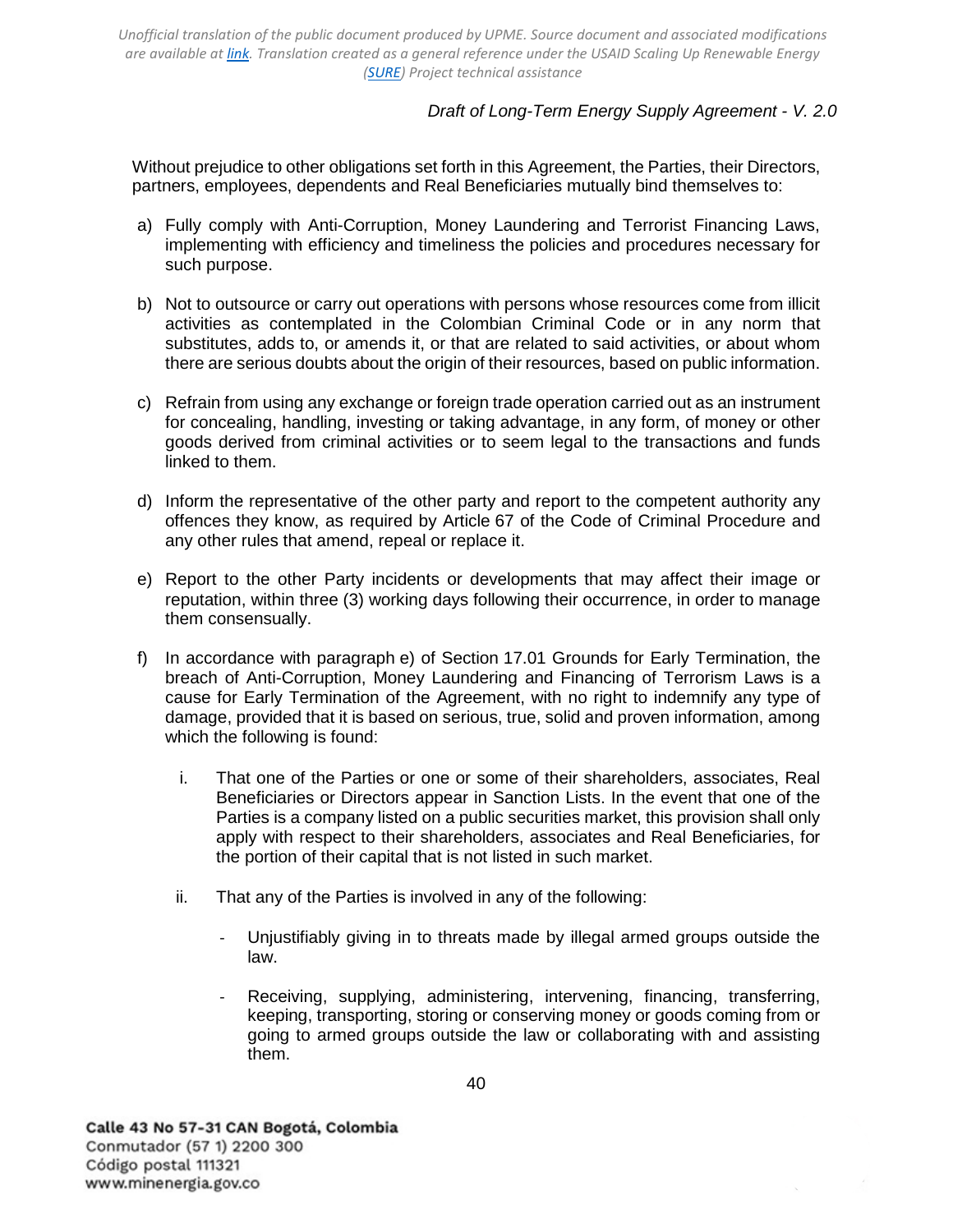Without prejudice to other obligations set forth in this Agreement, the Parties, their Directors, partners, employees, dependents and Real Beneficiaries mutually bind themselves to:

a) Fully comply with Anti-Corruption, Money Laundering and Terrorist Financing Laws, implementing with efficiency and timeliness the policies and procedures necessary for such purpose.

b) Not to outsource or carry out operations with persons whose resources come from illicit activities as contemplated in the Colombian Criminal Code or in any norm that substitutes, adds to, or amends it, or that are related to said activities, or about whom there are serious doubts about the origin of their resources, based on public information.

c) Refrain from using any exchange or foreign trade operation carried out as an instrument for concealing, handling, investing or taking advantage, in any form, of money or other goods derived from criminal activities or to seem legal to the transactions and funds linked to them.

d) Inform the representative of the other party and report to the competent authority any offences they know, as required by Article 67 of the Code of Criminal Procedure and any other rules that amend, repeal or replace it.

e) Report to the other Party incidents or developments that may affect their image or reputation, within three (3) working days following their occurrence, in order to manage them consensually.

f) In accordance with paragraph e) of Section 17.01 Grounds for Early Termination, the breach of Anti-Corruption, Money Laundering and Financing of Terrorism Laws is a cause for Early Termination of the Agreement, with no right to indemnify any type of damage, provided that it is based on serious, true, solid and proven information, among which the following is found:

   i. That one of the Parties or one or some of their shareholders, associates, Real Beneficiaries or Directors appear in Sanction Lists. In the event that one of the Parties is a company listed on a public securities market, this provision shall only apply with respect to their shareholders, associates and Real Beneficiaries, for the portion of their capital that is not listed in such market.

   ii. That any of the Parties is involved in any of the following:

      - Unjustifiably giving in to threats made by illegal armed groups outside the law.

      - Receiving, supplying, administering, intervening, financing, transferring, keeping, transporting, storing or conserving money or goods coming from or going to armed groups outside the law or collaborating with and assisting them.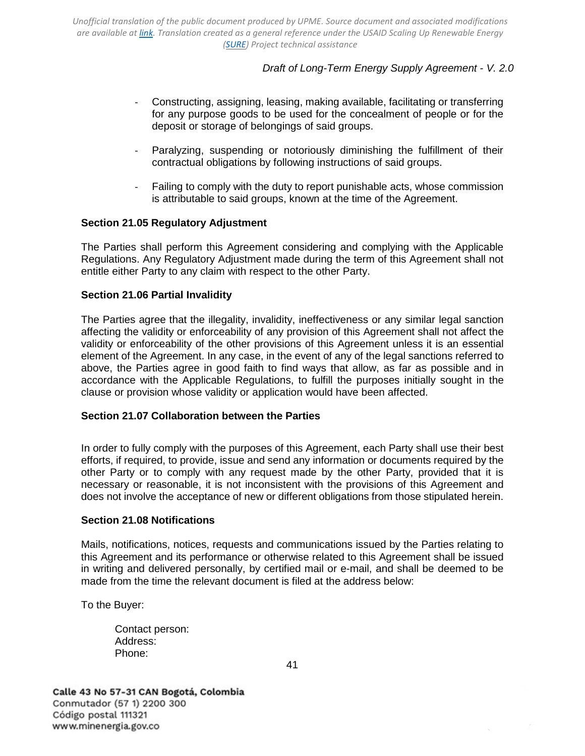- Constructing, assigning, leasing, making available, facilitating or transferring for any purpose goods to be used for the concealment of people or for the deposit or storage of belongings of said groups.

- Paralyzing, suspending or notoriously diminishing the fulfillment of their contractual obligations by following instructions of said groups.

- Failing to comply with the duty to report punishable acts, whose commission is attributable to said groups, known at the time of the Agreement.

**Section 21.05 Regulatory Adjustment**

The Parties shall perform this Agreement considering and complying with the Applicable Regulations. Any Regulatory Adjustment made during the term of this Agreement shall not entitle either Party to any claim with respect to the other Party.

**Section 21.06 Partial Invalidity**

The Parties agree that the illegality, invalidity, ineffectiveness or any similar legal sanction affecting the validity or enforceability of any provision of this Agreement shall not affect the validity or enforceability of the other provisions of this Agreement unless it is an essential element of the Agreement. In any case, in the event of any of the legal sanctions referred to above, the Parties agree in good faith to find ways that allow, as far as possible and in accordance with the Applicable Regulations, to fulfill the purposes initially sought in the clause or provision whose validity or application would have been affected.

**Section 21.07 Collaboration between the Parties**

In order to fully comply with the purposes of this Agreement, each Party shall use their best efforts, if required, to provide, issue and send any information or documents required by the other Party or to comply with any request made by the other Party, provided that it is necessary or reasonable, it is not inconsistent with the provisions of this Agreement and does not involve the acceptance of new or different obligations from those stipulated herein.

**Section 21.08 Notifications**

Mails, notifications, notices, requests and communications issued by the Parties relating to this Agreement and its performance or otherwise related to this Agreement shall be issued in writing and delivered personally, by certified mail or e-mail, and shall be deemed to be made from the time the relevant document is filed at the address below:

To the Buyer:

Contact person:
Address:
Phone: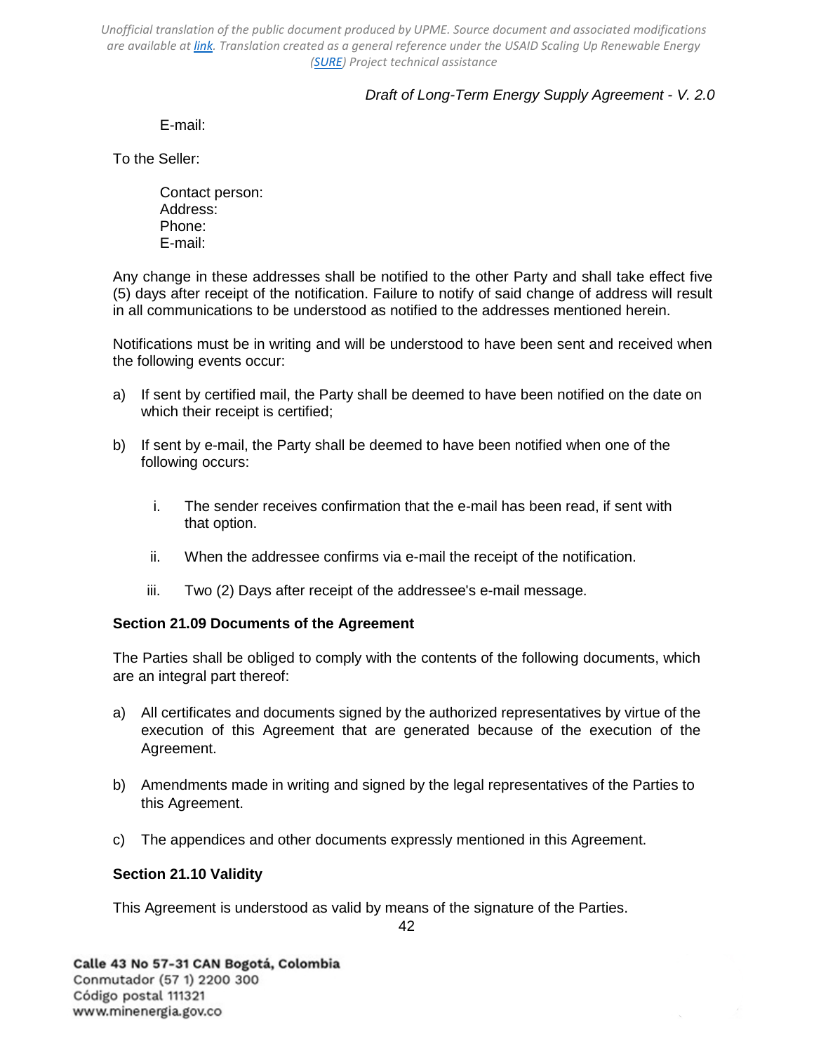E-mail:

To the Seller:

Contact person:
Address:
Phone:
E-mail:

Any change in these addresses shall be notified to the other Party and shall take effect five (5) days after receipt of the notification. Failure to notify of said change of address will result in all communications to be understood as notified to the addresses mentioned herein.

Notifications must be in writing and will be understood to have been sent and received when the following events occur:

a) If sent by certified mail, the Party shall be deemed to have been notified on the date on which their receipt is certified;

b) If sent by e-mail, the Party shall be deemed to have been notified when one of the following occurs:

   i. The sender receives confirmation that the e-mail has been read, if sent with that option.

   ii. When the addressee confirms via e-mail the receipt of the notification.

   iii. Two (2) Days after receipt of the addressee's e-mail message.

**Section 21.09 Documents of the Agreement**

The Parties shall be obliged to comply with the contents of the following documents, which are an integral part thereof:

a) All certificates and documents signed by the authorized representatives by virtue of the execution of this Agreement that are generated because of the execution of the Agreement.

b) Amendments made in writing and signed by the legal representatives of the Parties to this Agreement.

c) The appendices and other documents expressly mentioned in this Agreement.

**Section 21.10 Validity**

This Agreement is understood as valid by means of the signature of the Parties.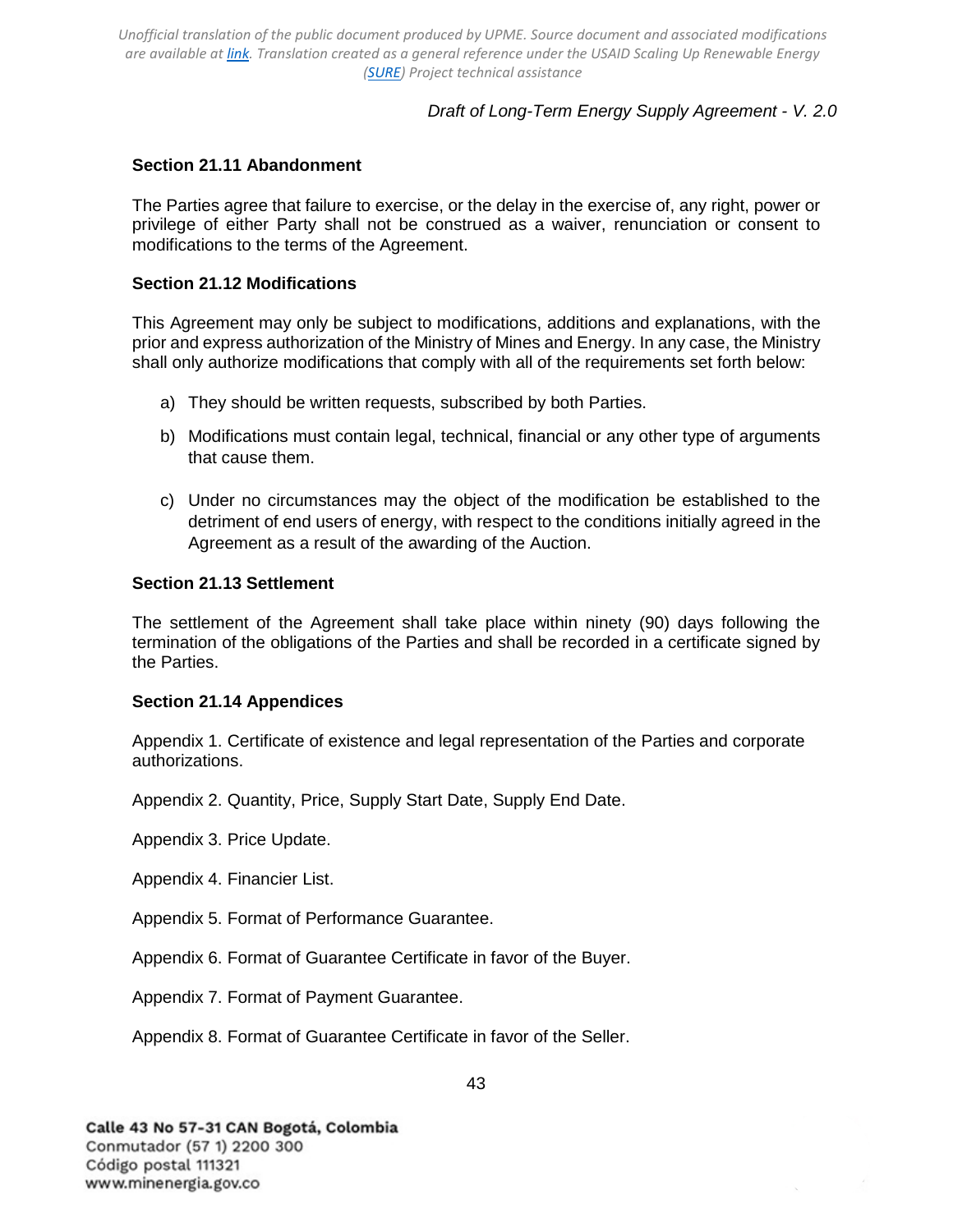### Section 21.11 Abandonment

The Parties agree that failure to exercise, or the delay in the exercise of, any right, power or privilege of either Party shall not be construed as a waiver, renunciation or consent to modifications to the terms of the Agreement.

### Section 21.12 Modifications

This Agreement may only be subject to modifications, additions and explanations, with the prior and express authorization of the Ministry of Mines and Energy. In any case, the Ministry shall only authorize modifications that comply with all of the requirements set forth below:

a) They should be written requests, subscribed by both Parties.

b) Modifications must contain legal, technical, financial or any other type of arguments that cause them.

c) Under no circumstances may the object of the modification be established to the detriment of end users of energy, with respect to the conditions initially agreed in the Agreement as a result of the awarding of the Auction.

### Section 21.13 Settlement

The settlement of the Agreement shall take place within ninety (90) days following the termination of the obligations of the Parties and shall be recorded in a certificate signed by the Parties.

### Section 21.14 Appendices

Appendix 1. Certificate of existence and legal representation of the Parties and corporate authorizations.

Appendix 2. Quantity, Price, Supply Start Date, Supply End Date.

Appendix 3. Price Update.

Appendix 4. Financier List.

Appendix 5. Format of Performance Guarantee.

Appendix 6. Format of Guarantee Certificate in favor of the Buyer.

Appendix 7. Format of Payment Guarantee.

Appendix 8. Format of Guarantee Certificate in favor of the Seller.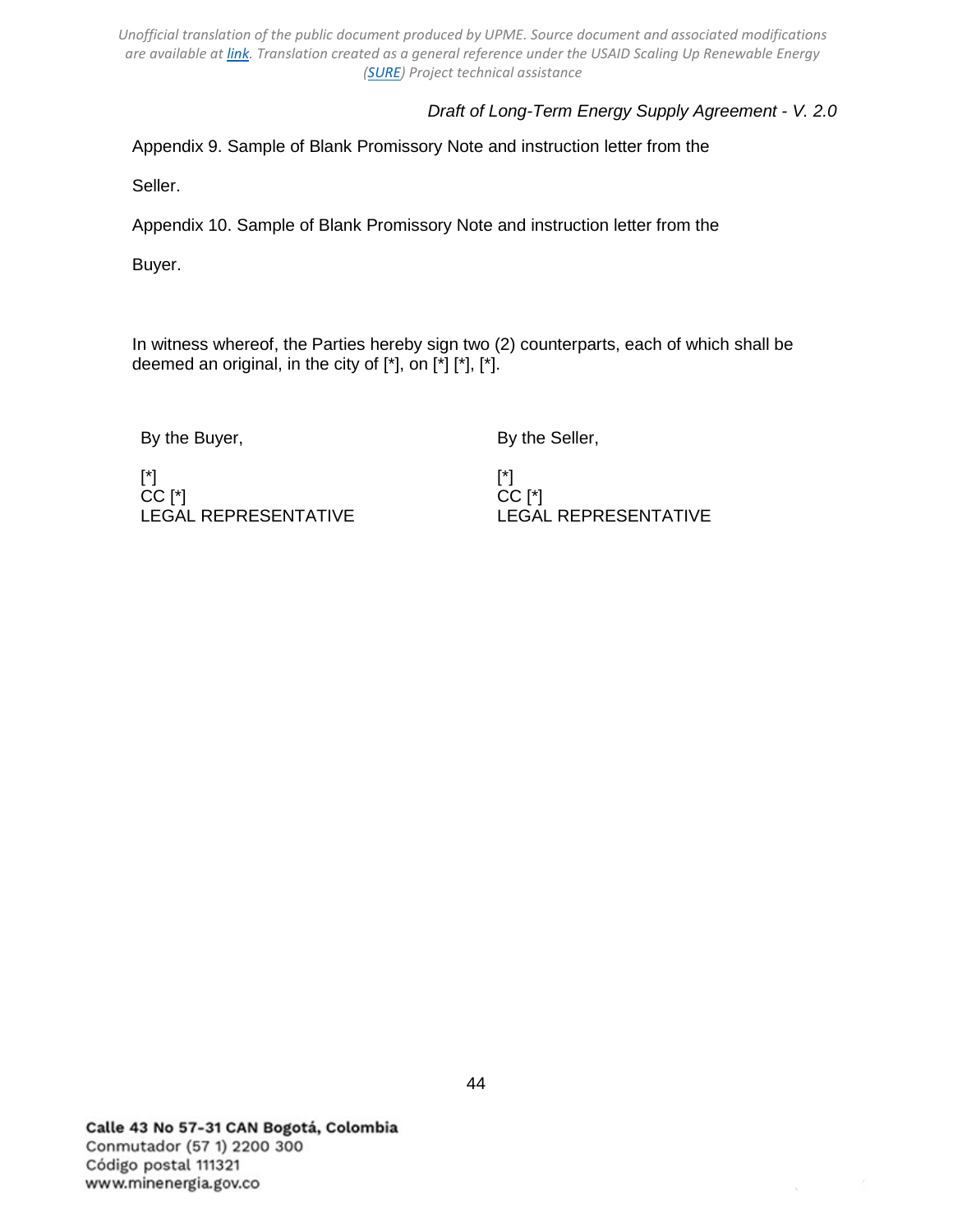Appendix 9. Sample of Blank Promissory Note and instruction letter from the Seller.

Appendix 10. Sample of Blank Promissory Note and instruction letter from the Buyer.

In witness whereof, the Parties hereby sign two (2) counterparts, each of which shall be deemed an original, in the city of [*], on [*] [*], [*].

| By the Buyer, | By the Seller, |
| --- | --- |
| [*]<br>CC [*]<br>LEGAL REPRESENTATIVE | [*]<br>CC [*]<br>LEGAL REPRESENTATIVE |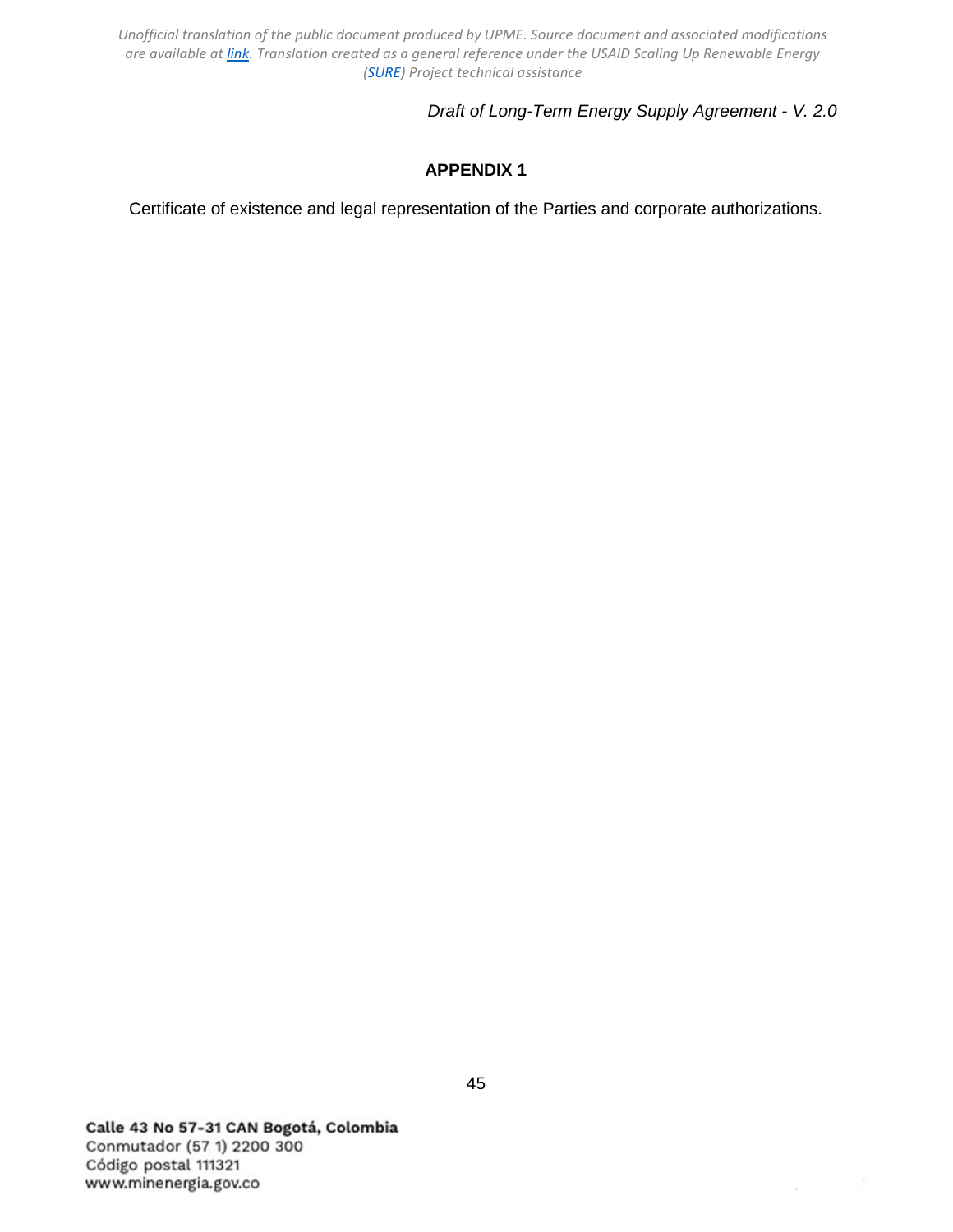# APPENDIX 1

Certificate of existence and legal representation of the Parties and corporate authorizations.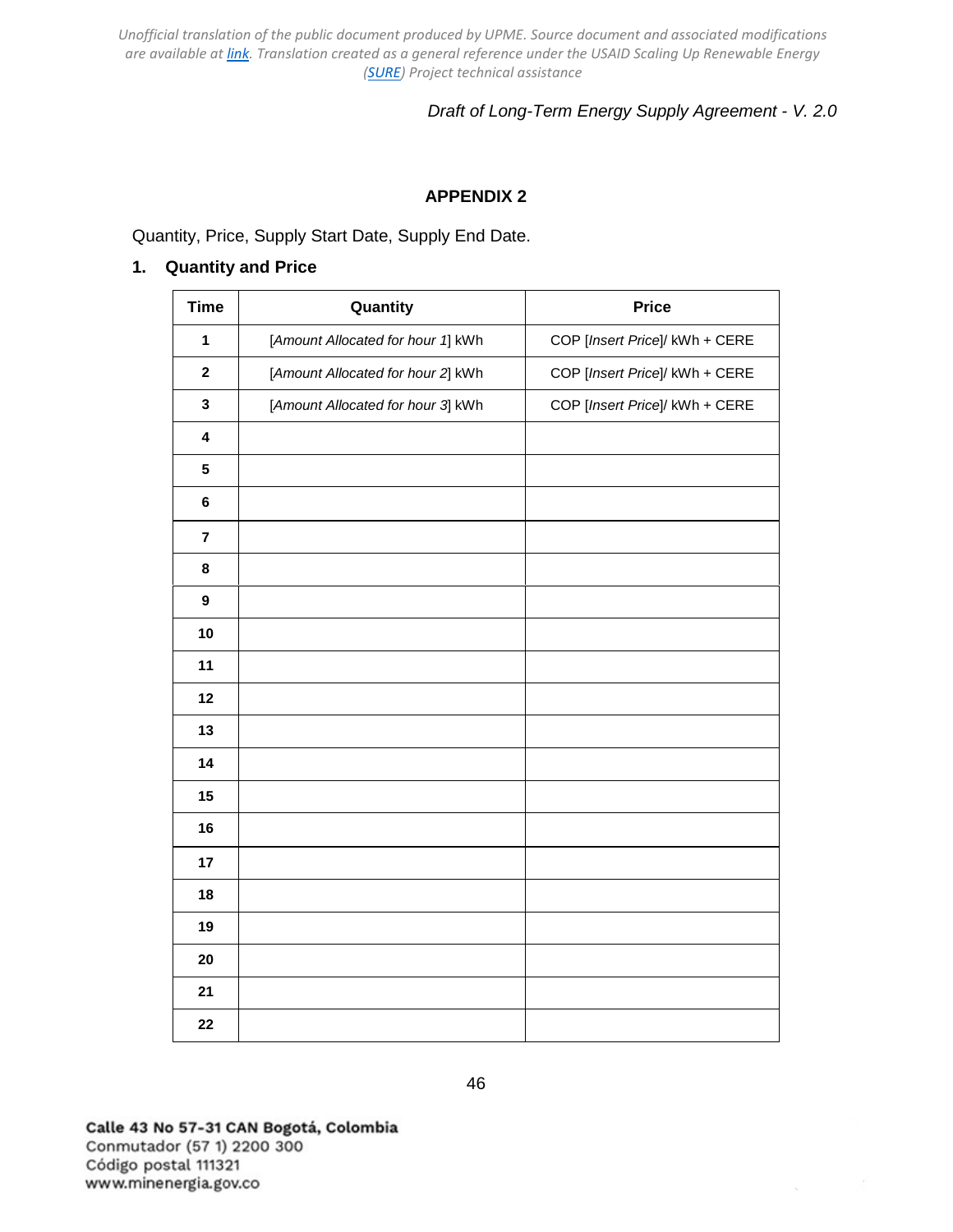## APPENDIX 2

Quantity, Price, Supply Start Date, Supply End Date.

### 1. Quantity and Price

| Time | Quantity | Price |
|---|---|---|
| 1 | [*Amount Allocated for hour 1*] kWh | COP [*Insert Price*]/ kWh + CERE |
| 2 | [*Amount Allocated for hour 2*] kWh | COP [*Insert Price*]/ kWh + CERE |
| 3 | [*Amount Allocated for hour 3*] kWh | COP [*Insert Price*]/ kWh + CERE |
| 4 | | |
| 5 | | |
| 6 | | |
| 7 | | |
| 8 | | |
| 9 | | |
| 10 | | |
| 11 | | |
| 12 | | |
| 13 | | |
| 14 | | |
| 15 | | |
| 16 | | |
| 17 | | |
| 18 | | |
| 19 | | |
| 20 | | |
| 21 | | |
| 22 | | |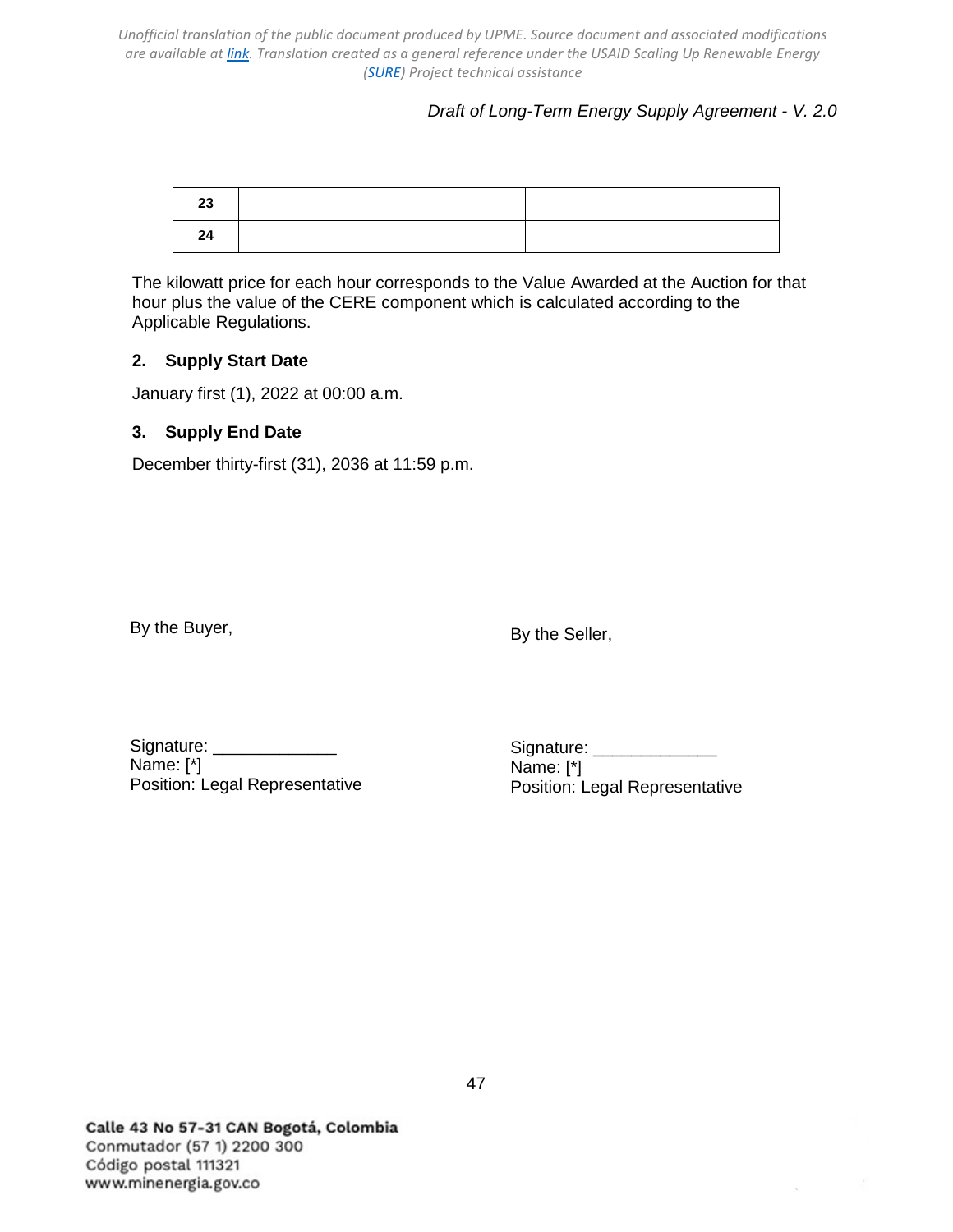| 23 | | |
|---|---|---|
| 24 | | |

The kilowatt price for each hour corresponds to the Value Awarded at the Auction for that hour plus the value of the CERE component which is calculated according to the Applicable Regulations.

### 2. Supply Start Date

January first (1), 2022 at 00:00 a.m.

### 3. Supply End Date

December thirty-first (31), 2036 at 11:59 p.m.

By the Buyer,

Signature: _____________
Name: [*]
Position: Legal Representative

By the Seller,

Signature: _____________
Name: [*]
Position: Legal Representative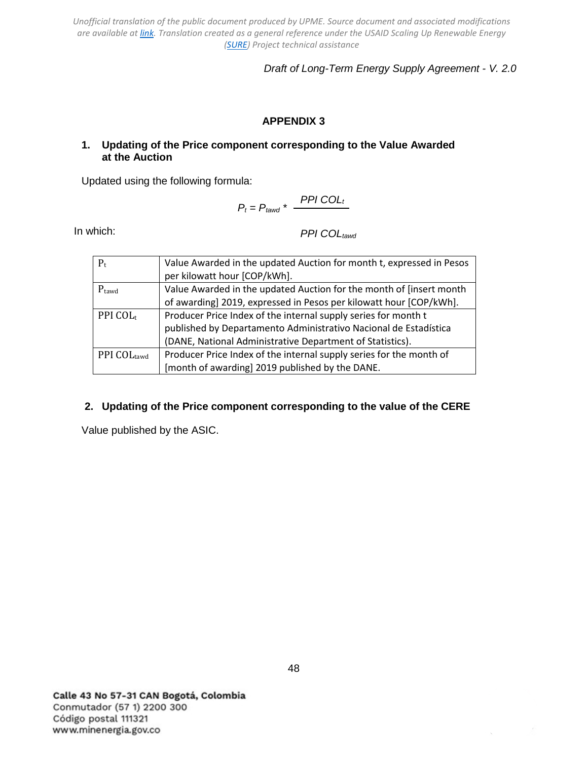# APPENDIX 3

## 1. Updating of the Price component corresponding to the Value Awarded at the Auction

Updated using the following formula:

$$P_t = P_{tawd} * \frac{PPI\ COL_t}{PPI\ COL_{tawd}}$$

In which:

| | |
|---|---|
| $P_t$ | Value Awarded in the updated Auction for month t, expressed in Pesos per kilowatt hour [COP/kWh]. |
| $P_{tawd}$ | Value Awarded in the updated Auction for the month of [insert month of awarding] 2019, expressed in Pesos per kilowatt hour [COP/kWh]. |
| $PPI\ COL_t$ | Producer Price Index of the internal supply series for month t published by Departamento Administrativo Nacional de Estadística (DANE, National Administrative Department of Statistics). |
| $PPI\ COL_{tawd}$ | Producer Price Index of the internal supply series for the month of [month of awarding] 2019 published by the DANE. |

## 2. Updating of the Price component corresponding to the value of the CERE

Value published by the ASIC.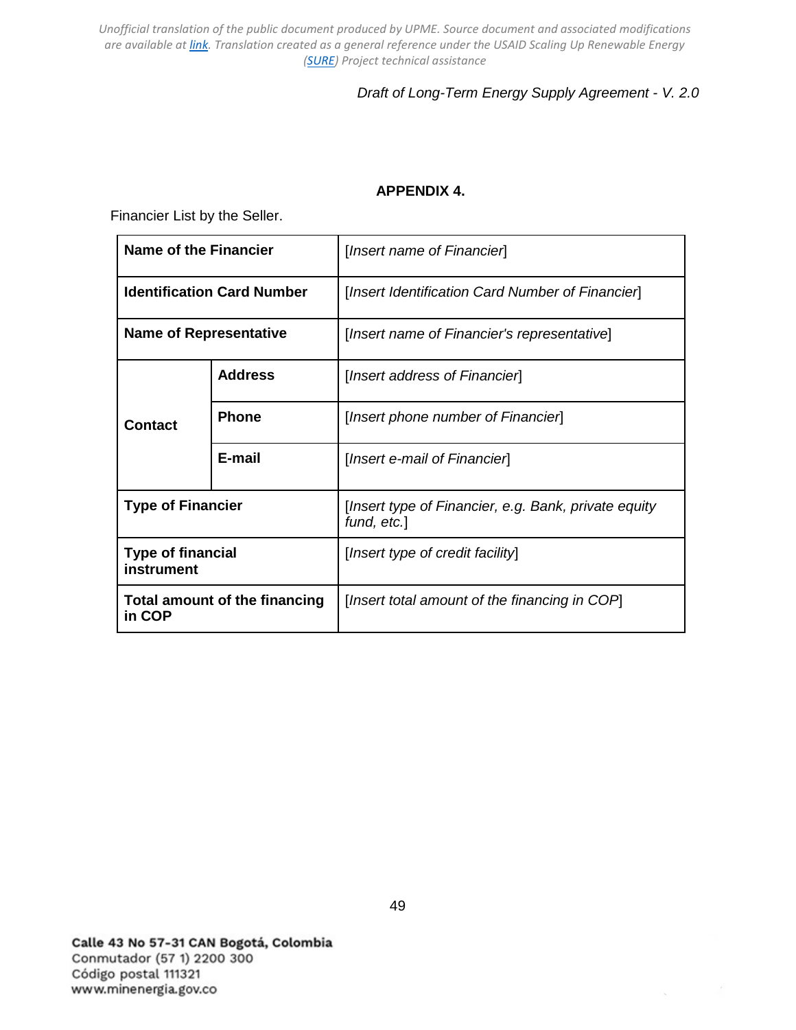## APPENDIX 4.

Financier List by the Seller.

| | | |
|---|---|---|
| **Name of the Financier** | | [*Insert name of Financier*] |
| **Identification Card Number** | | [*Insert Identification Card Number of Financier*] |
| **Name of Representative** | | [*Insert name of Financier's representative*] |
| **Contact** | **Address** | [*Insert address of Financier*] |
| | **Phone** | [*Insert phone number of Financier*] |
| | **E-mail** | [*Insert e-mail of Financier*] |
| **Type of Financier** | | [*Insert type of Financier, e.g. Bank, private equity fund, etc.*] |
| **Type of financial instrument** | | [*Insert type of credit facility*] |
| **Total amount of the financing in COP** | | [*Insert total amount of the financing in COP*] |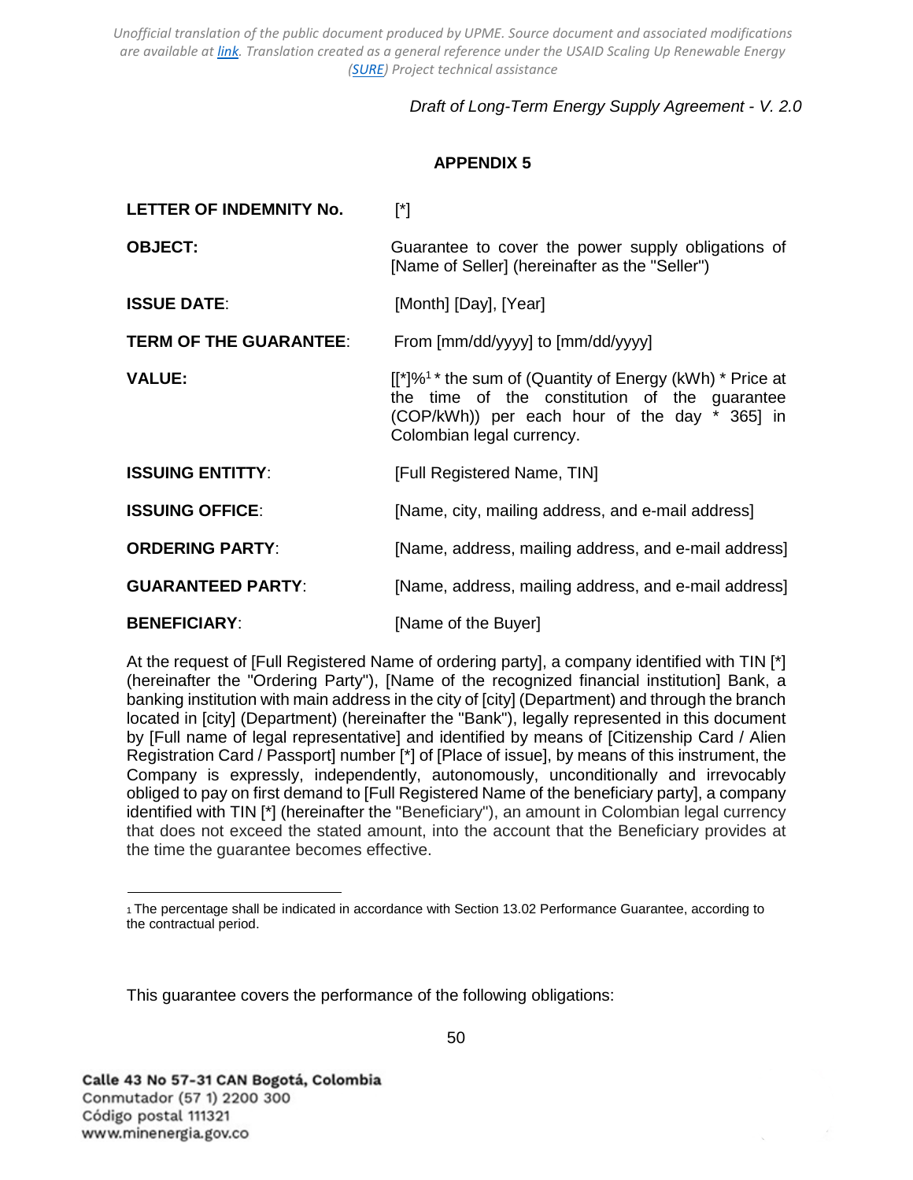*Draft of Long-Term Energy Supply Agreement - V. 2.0*

## APPENDIX 5

| | |
|---|---|
| **LETTER OF INDEMNITY No.** | [*] |
| **OBJECT:** | Guarantee to cover the power supply obligations of [Name of Seller] (hereinafter as the "Seller") |
| **ISSUE DATE**: | [Month] [Day], [Year] |
| **TERM OF THE GUARANTEE**: | From [mm/dd/yyyy] to [mm/dd/yyyy] |
| **VALUE:** | [[*]%[1] * the sum of (Quantity of Energy (kWh) * Price at the time of the constitution of the guarantee (COP/kWh)) per each hour of the day * 365] in Colombian legal currency. |
| **ISSUING ENTITTY**: | [Full Registered Name, TIN] |
| **ISSUING OFFICE**: | [Name, city, mailing address, and e-mail address] |
| **ORDERING PARTY**: | [Name, address, mailing address, and e-mail address] |
| **GUARANTEED PARTY**: | [Name, address, mailing address, and e-mail address] |
| **BENEFICIARY**: | [Name of the Buyer] |

At the request of [Full Registered Name of ordering party], a company identified with TIN [*] (hereinafter the "Ordering Party"), [Name of the recognized financial institution] Bank, a banking institution with main address in the city of [city] (Department) and through the branch located in [city] (Department) (hereinafter the "Bank"), legally represented in this document by [Full name of legal representative] and identified by means of [Citizenship Card / Alien Registration Card / Passport] number [*] of [Place of issue], by means of this instrument, the Company is expressly, independently, autonomously, unconditionally and irrevocably obliged to pay on first demand to [Full Registered Name of the beneficiary party], a company identified with TIN [*] (hereinafter the "Beneficiary"), an amount in Colombian legal currency that does not exceed the stated amount, into the account that the Beneficiary provides at the time the guarantee becomes effective.

[1] The percentage shall be indicated in accordance with Section 13.02 Performance Guarantee, according to the contractual period.

This guarantee covers the performance of the following obligations: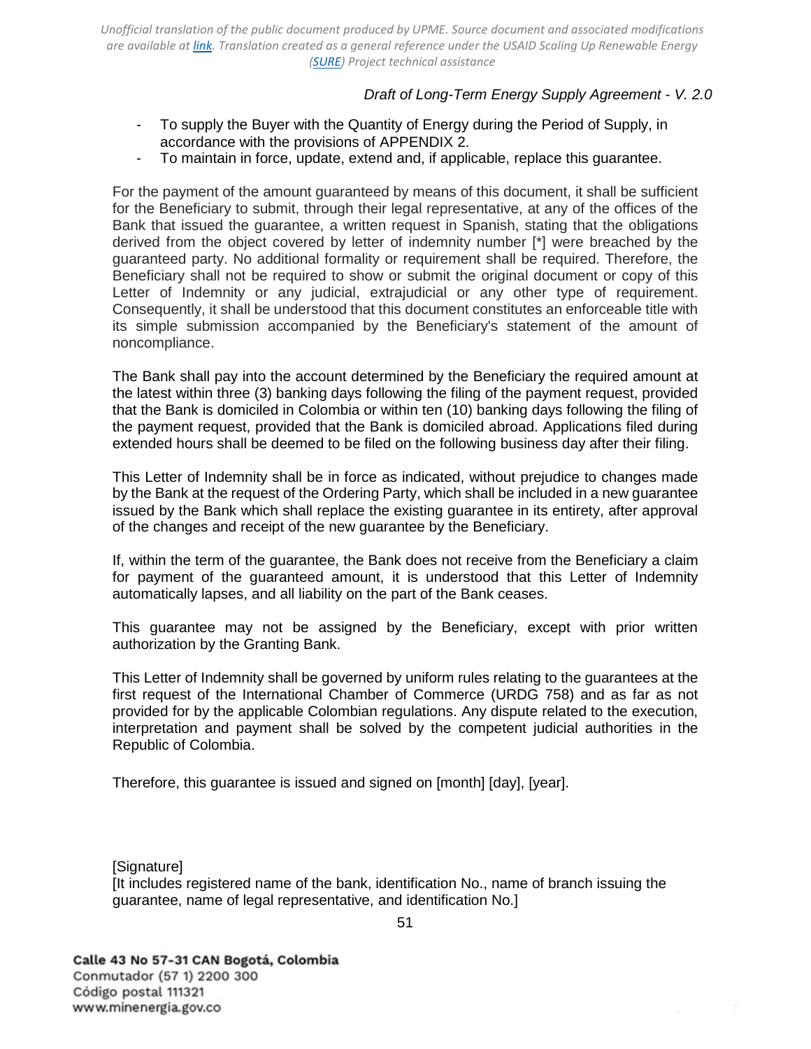- To supply the Buyer with the Quantity of Energy during the Period of Supply, in accordance with the provisions of APPENDIX 2.
- To maintain in force, update, extend and, if applicable, replace this guarantee.

For the payment of the amount guaranteed by means of this document, it shall be sufficient for the Beneficiary to submit, through their legal representative, at any of the offices of the Bank that issued the guarantee, a written request in Spanish, stating that the obligations derived from the object covered by letter of indemnity number [*] were breached by the guaranteed party. No additional formality or requirement shall be required. Therefore, the Beneficiary shall not be required to show or submit the original document or copy of this Letter of Indemnity or any judicial, extrajudicial or any other type of requirement. Consequently, it shall be understood that this document constitutes an enforceable title with its simple submission accompanied by the Beneficiary's statement of the amount of noncompliance.

The Bank shall pay into the account determined by the Beneficiary the required amount at the latest within three (3) banking days following the filing of the payment request, provided that the Bank is domiciled in Colombia or within ten (10) banking days following the filing of the payment request, provided that the Bank is domiciled abroad. Applications filed during extended hours shall be deemed to be filed on the following business day after their filing.

This Letter of Indemnity shall be in force as indicated, without prejudice to changes made by the Bank at the request of the Ordering Party, which shall be included in a new guarantee issued by the Bank which shall replace the existing guarantee in its entirety, after approval of the changes and receipt of the new guarantee by the Beneficiary.

If, within the term of the guarantee, the Bank does not receive from the Beneficiary a claim for payment of the guaranteed amount, it is understood that this Letter of Indemnity automatically lapses, and all liability on the part of the Bank ceases.

This guarantee may not be assigned by the Beneficiary, except with prior written authorization by the Granting Bank.

This Letter of Indemnity shall be governed by uniform rules relating to the guarantees at the first request of the International Chamber of Commerce (URDG 758) and as far as not provided for by the applicable Colombian regulations. Any dispute related to the execution, interpretation and payment shall be solved by the competent judicial authorities in the Republic of Colombia.

Therefore, this guarantee is issued and signed on [month] [day], [year].

[Signature]
[It includes registered name of the bank, identification No., name of branch issuing the guarantee, name of legal representative, and identification No.]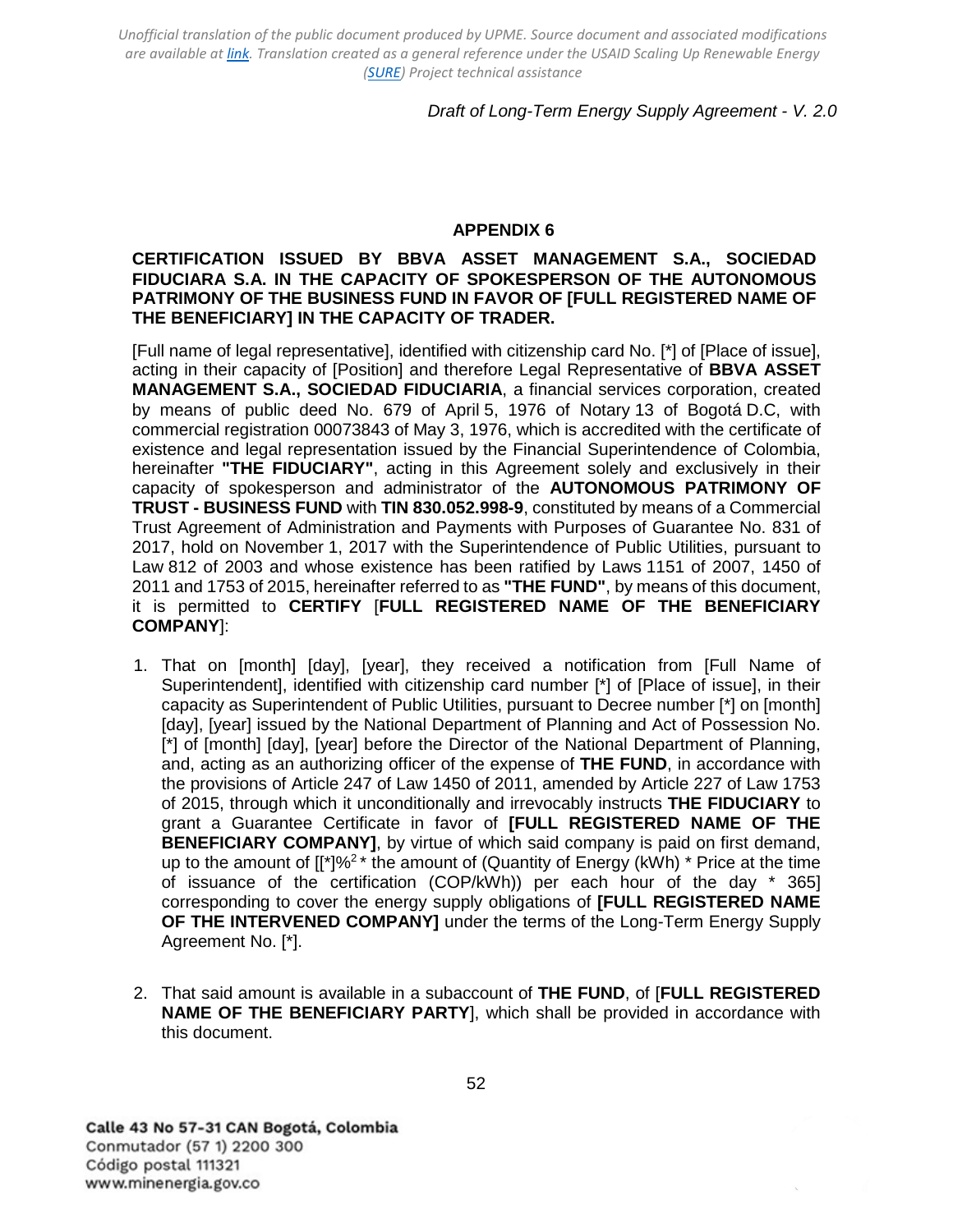## APPENDIX 6

**CERTIFICATION ISSUED BY BBVA ASSET MANAGEMENT S.A., SOCIEDAD FIDUCIARA S.A. IN THE CAPACITY OF SPOKESPERSON OF THE AUTONOMOUS PATRIMONY OF THE BUSINESS FUND IN FAVOR OF [FULL REGISTERED NAME OF THE BENEFICIARY] IN THE CAPACITY OF TRADER.**

[Full name of legal representative], identified with citizenship card No. [*] of [Place of issue], acting in their capacity of [Position] and therefore Legal Representative of **BBVA ASSET MANAGEMENT S.A., SOCIEDAD FIDUCIARIA**, a financial services corporation, created by means of public deed No. 679 of April 5, 1976 of Notary 13 of Bogotá D.C, with commercial registration 00073843 of May 3, 1976, which is accredited with the certificate of existence and legal representation issued by the Financial Superintendence of Colombia, hereinafter **"THE FIDUCIARY"**, acting in this Agreement solely and exclusively in their capacity of spokesperson and administrator of the **AUTONOMOUS PATRIMONY OF TRUST - BUSINESS FUND** with **TIN 830.052.998-9**, constituted by means of a Commercial Trust Agreement of Administration and Payments with Purposes of Guarantee No. 831 of 2017, hold on November 1, 2017 with the Superintendence of Public Utilities, pursuant to Law 812 of 2003 and whose existence has been ratified by Laws 1151 of 2007, 1450 of 2011 and 1753 of 2015, hereinafter referred to as **"THE FUND"**, by means of this document, it is permitted to **CERTIFY** [**FULL REGISTERED NAME OF THE BENEFICIARY COMPANY**]:

1. That on [month] [day], [year], they received a notification from [Full Name of Superintendent], identified with citizenship card number [*] of [Place of issue], in their capacity as Superintendent of Public Utilities, pursuant to Decree number [*] on [month] [day], [year] issued by the National Department of Planning and Act of Possession No. [*] of [month] [day], [year] before the Director of the National Department of Planning, and, acting as an authorizing officer of the expense of **THE FUND**, in accordance with the provisions of Article 247 of Law 1450 of 2011, amended by Article 227 of Law 1753 of 2015, through which it unconditionally and irrevocably instructs **THE FIDUCIARY** to grant a Guarantee Certificate in favor of **[FULL REGISTERED NAME OF THE BENEFICIARY COMPANY]**, by virtue of which said company is paid on first demand, up to the amount of [[*]%[2] * the amount of (Quantity of Energy (kWh) * Price at the time of issuance of the certification (COP/kWh)) per each hour of the day * 365] corresponding to cover the energy supply obligations of **[FULL REGISTERED NAME OF THE INTERVENED COMPANY]** under the terms of the Long-Term Energy Supply Agreement No. [*].

2. That said amount is available in a subaccount of **THE FUND**, of [**FULL REGISTERED NAME OF THE BENEFICIARY PARTY**], which shall be provided in accordance with this document.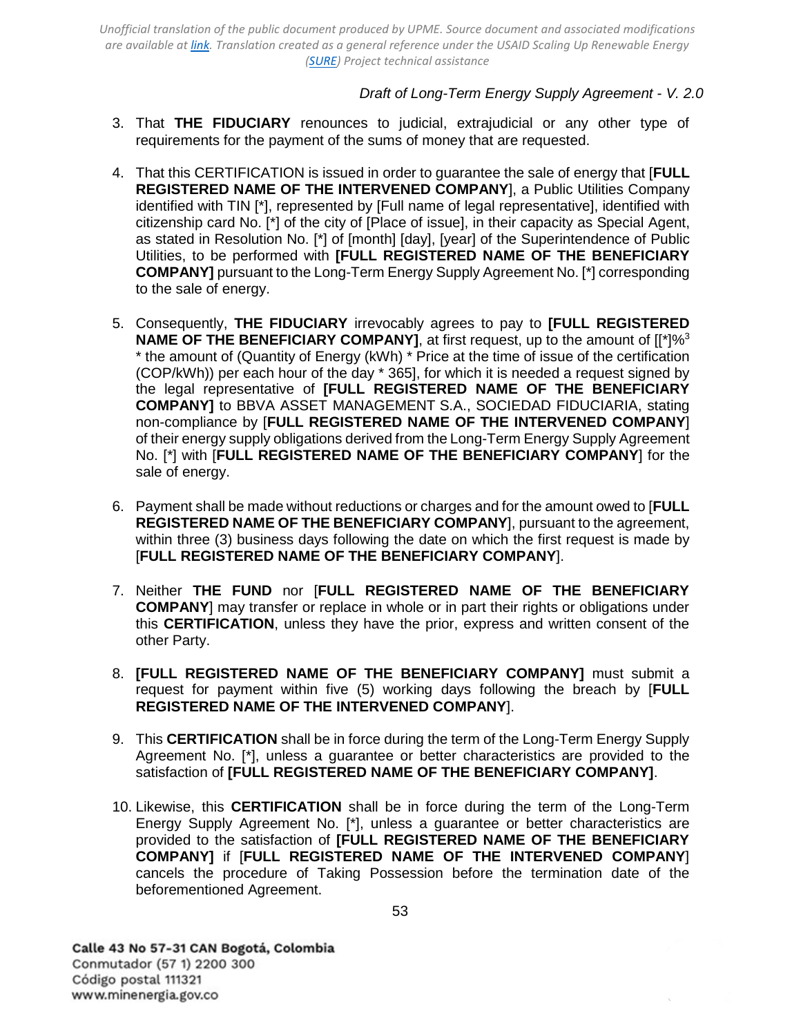3. That **THE FIDUCIARY** renounces to judicial, extrajudicial or any other type of requirements for the payment of the sums of money that are requested.

4. That this CERTIFICATION is issued in order to guarantee the sale of energy that [**FULL REGISTERED NAME OF THE INTERVENED COMPANY**], a Public Utilities Company identified with TIN [*], represented by [Full name of legal representative], identified with citizenship card No. [*] of the city of [Place of issue], in their capacity as Special Agent, as stated in Resolution No. [*] of [month] [day], [year] of the Superintendence of Public Utilities, to be performed with **[FULL REGISTERED NAME OF THE BENEFICIARY COMPANY]** pursuant to the Long-Term Energy Supply Agreement No. [*] corresponding to the sale of energy.

5. Consequently, **THE FIDUCIARY** irrevocably agrees to pay to **[FULL REGISTERED NAME OF THE BENEFICIARY COMPANY]**, at first request, up to the amount of [[*]%[3] * the amount of (Quantity of Energy (kWh) * Price at the time of issue of the certification (COP/kWh)) per each hour of the day * 365], for which it is needed a request signed by the legal representative of **[FULL REGISTERED NAME OF THE BENEFICIARY COMPANY]** to BBVA ASSET MANAGEMENT S.A., SOCIEDAD FIDUCIARIA, stating non-compliance by [**FULL REGISTERED NAME OF THE INTERVENED COMPANY**] of their energy supply obligations derived from the Long-Term Energy Supply Agreement No. [*] with [**FULL REGISTERED NAME OF THE BENEFICIARY COMPANY**] for the sale of energy.

6. Payment shall be made without reductions or charges and for the amount owed to [**FULL REGISTERED NAME OF THE BENEFICIARY COMPANY**], pursuant to the agreement, within three (3) business days following the date on which the first request is made by [**FULL REGISTERED NAME OF THE BENEFICIARY COMPANY**].

7. Neither **THE FUND** nor [**FULL REGISTERED NAME OF THE BENEFICIARY COMPANY**] may transfer or replace in whole or in part their rights or obligations under this **CERTIFICATION**, unless they have the prior, express and written consent of the other Party.

8. **[FULL REGISTERED NAME OF THE BENEFICIARY COMPANY]** must submit a request for payment within five (5) working days following the breach by [**FULL REGISTERED NAME OF THE INTERVENED COMPANY**].

9. This **CERTIFICATION** shall be in force during the term of the Long-Term Energy Supply Agreement No. [*], unless a guarantee or better characteristics are provided to the satisfaction of **[FULL REGISTERED NAME OF THE BENEFICIARY COMPANY]**.

10. Likewise, this **CERTIFICATION** shall be in force during the term of the Long-Term Energy Supply Agreement No. [*], unless a guarantee or better characteristics are provided to the satisfaction of **[FULL REGISTERED NAME OF THE BENEFICIARY COMPANY]** if [**FULL REGISTERED NAME OF THE INTERVENED COMPANY**] cancels the procedure of Taking Possession before the termination date of the beforementioned Agreement.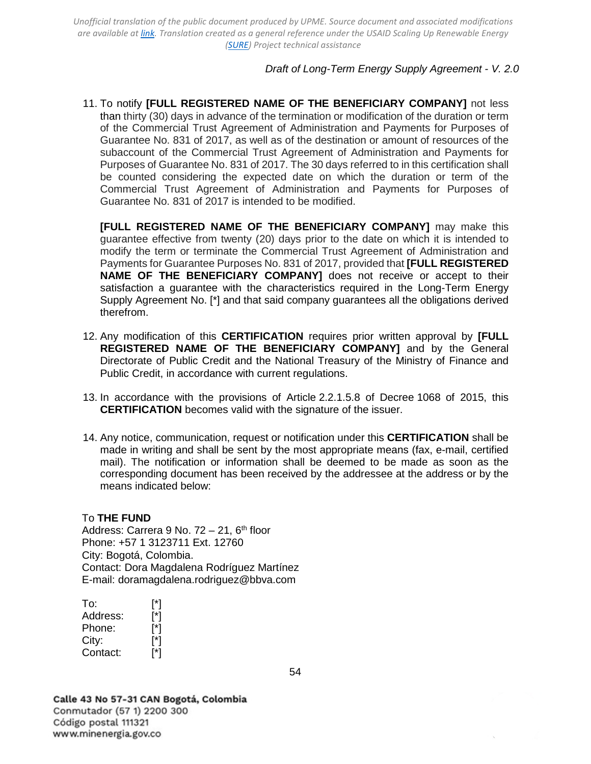11. To notify **[FULL REGISTERED NAME OF THE BENEFICIARY COMPANY]** not less than thirty (30) days in advance of the termination or modification of the duration or term of the Commercial Trust Agreement of Administration and Payments for Purposes of Guarantee No. 831 of 2017, as well as of the destination or amount of resources of the subaccount of the Commercial Trust Agreement of Administration and Payments for Purposes of Guarantee No. 831 of 2017. The 30 days referred to in this certification shall be counted considering the expected date on which the duration or term of the Commercial Trust Agreement of Administration and Payments for Purposes of Guarantee No. 831 of 2017 is intended to be modified.

    **[FULL REGISTERED NAME OF THE BENEFICIARY COMPANY]** may make this guarantee effective from twenty (20) days prior to the date on which it is intended to modify the term or terminate the Commercial Trust Agreement of Administration and Payments for Guarantee Purposes No. 831 of 2017, provided that **[FULL REGISTERED NAME OF THE BENEFICIARY COMPANY]** does not receive or accept to their satisfaction a guarantee with the characteristics required in the Long-Term Energy Supply Agreement No. [*] and that said company guarantees all the obligations derived therefrom.

12. Any modification of this **CERTIFICATION** requires prior written approval by **[FULL REGISTERED NAME OF THE BENEFICIARY COMPANY]** and by the General Directorate of Public Credit and the National Treasury of the Ministry of Finance and Public Credit, in accordance with current regulations.

13. In accordance with the provisions of Article 2.2.1.5.8 of Decree 1068 of 2015, this **CERTIFICATION** becomes valid with the signature of the issuer.

14. Any notice, communication, request or notification under this **CERTIFICATION** shall be made in writing and shall be sent by the most appropriate means (fax, e-mail, certified mail). The notification or information shall be deemed to be made as soon as the corresponding document has been received by the addressee at the address or by the means indicated below:

To **THE FUND**
Address: Carrera 9 No. 72 – 21, 6th floor
Phone: +57 1 3123711 Ext. 12760
City: Bogotá, Colombia.
Contact: Dora Magdalena Rodríguez Martínez
E-mail: doramagdalena.rodriguez@bbva.com

To: [*]
Address: [*]
Phone: [*]
City: [*]
Contact: [*]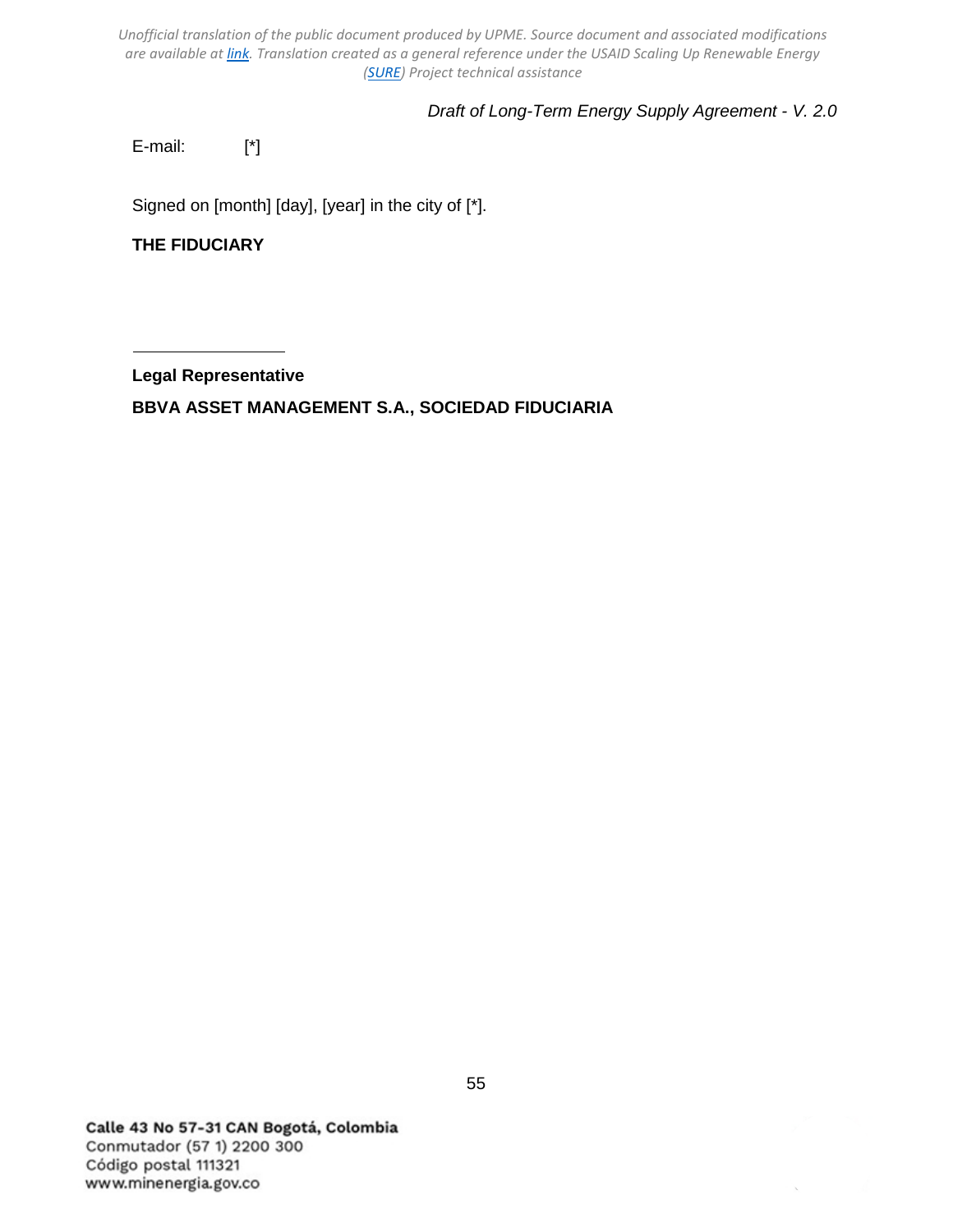E-mail: [*]

Signed on [month] [day], [year] in the city of [*].

**THE FIDUCIARY**

\_\_\_\_\_\_\_\_\_\_\_\_\_\_\_\_\_\_\_\_

**Legal Representative**

**BBVA ASSET MANAGEMENT S.A., SOCIEDAD FIDUCIARIA**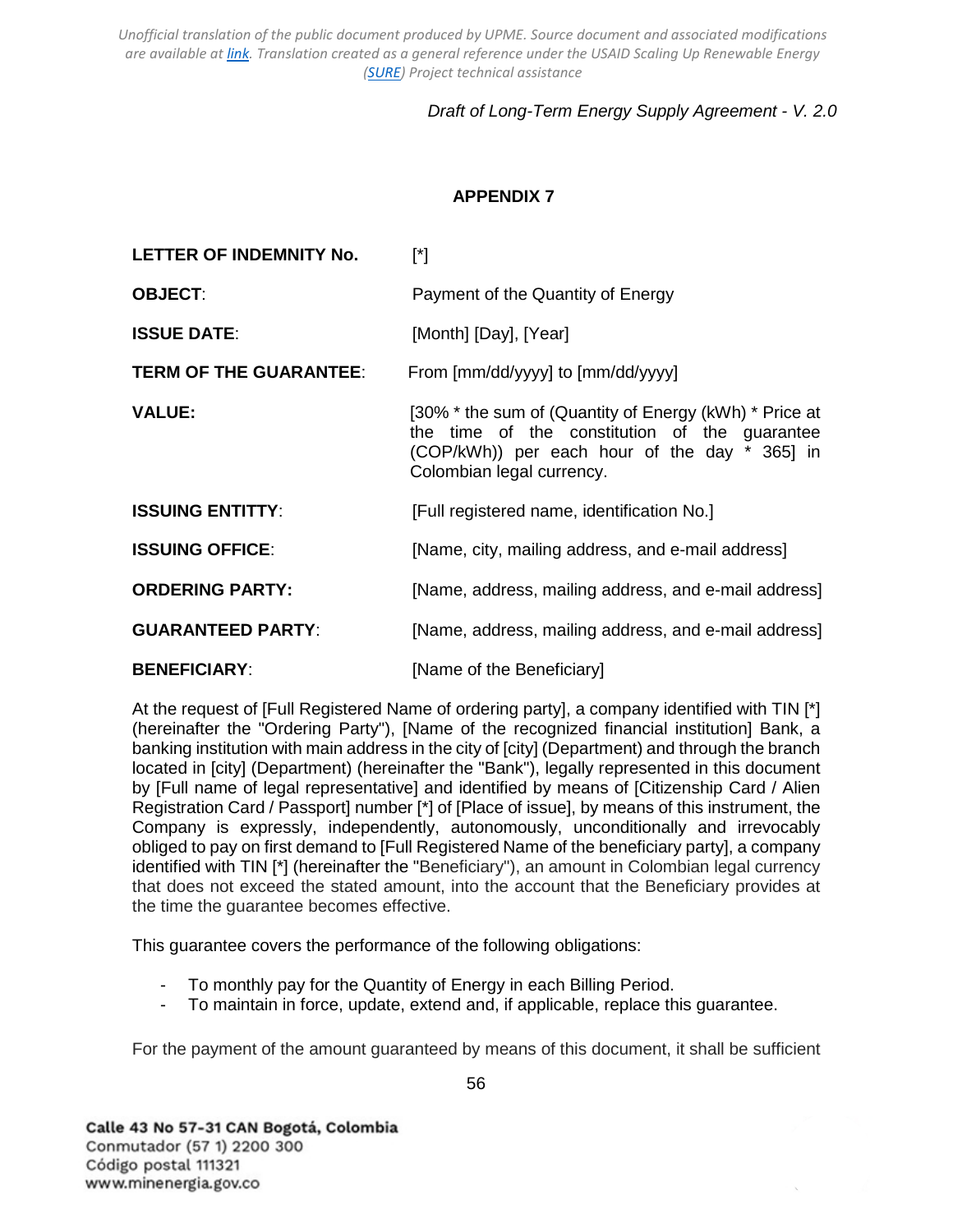## APPENDIX 7

| | |
|---|---|
| **LETTER OF INDEMNITY No.** | [*] |
| **OBJECT**: | Payment of the Quantity of Energy |
| **ISSUE DATE**: | [Month] [Day], [Year] |
| **TERM OF THE GUARANTEE**: | From [mm/dd/yyyy] to [mm/dd/yyyy] |
| **VALUE:** | [30% * the sum of (Quantity of Energy (kWh) * Price at the time of the constitution of the guarantee (COP/kWh)) per each hour of the day * 365] in Colombian legal currency. |
| **ISSUING ENTITTY**: | [Full registered name, identification No.] |
| **ISSUING OFFICE**: | [Name, city, mailing address, and e-mail address] |
| **ORDERING PARTY:** | [Name, address, mailing address, and e-mail address] |
| **GUARANTEED PARTY**: | [Name, address, mailing address, and e-mail address] |
| **BENEFICIARY**: | [Name of the Beneficiary] |

At the request of [Full Registered Name of ordering party], a company identified with TIN [*] (hereinafter the "Ordering Party"), [Name of the recognized financial institution] Bank, a banking institution with main address in the city of [city] (Department) and through the branch located in [city] (Department) (hereinafter the "Bank"), legally represented in this document by [Full name of legal representative] and identified by means of [Citizenship Card / Alien Registration Card / Passport] number [*] of [Place of issue], by means of this instrument, the Company is expressly, independently, autonomously, unconditionally and irrevocably obliged to pay on first demand to [Full Registered Name of the beneficiary party], a company identified with TIN [*] (hereinafter the "Beneficiary"), an amount in Colombian legal currency that does not exceed the stated amount, into the account that the Beneficiary provides at the time the guarantee becomes effective.

This guarantee covers the performance of the following obligations:

- To monthly pay for the Quantity of Energy in each Billing Period.
- To maintain in force, update, extend and, if applicable, replace this guarantee.

For the payment of the amount guaranteed by means of this document, it shall be sufficient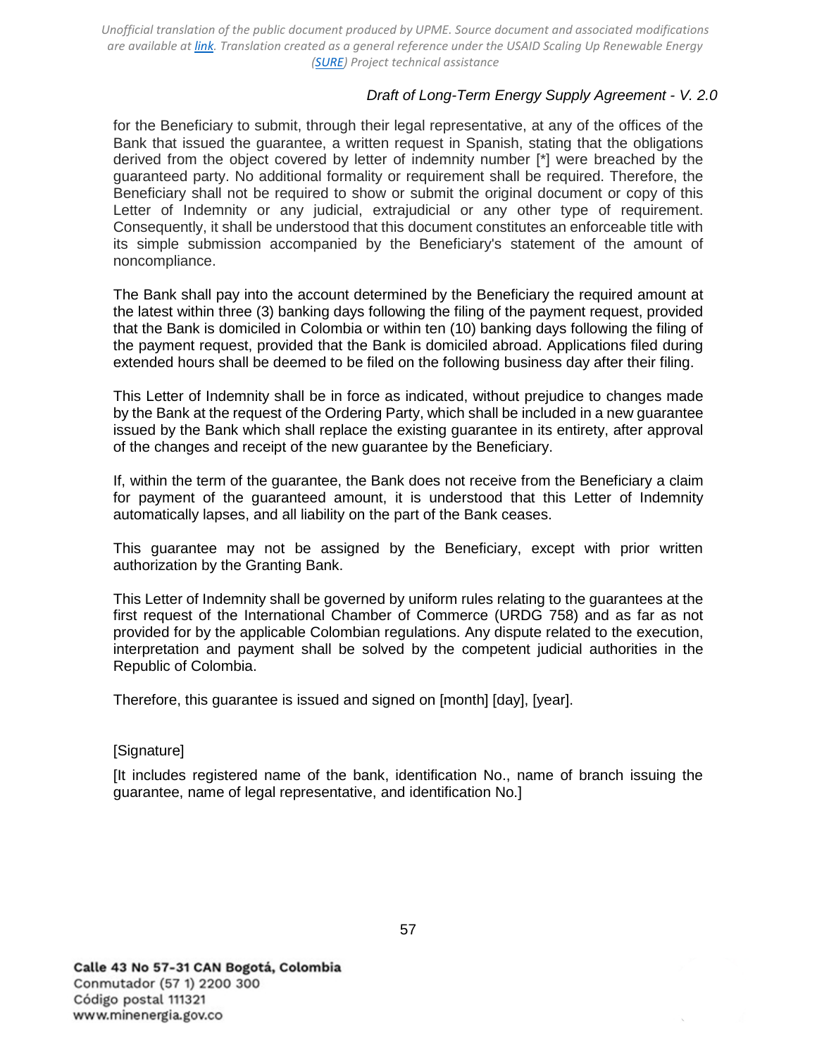for the Beneficiary to submit, through their legal representative, at any of the offices of the Bank that issued the guarantee, a written request in Spanish, stating that the obligations derived from the object covered by letter of indemnity number [*] were breached by the guaranteed party. No additional formality or requirement shall be required. Therefore, the Beneficiary shall not be required to show or submit the original document or copy of this Letter of Indemnity or any judicial, extrajudicial or any other type of requirement. Consequently, it shall be understood that this document constitutes an enforceable title with its simple submission accompanied by the Beneficiary's statement of the amount of noncompliance.

The Bank shall pay into the account determined by the Beneficiary the required amount at the latest within three (3) banking days following the filing of the payment request, provided that the Bank is domiciled in Colombia or within ten (10) banking days following the filing of the payment request, provided that the Bank is domiciled abroad. Applications filed during extended hours shall be deemed to be filed on the following business day after their filing.

This Letter of Indemnity shall be in force as indicated, without prejudice to changes made by the Bank at the request of the Ordering Party, which shall be included in a new guarantee issued by the Bank which shall replace the existing guarantee in its entirety, after approval of the changes and receipt of the new guarantee by the Beneficiary.

If, within the term of the guarantee, the Bank does not receive from the Beneficiary a claim for payment of the guaranteed amount, it is understood that this Letter of Indemnity automatically lapses, and all liability on the part of the Bank ceases.

This guarantee may not be assigned by the Beneficiary, except with prior written authorization by the Granting Bank.

This Letter of Indemnity shall be governed by uniform rules relating to the guarantees at the first request of the International Chamber of Commerce (URDG 758) and as far as not provided for by the applicable Colombian regulations. Any dispute related to the execution, interpretation and payment shall be solved by the competent judicial authorities in the Republic of Colombia.

Therefore, this guarantee is issued and signed on [month] [day], [year].

[Signature]

[It includes registered name of the bank, identification No., name of branch issuing the guarantee, name of legal representative, and identification No.]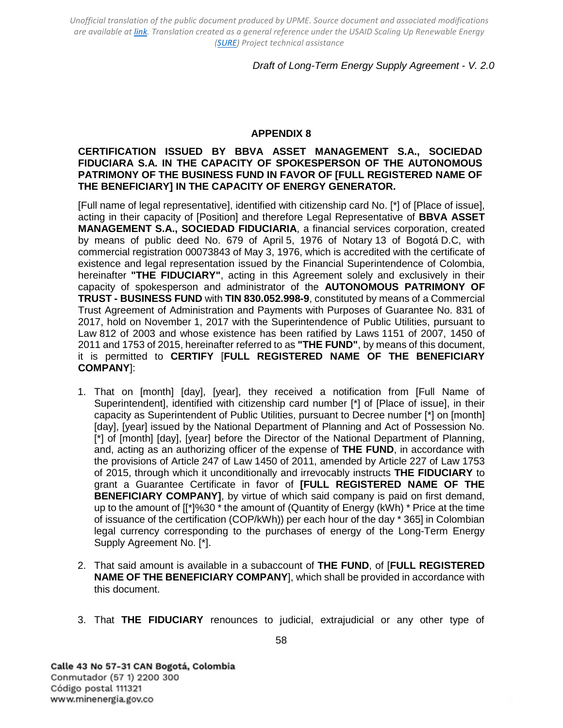## APPENDIX 8

**CERTIFICATION ISSUED BY BBVA ASSET MANAGEMENT S.A., SOCIEDAD FIDUCIARA S.A. IN THE CAPACITY OF SPOKESPERSON OF THE AUTONOMOUS PATRIMONY OF THE BUSINESS FUND IN FAVOR OF [FULL REGISTERED NAME OF THE BENEFICIARY] IN THE CAPACITY OF ENERGY GENERATOR.**

[Full name of legal representative], identified with citizenship card No. [*] of [Place of issue], acting in their capacity of [Position] and therefore Legal Representative of **BBVA ASSET MANAGEMENT S.A., SOCIEDAD FIDUCIARIA**, a financial services corporation, created by means of public deed No. 679 of April 5, 1976 of Notary 13 of Bogotá D.C, with commercial registration 00073843 of May 3, 1976, which is accredited with the certificate of existence and legal representation issued by the Financial Superintendence of Colombia, hereinafter **"THE FIDUCIARY"**, acting in this Agreement solely and exclusively in their capacity of spokesperson and administrator of the **AUTONOMOUS PATRIMONY OF TRUST - BUSINESS FUND** with **TIN 830.052.998-9**, constituted by means of a Commercial Trust Agreement of Administration and Payments with Purposes of Guarantee No. 831 of 2017, hold on November 1, 2017 with the Superintendence of Public Utilities, pursuant to Law 812 of 2003 and whose existence has been ratified by Laws 1151 of 2007, 1450 of 2011 and 1753 of 2015, hereinafter referred to as **"THE FUND"**, by means of this document, it is permitted to **CERTIFY** [**FULL REGISTERED NAME OF THE BENEFICIARY COMPANY**]:

1. That on [month] [day], [year], they received a notification from [Full Name of Superintendent], identified with citizenship card number [*] of [Place of issue], in their capacity as Superintendent of Public Utilities, pursuant to Decree number [*] on [month] [day], [year] issued by the National Department of Planning and Act of Possession No. [*] of [month] [day], [year] before the Director of the National Department of Planning, and, acting as an authorizing officer of the expense of **THE FUND**, in accordance with the provisions of Article 247 of Law 1450 of 2011, amended by Article 227 of Law 1753 of 2015, through which it unconditionally and irrevocably instructs **THE FIDUCIARY** to grant a Guarantee Certificate in favor of **[FULL REGISTERED NAME OF THE BENEFICIARY COMPANY]**, by virtue of which said company is paid on first demand, up to the amount of [[*]%30 * the amount of (Quantity of Energy (kWh) * Price at the time of issuance of the certification (COP/kWh)) per each hour of the day * 365] in Colombian legal currency corresponding to the purchases of energy of the Long-Term Energy Supply Agreement No. [*].

2. That said amount is available in a subaccount of **THE FUND**, of [**FULL REGISTERED NAME OF THE BENEFICIARY COMPANY**], which shall be provided in accordance with this document.

3. That **THE FIDUCIARY** renounces to judicial, extrajudicial or any other type of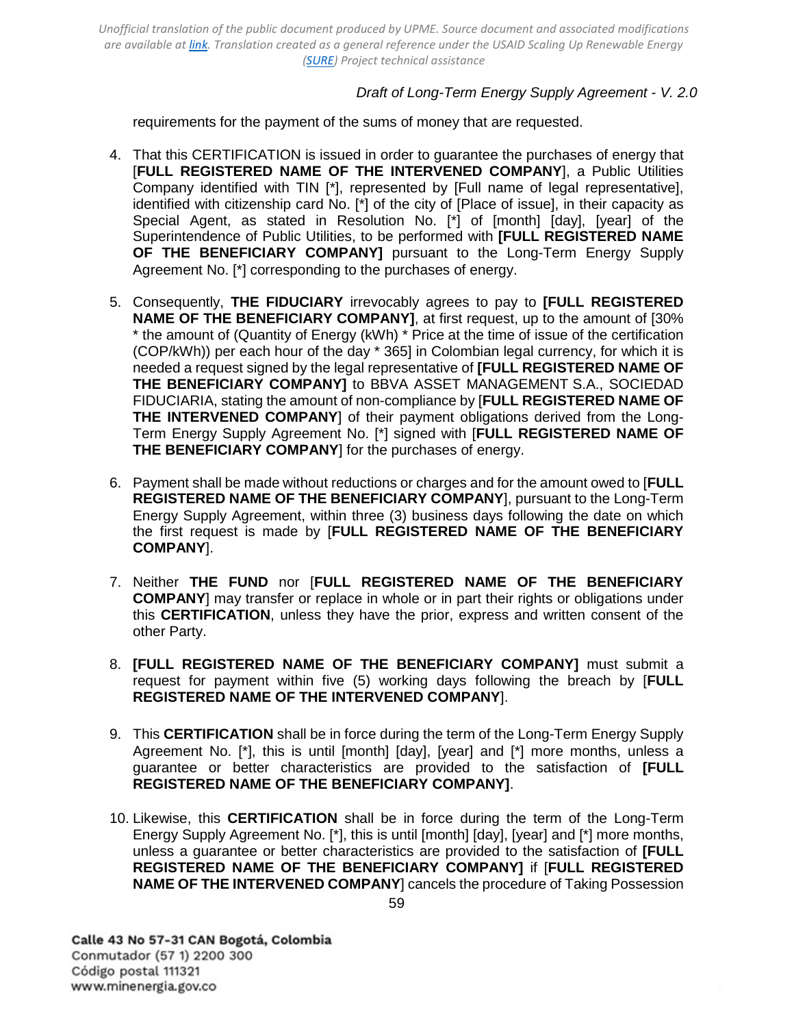requirements for the payment of the sums of money that are requested.

4. That this CERTIFICATION is issued in order to guarantee the purchases of energy that [**FULL REGISTERED NAME OF THE INTERVENED COMPANY**], a Public Utilities Company identified with TIN [*], represented by [Full name of legal representative], identified with citizenship card No. [*] of the city of [Place of issue], in their capacity as Special Agent, as stated in Resolution No. [*] of [month] [day], [year] of the Superintendence of Public Utilities, to be performed with **[FULL REGISTERED NAME OF THE BENEFICIARY COMPANY]** pursuant to the Long-Term Energy Supply Agreement No. [*] corresponding to the purchases of energy.

5. Consequently, **THE FIDUCIARY** irrevocably agrees to pay to **[FULL REGISTERED NAME OF THE BENEFICIARY COMPANY]**, at first request, up to the amount of [30% * the amount of (Quantity of Energy (kWh) * Price at the time of issue of the certification (COP/kWh)) per each hour of the day * 365] in Colombian legal currency, for which it is needed a request signed by the legal representative of **[FULL REGISTERED NAME OF THE BENEFICIARY COMPANY]** to BBVA ASSET MANAGEMENT S.A., SOCIEDAD FIDUCIARIA, stating the amount of non-compliance by [**FULL REGISTERED NAME OF THE INTERVENED COMPANY**] of their payment obligations derived from the Long-Term Energy Supply Agreement No. [*] signed with [**FULL REGISTERED NAME OF THE BENEFICIARY COMPANY**] for the purchases of energy.

6. Payment shall be made without reductions or charges and for the amount owed to [**FULL REGISTERED NAME OF THE BENEFICIARY COMPANY**], pursuant to the Long-Term Energy Supply Agreement, within three (3) business days following the date on which the first request is made by [**FULL REGISTERED NAME OF THE BENEFICIARY COMPANY**].

7. Neither **THE FUND** nor [**FULL REGISTERED NAME OF THE BENEFICIARY COMPANY**] may transfer or replace in whole or in part their rights or obligations under this **CERTIFICATION**, unless they have the prior, express and written consent of the other Party.

8. **[FULL REGISTERED NAME OF THE BENEFICIARY COMPANY]** must submit a request for payment within five (5) working days following the breach by [**FULL REGISTERED NAME OF THE INTERVENED COMPANY**].

9. This **CERTIFICATION** shall be in force during the term of the Long-Term Energy Supply Agreement No. [*], this is until [month] [day], [year] and [*] more months, unless a guarantee or better characteristics are provided to the satisfaction of **[FULL REGISTERED NAME OF THE BENEFICIARY COMPANY]**.

10. Likewise, this **CERTIFICATION** shall be in force during the term of the Long-Term Energy Supply Agreement No. [*], this is until [month] [day], [year] and [*] more months, unless a guarantee or better characteristics are provided to the satisfaction of **[FULL REGISTERED NAME OF THE BENEFICIARY COMPANY]** if [**FULL REGISTERED NAME OF THE INTERVENED COMPANY**] cancels the procedure of Taking Possession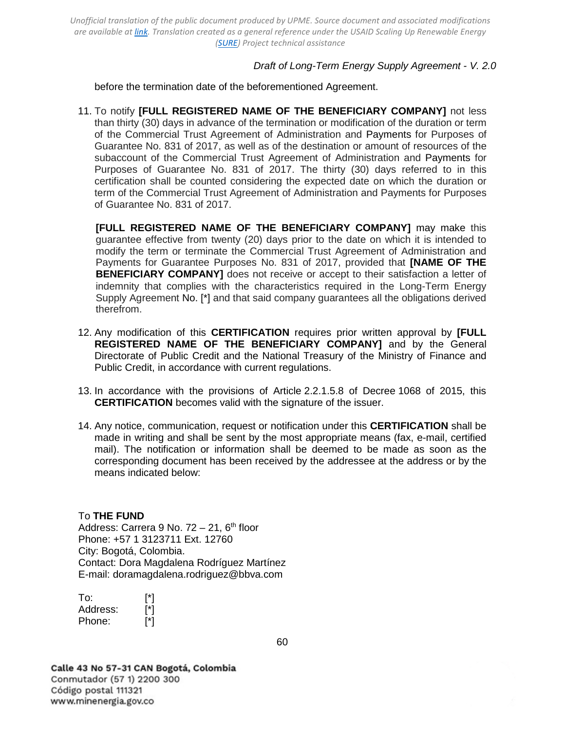before the termination date of the beforementioned Agreement.

11. To notify **[FULL REGISTERED NAME OF THE BENEFICIARY COMPANY]** not less than thirty (30) days in advance of the termination or modification of the duration or term of the Commercial Trust Agreement of Administration and Payments for Purposes of Guarantee No. 831 of 2017, as well as of the destination or amount of resources of the subaccount of the Commercial Trust Agreement of Administration and Payments for Purposes of Guarantee No. 831 of 2017. The thirty (30) days referred to in this certification shall be counted considering the expected date on which the duration or term of the Commercial Trust Agreement of Administration and Payments for Purposes of Guarantee No. 831 of 2017.

    **[FULL REGISTERED NAME OF THE BENEFICIARY COMPANY]** may make this guarantee effective from twenty (20) days prior to the date on which it is intended to modify the term or terminate the Commercial Trust Agreement of Administration and Payments for Guarantee Purposes No. 831 of 2017, provided that **[NAME OF THE BENEFICIARY COMPANY]** does not receive or accept to their satisfaction a letter of indemnity that complies with the characteristics required in the Long-Term Energy Supply Agreement No. [*] and that said company guarantees all the obligations derived therefrom.

12. Any modification of this **CERTIFICATION** requires prior written approval by **[FULL REGISTERED NAME OF THE BENEFICIARY COMPANY]** and by the General Directorate of Public Credit and the National Treasury of the Ministry of Finance and Public Credit, in accordance with current regulations.

13. In accordance with the provisions of Article 2.2.1.5.8 of Decree 1068 of 2015, this **CERTIFICATION** becomes valid with the signature of the issuer.

14. Any notice, communication, request or notification under this **CERTIFICATION** shall be made in writing and shall be sent by the most appropriate means (fax, e-mail, certified mail). The notification or information shall be deemed to be made as soon as the corresponding document has been received by the addressee at the address or by the means indicated below:

To **THE FUND**
Address: Carrera 9 No. 72 – 21, 6th floor
Phone: +57 1 3123711 Ext. 12760
City: Bogotá, Colombia.
Contact: Dora Magdalena Rodríguez Martínez
E-mail: doramagdalena.rodriguez@bbva.com

To: [*]
Address: [*]
Phone: [*]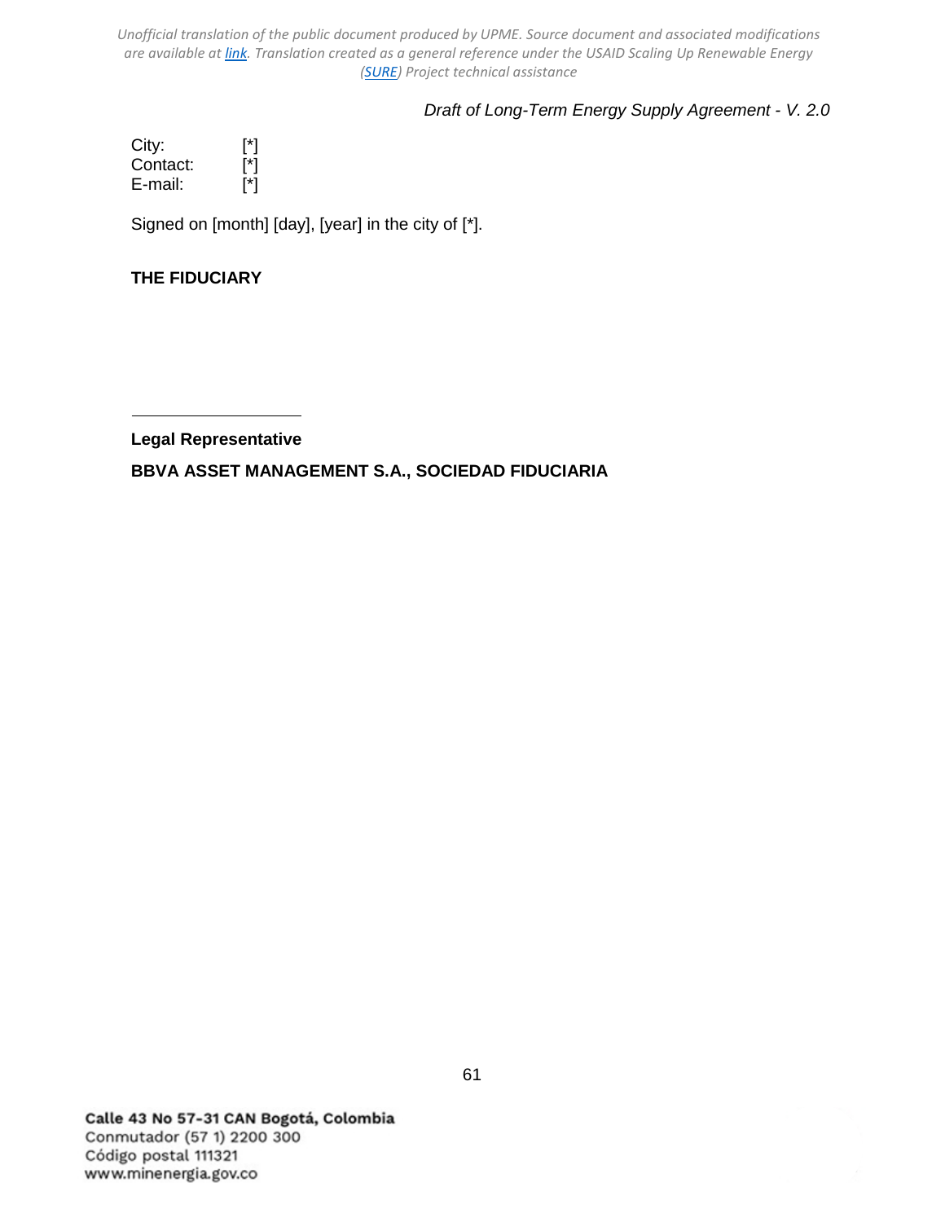City: [*]
Contact: [*]
E-mail: [*]

Signed on [month] [day], [year] in the city of [*].

**THE FIDUCIARY**

\_\_\_\_\_\_\_\_\_\_\_\_\_\_\_\_\_\_\_\_

**Legal Representative**

**BBVA ASSET MANAGEMENT S.A., SOCIEDAD FIDUCIARIA**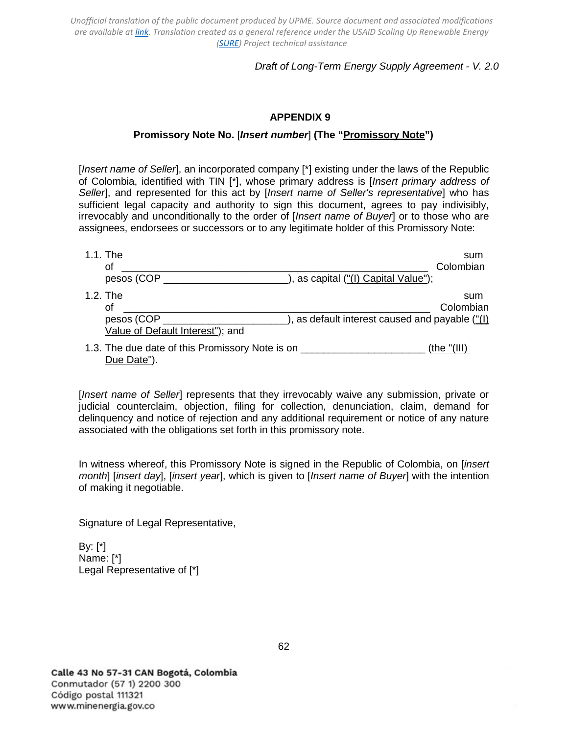## APPENDIX 9

### Promissory Note No. [*Insert number*] (The "<u>Promissory Note</u>")

[*Insert name of Seller*], an incorporated company [*] existing under the laws of the Republic of Colombia, identified with TIN [*], whose primary address is [*Insert primary address of Seller*], and represented for this act by [*Insert name of Seller's representative*] who has sufficient legal capacity and authority to sign this document, agrees to pay indivisibly, irrevocably and unconditionally to the order of [*Insert name of Buyer*] or to those who are assignees, endorsees or successors or to any legitimate holder of this Promissory Note:

1.1. The sum of ______________________________________________________ Colombian pesos (COP ______________________), as capital (<u>"(I) Capital Value"</u>);

1.2. The sum of ______________________________________________________ Colombian pesos (COP ______________________), as default interest caused and payable (<u>"(I) Value of Default Interest"</u>); and

1.3. The due date of this Promissory Note is on ______________________ (<u>the "(III) Due Date"</u>).

[*Insert name of Seller*] represents that they irrevocably waive any submission, private or judicial counterclaim, objection, filing for collection, denunciation, claim, demand for delinquency and notice of rejection and any additional requirement or notice of any nature associated with the obligations set forth in this promissory note.

In witness whereof, this Promissory Note is signed in the Republic of Colombia, on [*insert month*] [*insert day*], [*insert year*], which is given to [*Insert name of Buyer*] with the intention of making it negotiable.

Signature of Legal Representative,

By: [*]
Name: [*]
Legal Representative of [*]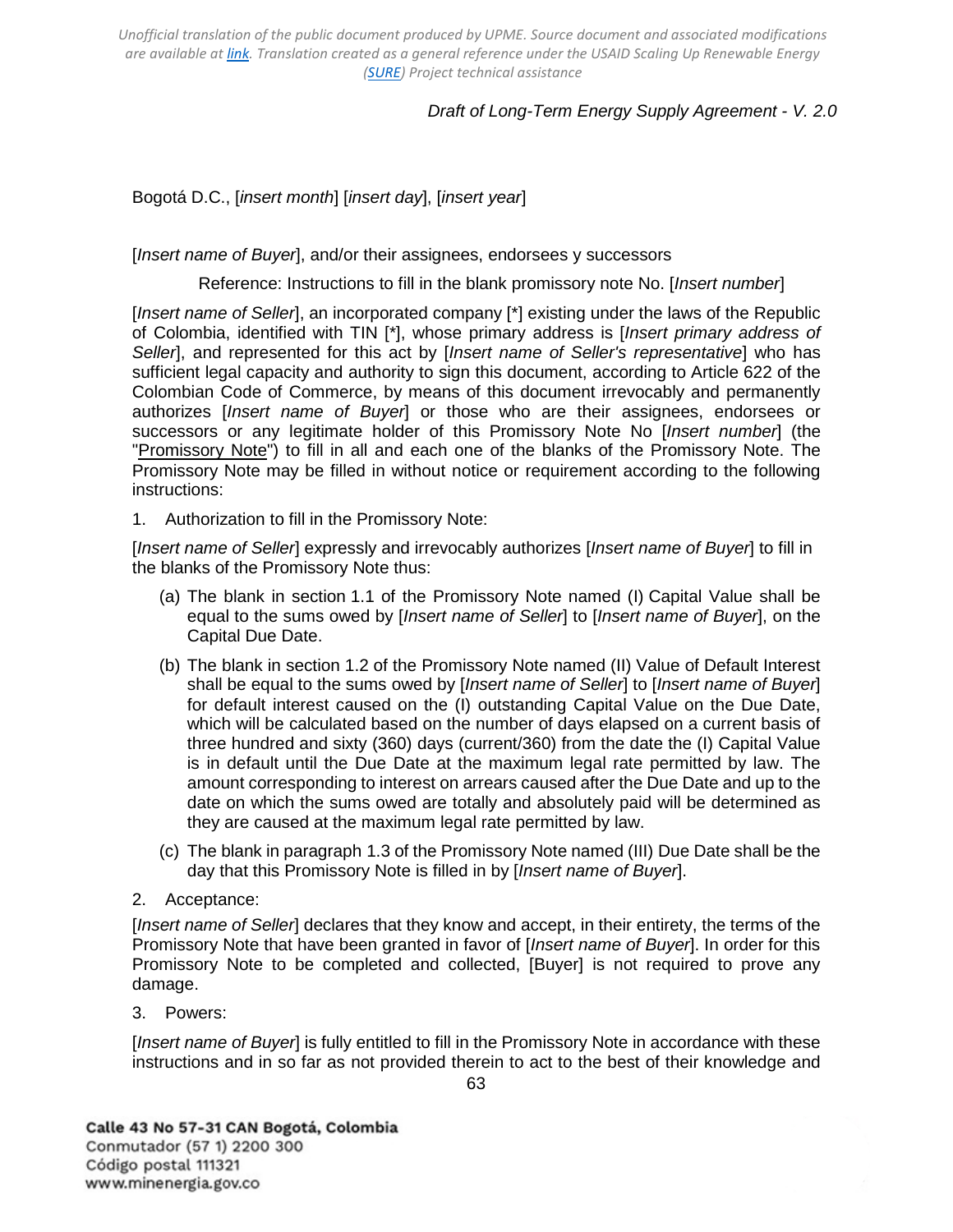Bogotá D.C., [*insert month*] [*insert day*], [*insert year*]

[*Insert name of Buyer*], and/or their assignees, endorsees y successors

Reference: Instructions to fill in the blank promissory note No. [*Insert number*]

[*Insert name of Seller*], an incorporated company [*] existing under the laws of the Republic of Colombia, identified with TIN [*], whose primary address is [*Insert primary address of Seller*], and represented for this act by [*Insert name of Seller's representative*] who has sufficient legal capacity and authority to sign this document, according to Article 622 of the Colombian Code of Commerce, by means of this document irrevocably and permanently authorizes [*Insert name of Buyer*] or those who are their assignees, endorsees or successors or any legitimate holder of this Promissory Note No [*Insert number*] (the "Promissory Note") to fill in all and each one of the blanks of the Promissory Note. The Promissory Note may be filled in without notice or requirement according to the following instructions:

1. Authorization to fill in the Promissory Note:

[*Insert name of Seller*] expressly and irrevocably authorizes [*Insert name of Buyer*] to fill in the blanks of the Promissory Note thus:

(a) The blank in section 1.1 of the Promissory Note named (I) Capital Value shall be equal to the sums owed by [*Insert name of Seller*] to [*Insert name of Buyer*], on the Capital Due Date.

(b) The blank in section 1.2 of the Promissory Note named (II) Value of Default Interest shall be equal to the sums owed by [*Insert name of Seller*] to [*Insert name of Buyer*] for default interest caused on the (I) outstanding Capital Value on the Due Date, which will be calculated based on the number of days elapsed on a current basis of three hundred and sixty (360) days (current/360) from the date the (I) Capital Value is in default until the Due Date at the maximum legal rate permitted by law. The amount corresponding to interest on arrears caused after the Due Date and up to the date on which the sums owed are totally and absolutely paid will be determined as they are caused at the maximum legal rate permitted by law.

(c) The blank in paragraph 1.3 of the Promissory Note named (III) Due Date shall be the day that this Promissory Note is filled in by [*Insert name of Buyer*].

2. Acceptance:

[*Insert name of Seller*] declares that they know and accept, in their entirety, the terms of the Promissory Note that have been granted in favor of [*Insert name of Buyer*]. In order for this Promissory Note to be completed and collected, [Buyer] is not required to prove any damage.

3. Powers:

[*Insert name of Buyer*] is fully entitled to fill in the Promissory Note in accordance with these instructions and in so far as not provided therein to act to the best of their knowledge and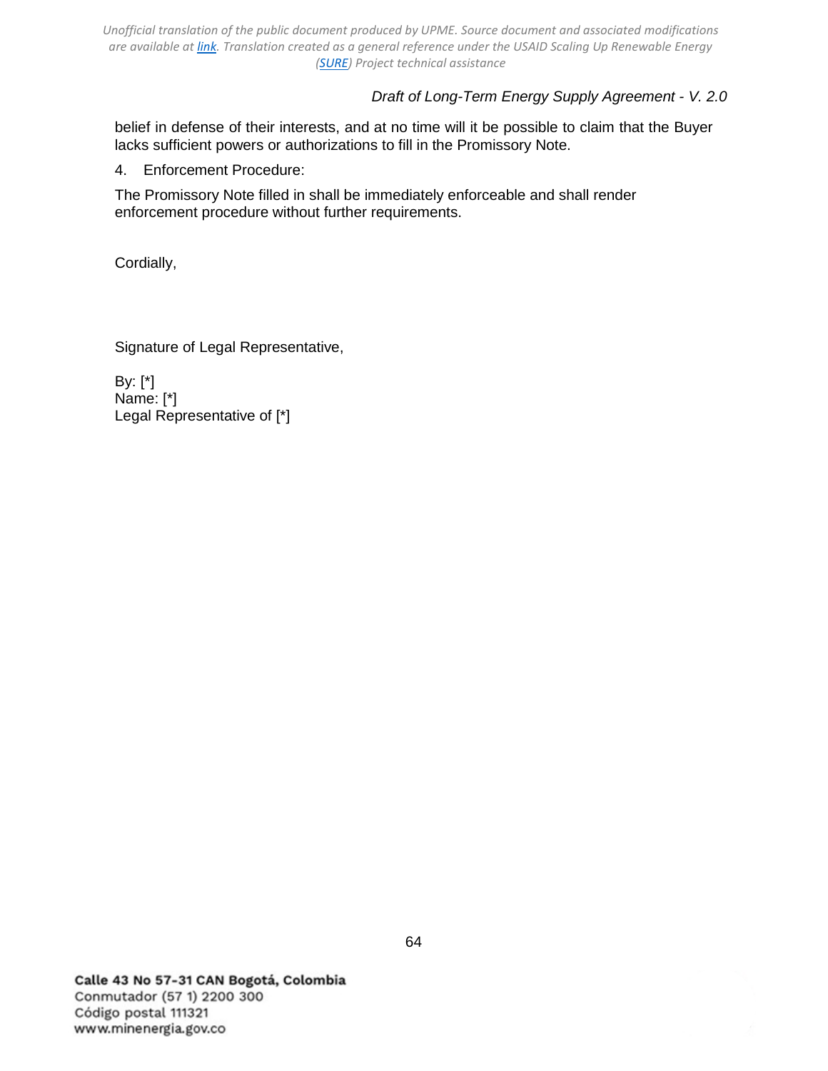belief in defense of their interests, and at no time will it be possible to claim that the Buyer lacks sufficient powers or authorizations to fill in the Promissory Note.

4. Enforcement Procedure:

The Promissory Note filled in shall be immediately enforceable and shall render enforcement procedure without further requirements.

Cordially,

Signature of Legal Representative,

By: [*]
Name: [*]
Legal Representative of [*]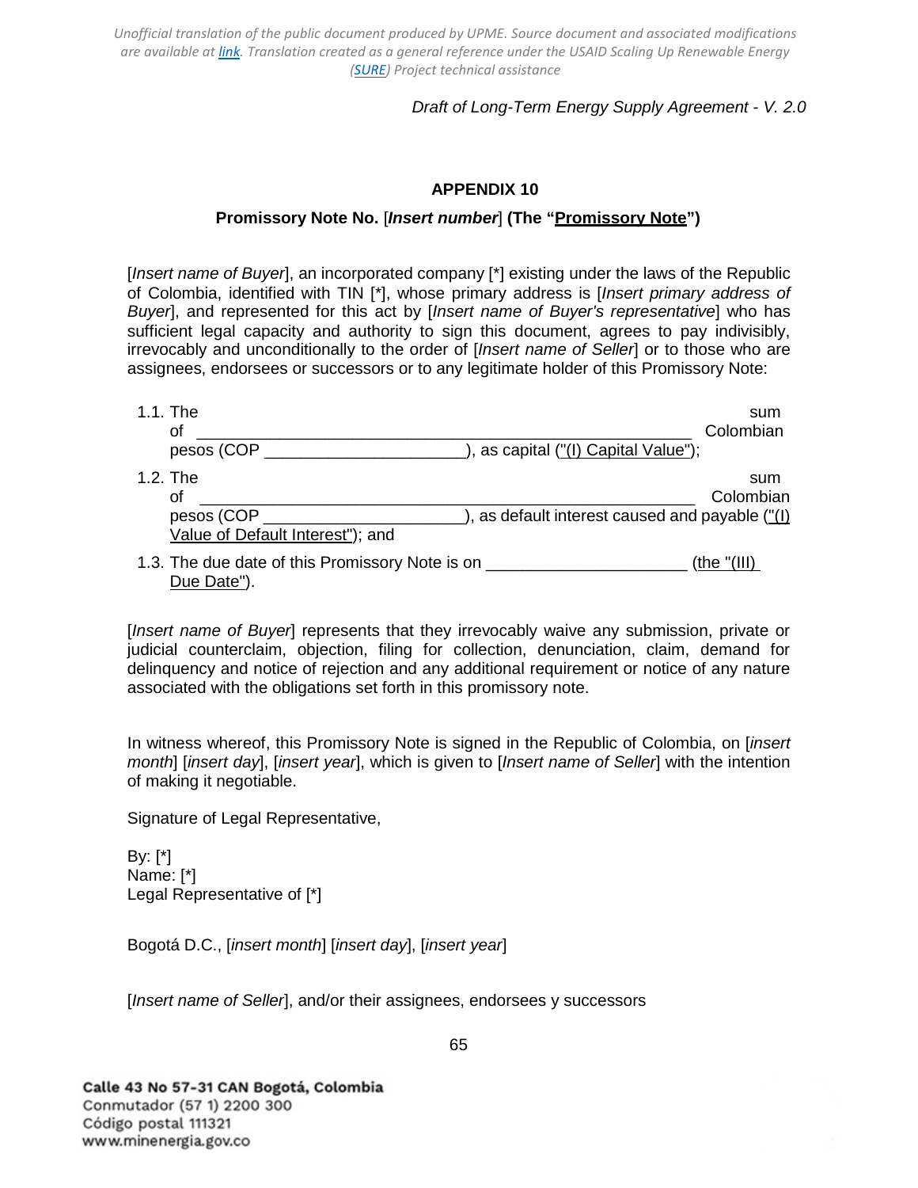## APPENDIX 10

### Promissory Note No. [*Insert number*] (The "Promissory Note")

[*Insert name of Buyer*], an incorporated company [*] existing under the laws of the Republic of Colombia, identified with TIN [*], whose primary address is [*Insert primary address of Buyer*], and represented for this act by [*Insert name of Buyer's representative*] who has sufficient legal capacity and authority to sign this document, agrees to pay indivisibly, irrevocably and unconditionally to the order of [*Insert name of Seller*] or to those who are assignees, endorsees or successors or to any legitimate holder of this Promissory Note:

1.1. The sum of ____________________________________________ Colombian pesos (COP ____________________), as capital ("(I) Capital Value");

1.2. The sum of ____________________________________________ Colombian pesos (COP ____________________), as default interest caused and payable ("(I) Value of Default Interest"); and

1.3. The due date of this Promissory Note is on ____________________ (the "(III) Due Date").

[*Insert name of Buyer*] represents that they irrevocably waive any submission, private or judicial counterclaim, objection, filing for collection, denunciation, claim, demand for delinquency and notice of rejection and any additional requirement or notice of any nature associated with the obligations set forth in this promissory note.

In witness whereof, this Promissory Note is signed in the Republic of Colombia, on [*insert month*] [*insert day*], [*insert year*], which is given to [*Insert name of Seller*] with the intention of making it negotiable.

Signature of Legal Representative,

By: [*]
Name: [*]
Legal Representative of [*]

Bogotá D.C., [*insert month*] [*insert day*], [*insert year*]

[*Insert name of Seller*], and/or their assignees, endorsees y successors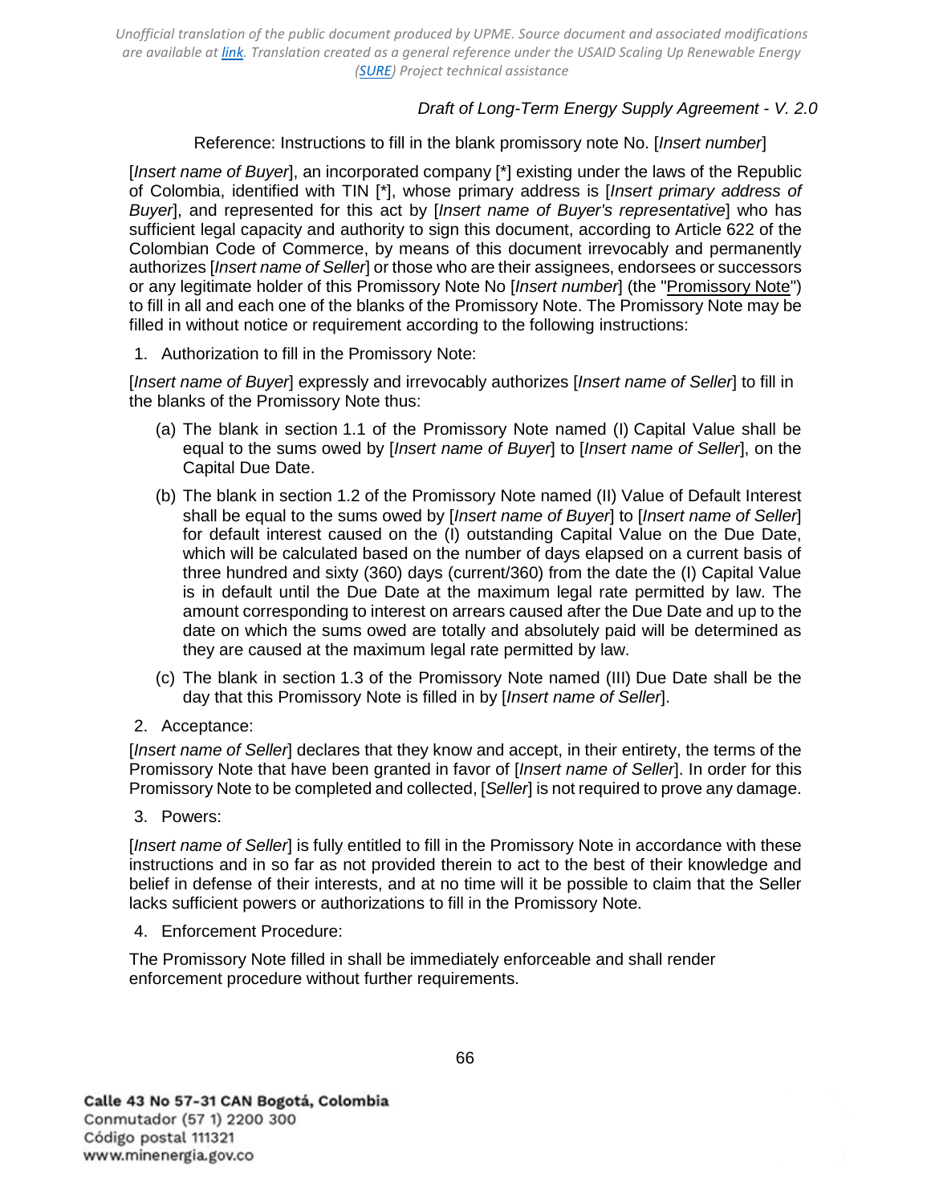Reference: Instructions to fill in the blank promissory note No. [*Insert number*]

[*Insert name of Buyer*], an incorporated company [*] existing under the laws of the Republic of Colombia, identified with TIN [*], whose primary address is [*Insert primary address of Buyer*], and represented for this act by [*Insert name of Buyer's representative*] who has sufficient legal capacity and authority to sign this document, according to Article 622 of the Colombian Code of Commerce, by means of this document irrevocably and permanently authorizes [*Insert name of Seller*] or those who are their assignees, endorsees or successors or any legitimate holder of this Promissory Note No [*Insert number*] (the "Promissory Note") to fill in all and each one of the blanks of the Promissory Note. The Promissory Note may be filled in without notice or requirement according to the following instructions:

1. Authorization to fill in the Promissory Note:

[*Insert name of Buyer*] expressly and irrevocably authorizes [*Insert name of Seller*] to fill in the blanks of the Promissory Note thus:

(a) The blank in section 1.1 of the Promissory Note named (I) Capital Value shall be equal to the sums owed by [*Insert name of Buyer*] to [*Insert name of Seller*], on the Capital Due Date.

(b) The blank in section 1.2 of the Promissory Note named (II) Value of Default Interest shall be equal to the sums owed by [*Insert name of Buyer*] to [*Insert name of Seller*] for default interest caused on the (I) outstanding Capital Value on the Due Date, which will be calculated based on the number of days elapsed on a current basis of three hundred and sixty (360) days (current/360) from the date the (I) Capital Value is in default until the Due Date at the maximum legal rate permitted by law. The amount corresponding to interest on arrears caused after the Due Date and up to the date on which the sums owed are totally and absolutely paid will be determined as they are caused at the maximum legal rate permitted by law.

(c) The blank in section 1.3 of the Promissory Note named (III) Due Date shall be the day that this Promissory Note is filled in by [*Insert name of Seller*].

2. Acceptance:

[*Insert name of Seller*] declares that they know and accept, in their entirety, the terms of the Promissory Note that have been granted in favor of [*Insert name of Seller*]. In order for this Promissory Note to be completed and collected, [*Seller*] is not required to prove any damage.

3. Powers:

[*Insert name of Seller*] is fully entitled to fill in the Promissory Note in accordance with these instructions and in so far as not provided therein to act to the best of their knowledge and belief in defense of their interests, and at no time will it be possible to claim that the Seller lacks sufficient powers or authorizations to fill in the Promissory Note.

4. Enforcement Procedure:

The Promissory Note filled in shall be immediately enforceable and shall render enforcement procedure without further requirements.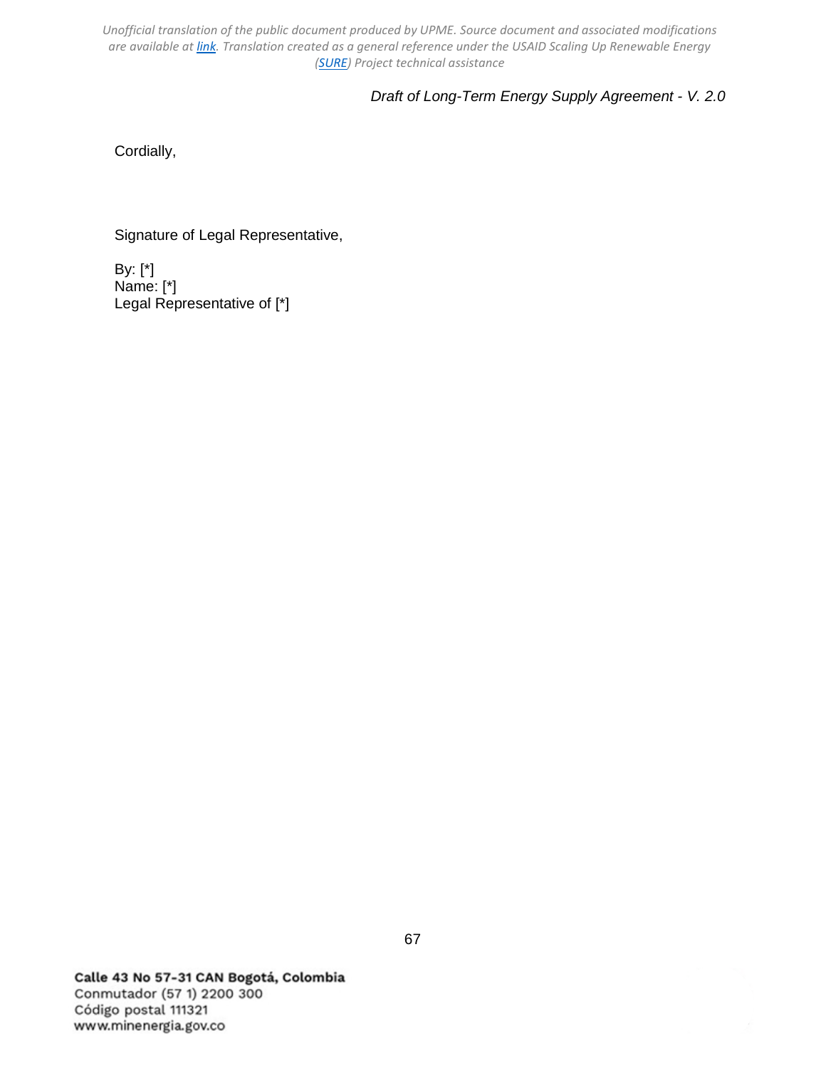Cordially,

Signature of Legal Representative,

By: [*]
Name: [*]
Legal Representative of [*]